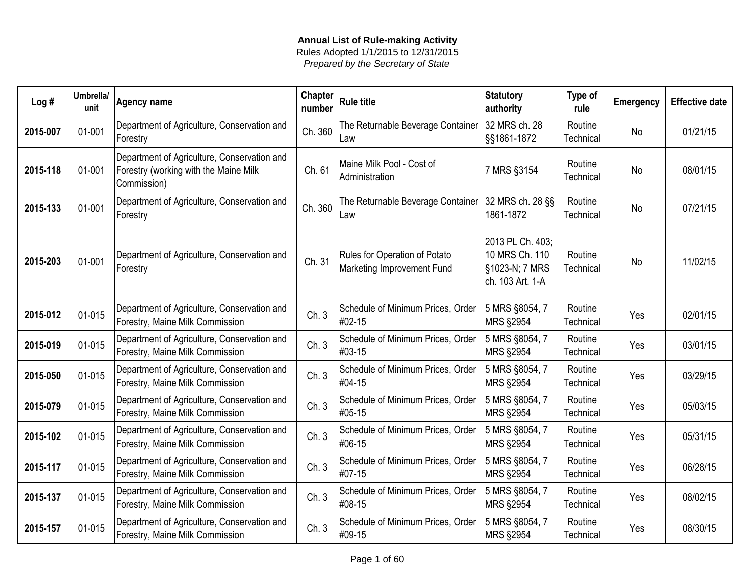**Annual List of Rule-making Activity**

Rules Adopted 1/1/2015 to 12/31/2015

*Prepared by the Secretary of State*

| Log # | Umbrella/ unit | Agency name | Chapter number | Rule title | Statutory authority | Type of rule | Emergency | Effective date |
|---|---|---|---|---|---|---|---|---|
| **2015-007** | 01-001 | Department of Agriculture, Conservation and Forestry | Ch. 360 | The Returnable Beverage Container Law | 32 MRS ch. 28 §§1861-1872 | Routine Technical | No | 01/21/15 |
| **2015-118** | 01-001 | Department of Agriculture, Conservation and Forestry (working with the Maine Milk Commission) | Ch. 61 | Maine Milk Pool - Cost of Administration | 7 MRS §3154 | Routine Technical | No | 08/01/15 |
| **2015-133** | 01-001 | Department of Agriculture, Conservation and Forestry | Ch. 360 | The Returnable Beverage Container Law | 32 MRS ch. 28 §§ 1861-1872 | Routine Technical | No | 07/21/15 |
| **2015-203** | 01-001 | Department of Agriculture, Conservation and Forestry | Ch. 31 | Rules for Operation of Potato Marketing Improvement Fund | 2013 PL Ch. 403; 10 MRS Ch. 110 §1023-N; 7 MRS ch. 103 Art. 1-A | Routine Technical | No | 11/02/15 |
| **2015-012** | 01-015 | Department of Agriculture, Conservation and Forestry, Maine Milk Commission | Ch. 3 | Schedule of Minimum Prices, Order #02-15 | 5 MRS §8054, 7 MRS §2954 | Routine Technical | Yes | 02/01/15 |
| **2015-019** | 01-015 | Department of Agriculture, Conservation and Forestry, Maine Milk Commission | Ch. 3 | Schedule of Minimum Prices, Order #03-15 | 5 MRS §8054, 7 MRS §2954 | Routine Technical | Yes | 03/01/15 |
| **2015-050** | 01-015 | Department of Agriculture, Conservation and Forestry, Maine Milk Commission | Ch. 3 | Schedule of Minimum Prices, Order #04-15 | 5 MRS §8054, 7 MRS §2954 | Routine Technical | Yes | 03/29/15 |
| **2015-079** | 01-015 | Department of Agriculture, Conservation and Forestry, Maine Milk Commission | Ch. 3 | Schedule of Minimum Prices, Order #05-15 | 5 MRS §8054, 7 MRS §2954 | Routine Technical | Yes | 05/03/15 |
| **2015-102** | 01-015 | Department of Agriculture, Conservation and Forestry, Maine Milk Commission | Ch. 3 | Schedule of Minimum Prices, Order #06-15 | 5 MRS §8054, 7 MRS §2954 | Routine Technical | Yes | 05/31/15 |
| **2015-117** | 01-015 | Department of Agriculture, Conservation and Forestry, Maine Milk Commission | Ch. 3 | Schedule of Minimum Prices, Order #07-15 | 5 MRS §8054, 7 MRS §2954 | Routine Technical | Yes | 06/28/15 |
| **2015-137** | 01-015 | Department of Agriculture, Conservation and Forestry, Maine Milk Commission | Ch. 3 | Schedule of Minimum Prices, Order #08-15 | 5 MRS §8054, 7 MRS §2954 | Routine Technical | Yes | 08/02/15 |
| **2015-157** | 01-015 | Department of Agriculture, Conservation and Forestry, Maine Milk Commission | Ch. 3 | Schedule of Minimum Prices, Order #09-15 | 5 MRS §8054, 7 MRS §2954 | Routine Technical | Yes | 08/30/15 |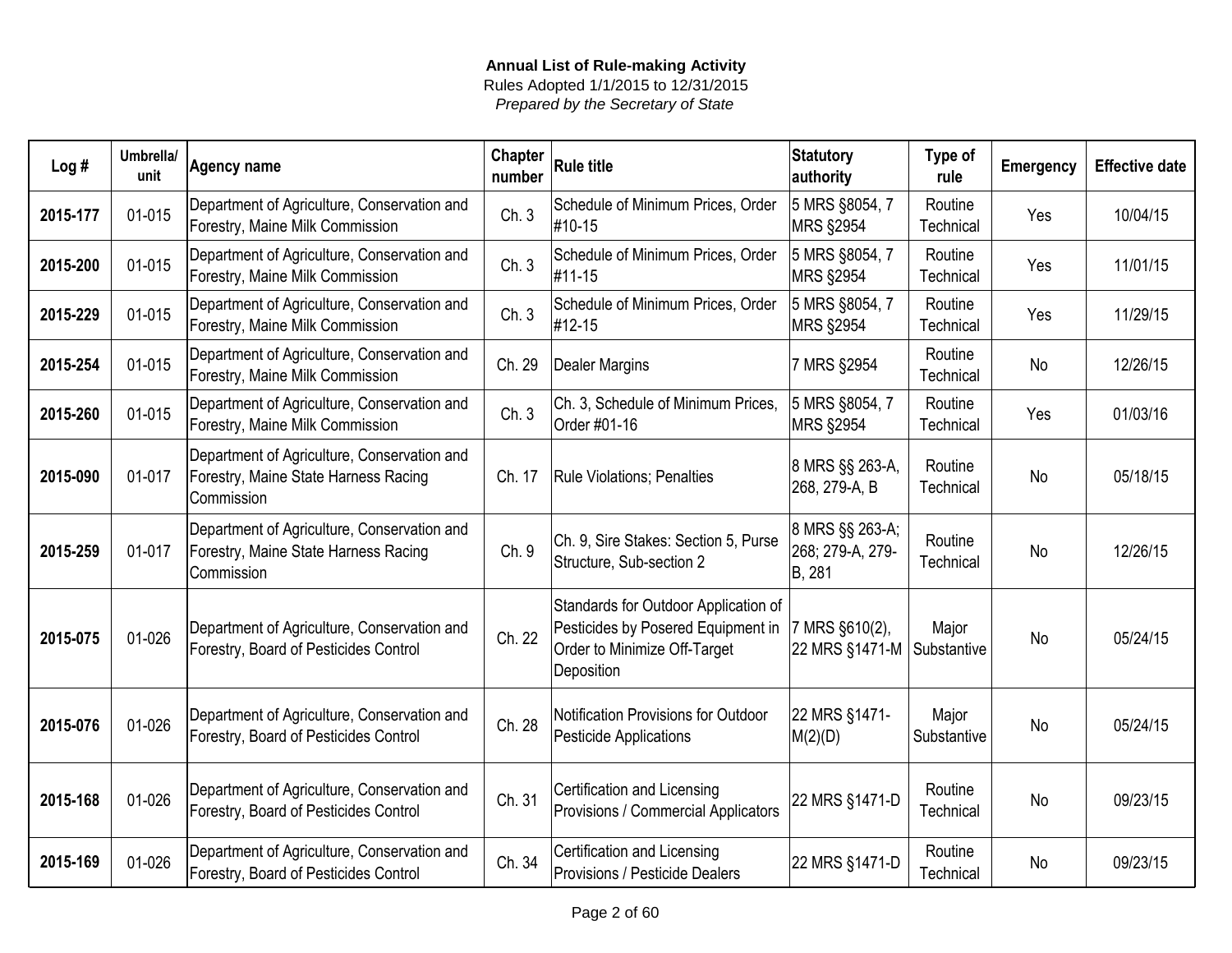**Annual List of Rule-making Activity**

Rules Adopted 1/1/2015 to 12/31/2015

*Prepared by the Secretary of State*

| Log # | Umbrella/ unit | Agency name | Chapter number | Rule title | Statutory authority | Type of rule | Emergency | Effective date |
|---|---|---|---|---|---|---|---|---|
| **2015-177** | 01-015 | Department of Agriculture, Conservation and Forestry, Maine Milk Commission | Ch. 3 | Schedule of Minimum Prices, Order #10-15 | 5 MRS §8054, 7 MRS §2954 | Routine Technical | Yes | 10/04/15 |
| **2015-200** | 01-015 | Department of Agriculture, Conservation and Forestry, Maine Milk Commission | Ch. 3 | Schedule of Minimum Prices, Order #11-15 | 5 MRS §8054, 7 MRS §2954 | Routine Technical | Yes | 11/01/15 |
| **2015-229** | 01-015 | Department of Agriculture, Conservation and Forestry, Maine Milk Commission | Ch. 3 | Schedule of Minimum Prices, Order #12-15 | 5 MRS §8054, 7 MRS §2954 | Routine Technical | Yes | 11/29/15 |
| **2015-254** | 01-015 | Department of Agriculture, Conservation and Forestry, Maine Milk Commission | Ch. 29 | Dealer Margins | 7 MRS §2954 | Routine Technical | No | 12/26/15 |
| **2015-260** | 01-015 | Department of Agriculture, Conservation and Forestry, Maine Milk Commission | Ch. 3 | Ch. 3, Schedule of Minimum Prices, Order #01-16 | 5 MRS §8054, 7 MRS §2954 | Routine Technical | Yes | 01/03/16 |
| **2015-090** | 01-017 | Department of Agriculture, Conservation and Forestry, Maine State Harness Racing Commission | Ch. 17 | Rule Violations; Penalties | 8 MRS §§ 263-A, 268, 279-A, B | Routine Technical | No | 05/18/15 |
| **2015-259** | 01-017 | Department of Agriculture, Conservation and Forestry, Maine State Harness Racing Commission | Ch. 9 | Ch. 9, Sire Stakes: Section 5, Purse Structure, Sub-section 2 | 8 MRS §§ 263-A; 268; 279-A, 279-B, 281 | Routine Technical | No | 12/26/15 |
| **2015-075** | 01-026 | Department of Agriculture, Conservation and Forestry, Board of Pesticides Control | Ch. 22 | Standards for Outdoor Application of Pesticides by Posered Equipment in Order to Minimize Off-Target Deposition | 7 MRS §610(2), 22 MRS §1471-M | Major Substantive | No | 05/24/15 |
| **2015-076** | 01-026 | Department of Agriculture, Conservation and Forestry, Board of Pesticides Control | Ch. 28 | Notification Provisions for Outdoor Pesticide Applications | 22 MRS §1471-M(2)(D) | Major Substantive | No | 05/24/15 |
| **2015-168** | 01-026 | Department of Agriculture, Conservation and Forestry, Board of Pesticides Control | Ch. 31 | Certification and Licensing Provisions / Commercial Applicators | 22 MRS §1471-D | Routine Technical | No | 09/23/15 |
| **2015-169** | 01-026 | Department of Agriculture, Conservation and Forestry, Board of Pesticides Control | Ch. 34 | Certification and Licensing Provisions / Pesticide Dealers | 22 MRS §1471-D | Routine Technical | No | 09/23/15 |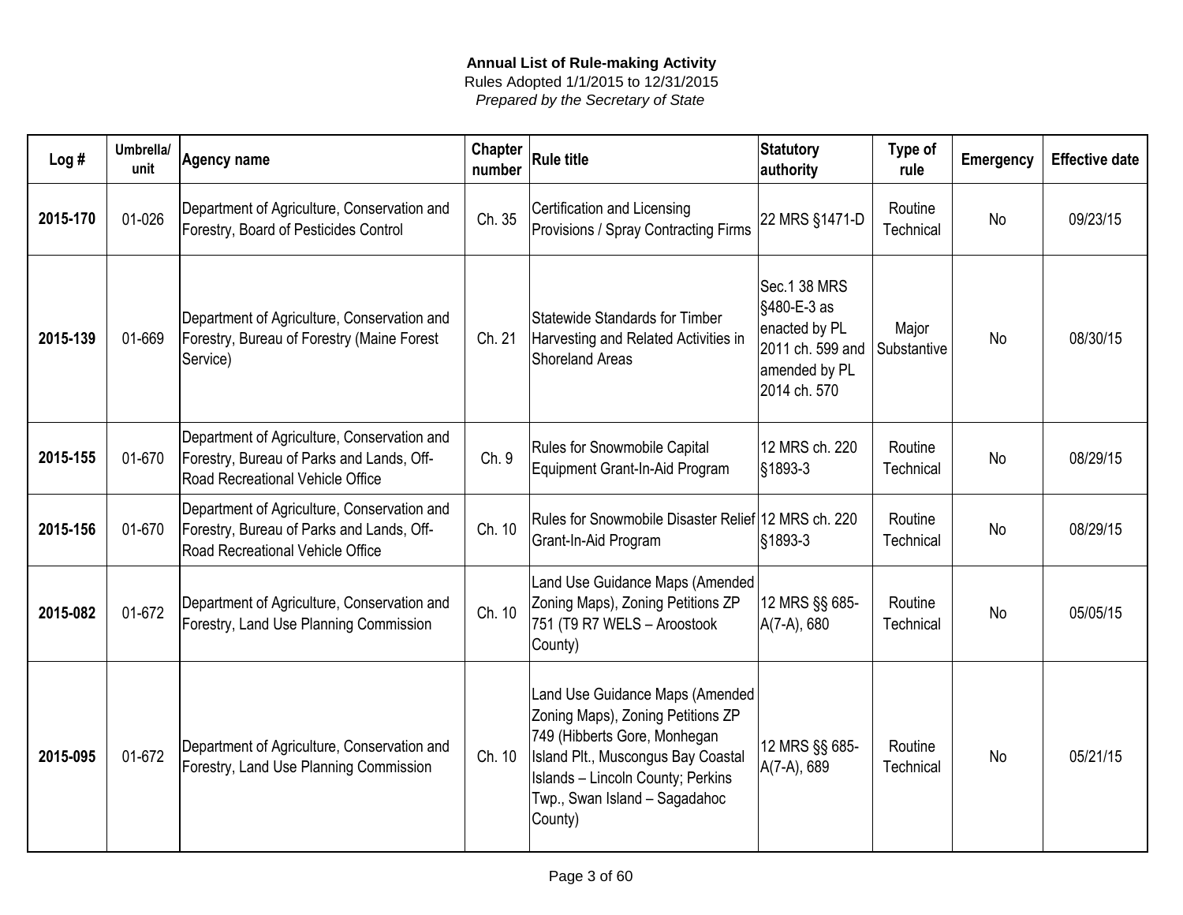**Annual List of Rule-making Activity**

Rules Adopted 1/1/2015 to 12/31/2015

*Prepared by the Secretary of State*

| Log # | Umbrella/ unit | Agency name | Chapter number | Rule title | Statutory authority | Type of rule | Emergency | Effective date |
|---|---|---|---|---|---|---|---|---|
| **2015-170** | 01-026 | Department of Agriculture, Conservation and Forestry, Board of Pesticides Control | Ch. 35 | Certification and Licensing Provisions / Spray Contracting Firms | 22 MRS §1471-D | Routine Technical | No | 09/23/15 |
| **2015-139** | 01-669 | Department of Agriculture, Conservation and Forestry, Bureau of Forestry (Maine Forest Service) | Ch. 21 | Statewide Standards for Timber Harvesting and Related Activities in Shoreland Areas | Sec.1 38 MRS §480-E-3 as enacted by PL 2011 ch. 599 and amended by PL 2014 ch. 570 | Major Substantive | No | 08/30/15 |
| **2015-155** | 01-670 | Department of Agriculture, Conservation and Forestry, Bureau of Parks and Lands, Off-Road Recreational Vehicle Office | Ch. 9 | Rules for Snowmobile Capital Equipment Grant-In-Aid Program | 12 MRS ch. 220 §1893-3 | Routine Technical | No | 08/29/15 |
| **2015-156** | 01-670 | Department of Agriculture, Conservation and Forestry, Bureau of Parks and Lands, Off-Road Recreational Vehicle Office | Ch. 10 | Rules for Snowmobile Disaster Relief Grant-In-Aid Program | 12 MRS ch. 220 §1893-3 | Routine Technical | No | 08/29/15 |
| **2015-082** | 01-672 | Department of Agriculture, Conservation and Forestry, Land Use Planning Commission | Ch. 10 | Land Use Guidance Maps (Amended Zoning Maps), Zoning Petitions ZP 751 (T9 R7 WELS – Aroostook County) | 12 MRS §§ 685-A(7-A), 680 | Routine Technical | No | 05/05/15 |
| **2015-095** | 01-672 | Department of Agriculture, Conservation and Forestry, Land Use Planning Commission | Ch. 10 | Land Use Guidance Maps (Amended Zoning Maps), Zoning Petitions ZP 749 (Hibberts Gore, Monhegan Island Plt., Muscongus Bay Coastal Islands – Lincoln County; Perkins Twp., Swan Island – Sagadahoc County) | 12 MRS §§ 685-A(7-A), 689 | Routine Technical | No | 05/21/15 |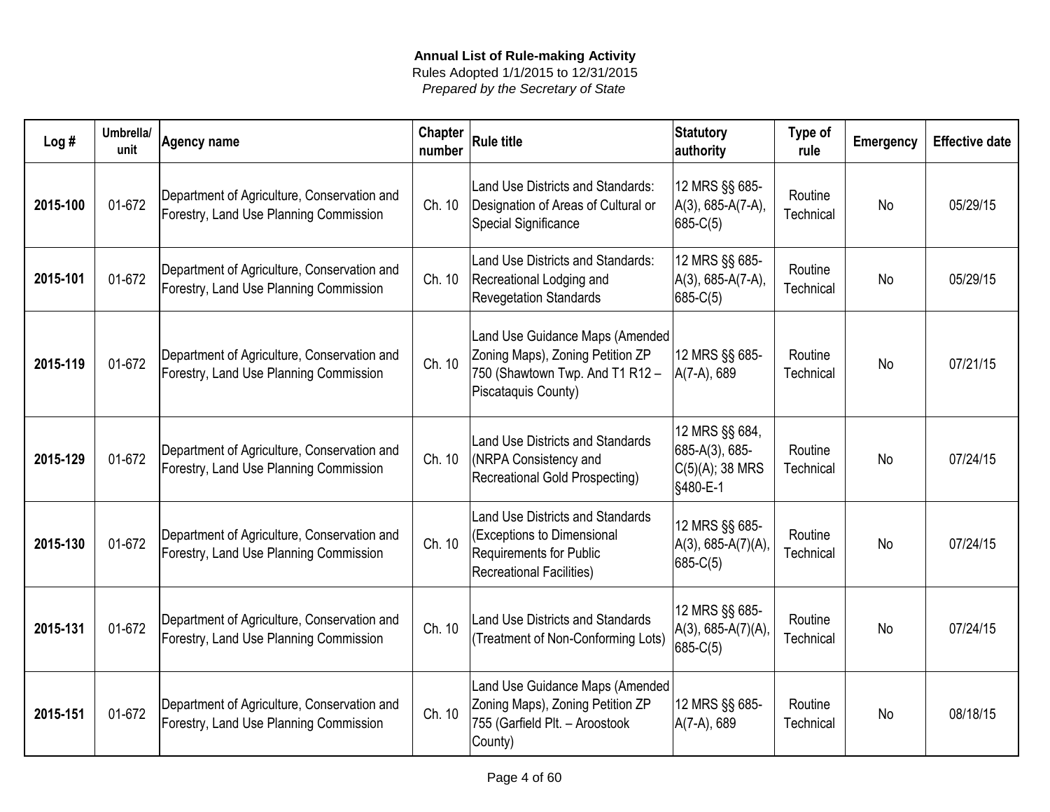**Annual List of Rule-making Activity**
Rules Adopted 1/1/2015 to 12/31/2015
*Prepared by the Secretary of State*

| Log # | Umbrella/ unit | Agency name | Chapter number | Rule title | Statutory authority | Type of rule | Emergency | Effective date |
|---|---|---|---|---|---|---|---|---|
| **2015-100** | 01-672 | Department of Agriculture, Conservation and Forestry, Land Use Planning Commission | Ch. 10 | Land Use Districts and Standards: Designation of Areas of Cultural or Special Significance | 12 MRS §§ 685-A(3), 685-A(7-A), 685-C(5) | Routine Technical | No | 05/29/15 |
| **2015-101** | 01-672 | Department of Agriculture, Conservation and Forestry, Land Use Planning Commission | Ch. 10 | Land Use Districts and Standards: Recreational Lodging and Revegetation Standards | 12 MRS §§ 685-A(3), 685-A(7-A), 685-C(5) | Routine Technical | No | 05/29/15 |
| **2015-119** | 01-672 | Department of Agriculture, Conservation and Forestry, Land Use Planning Commission | Ch. 10 | Land Use Guidance Maps (Amended Zoning Maps), Zoning Petition ZP 750 (Shawtown Twp. And T1 R12 – Piscataquis County) | 12 MRS §§ 685-A(7-A), 689 | Routine Technical | No | 07/21/15 |
| **2015-129** | 01-672 | Department of Agriculture, Conservation and Forestry, Land Use Planning Commission | Ch. 10 | Land Use Districts and Standards (NRPA Consistency and Recreational Gold Prospecting) | 12 MRS §§ 684, 685-A(3), 685-C(5)(A); 38 MRS §480-E-1 | Routine Technical | No | 07/24/15 |
| **2015-130** | 01-672 | Department of Agriculture, Conservation and Forestry, Land Use Planning Commission | Ch. 10 | Land Use Districts and Standards (Exceptions to Dimensional Requirements for Public Recreational Facilities) | 12 MRS §§ 685-A(3), 685-A(7)(A), 685-C(5) | Routine Technical | No | 07/24/15 |
| **2015-131** | 01-672 | Department of Agriculture, Conservation and Forestry, Land Use Planning Commission | Ch. 10 | Land Use Districts and Standards (Treatment of Non-Conforming Lots) | 12 MRS §§ 685-A(3), 685-A(7)(A), 685-C(5) | Routine Technical | No | 07/24/15 |
| **2015-151** | 01-672 | Department of Agriculture, Conservation and Forestry, Land Use Planning Commission | Ch. 10 | Land Use Guidance Maps (Amended Zoning Maps), Zoning Petition ZP 755 (Garfield Plt. – Aroostook County) | 12 MRS §§ 685-A(7-A), 689 | Routine Technical | No | 08/18/15 |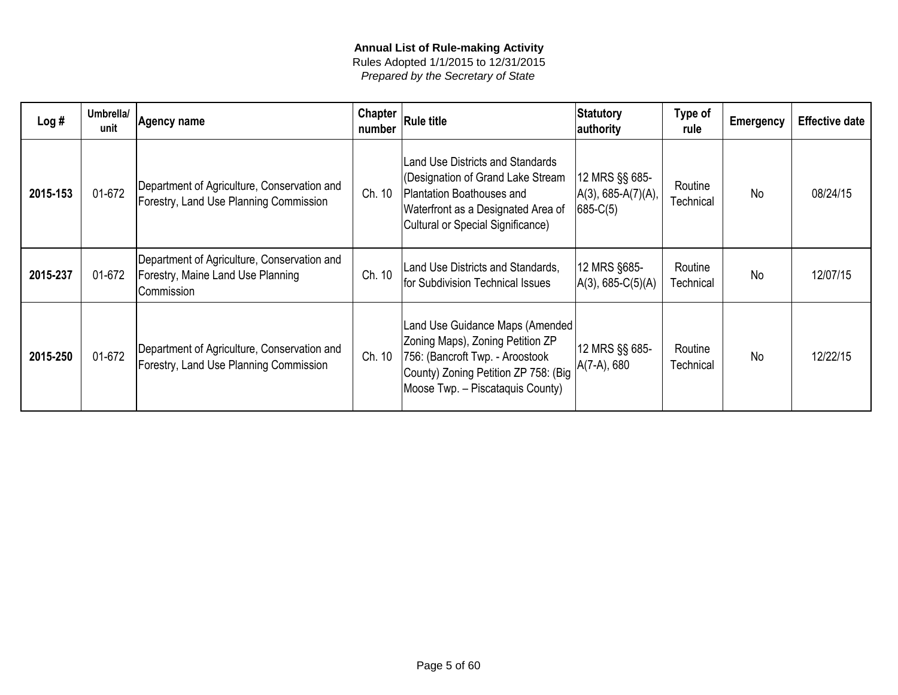**Annual List of Rule-making Activity**

Rules Adopted 1/1/2015 to 12/31/2015

*Prepared by the Secretary of State*

| Log # | Umbrella/ unit | Agency name | Chapter number | Rule title | Statutory authority | Type of rule | Emergency | Effective date |
|---|---|---|---|---|---|---|---|---|
| **2015-153** | 01-672 | Department of Agriculture, Conservation and Forestry, Land Use Planning Commission | Ch. 10 | Land Use Districts and Standards (Designation of Grand Lake Stream Plantation Boathouses and Waterfront as a Designated Area of Cultural or Special Significance) | 12 MRS §§ 685-A(3), 685-A(7)(A), 685-C(5) | Routine Technical | No | 08/24/15 |
| **2015-237** | 01-672 | Department of Agriculture, Conservation and Forestry, Maine Land Use Planning Commission | Ch. 10 | Land Use Districts and Standards, for Subdivision Technical Issues | 12 MRS §685-A(3), 685-C(5)(A) | Routine Technical | No | 12/07/15 |
| **2015-250** | 01-672 | Department of Agriculture, Conservation and Forestry, Land Use Planning Commission | Ch. 10 | Land Use Guidance Maps (Amended Zoning Maps), Zoning Petition ZP 756: (Bancroft Twp. - Aroostook County) Zoning Petition ZP 758: (Big Moose Twp. – Piscataquis County) | 12 MRS §§ 685-A(7-A), 680 | Routine Technical | No | 12/22/15 |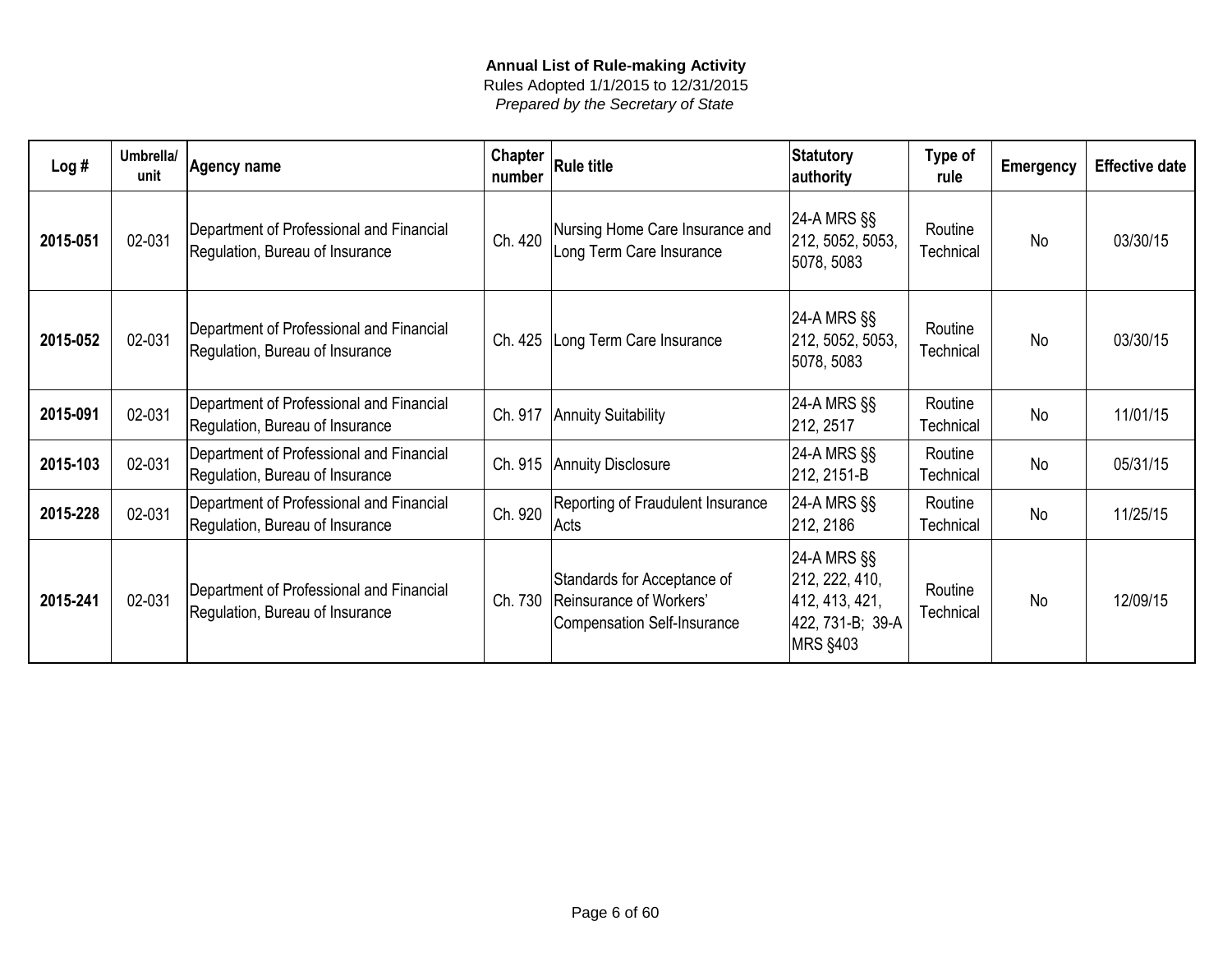**Annual List of Rule-making Activity**

Rules Adopted 1/1/2015 to 12/31/2015

*Prepared by the Secretary of State*

| Log # | Umbrella/ unit | Agency name | Chapter number | Rule title | Statutory authority | Type of rule | Emergency | Effective date |
|---|---|---|---|---|---|---|---|---|
| **2015-051** | 02-031 | Department of Professional and Financial Regulation, Bureau of Insurance | Ch. 420 | Nursing Home Care Insurance and Long Term Care Insurance | 24-A MRS §§ 212, 5052, 5053, 5078, 5083 | Routine Technical | No | 03/30/15 |
| **2015-052** | 02-031 | Department of Professional and Financial Regulation, Bureau of Insurance | Ch. 425 | Long Term Care Insurance | 24-A MRS §§ 212, 5052, 5053, 5078, 5083 | Routine Technical | No | 03/30/15 |
| **2015-091** | 02-031 | Department of Professional and Financial Regulation, Bureau of Insurance | Ch. 917 | Annuity Suitability | 24-A MRS §§ 212, 2517 | Routine Technical | No | 11/01/15 |
| **2015-103** | 02-031 | Department of Professional and Financial Regulation, Bureau of Insurance | Ch. 915 | Annuity Disclosure | 24-A MRS §§ 212, 2151-B | Routine Technical | No | 05/31/15 |
| **2015-228** | 02-031 | Department of Professional and Financial Regulation, Bureau of Insurance | Ch. 920 | Reporting of Fraudulent Insurance Acts | 24-A MRS §§ 212, 2186 | Routine Technical | No | 11/25/15 |
| **2015-241** | 02-031 | Department of Professional and Financial Regulation, Bureau of Insurance | Ch. 730 | Standards for Acceptance of Reinsurance of Workers' Compensation Self-Insurance | 24-A MRS §§ 212, 222, 410, 412, 413, 421, 422, 731-B; 39-A MRS §403 | Routine Technical | No | 12/09/15 |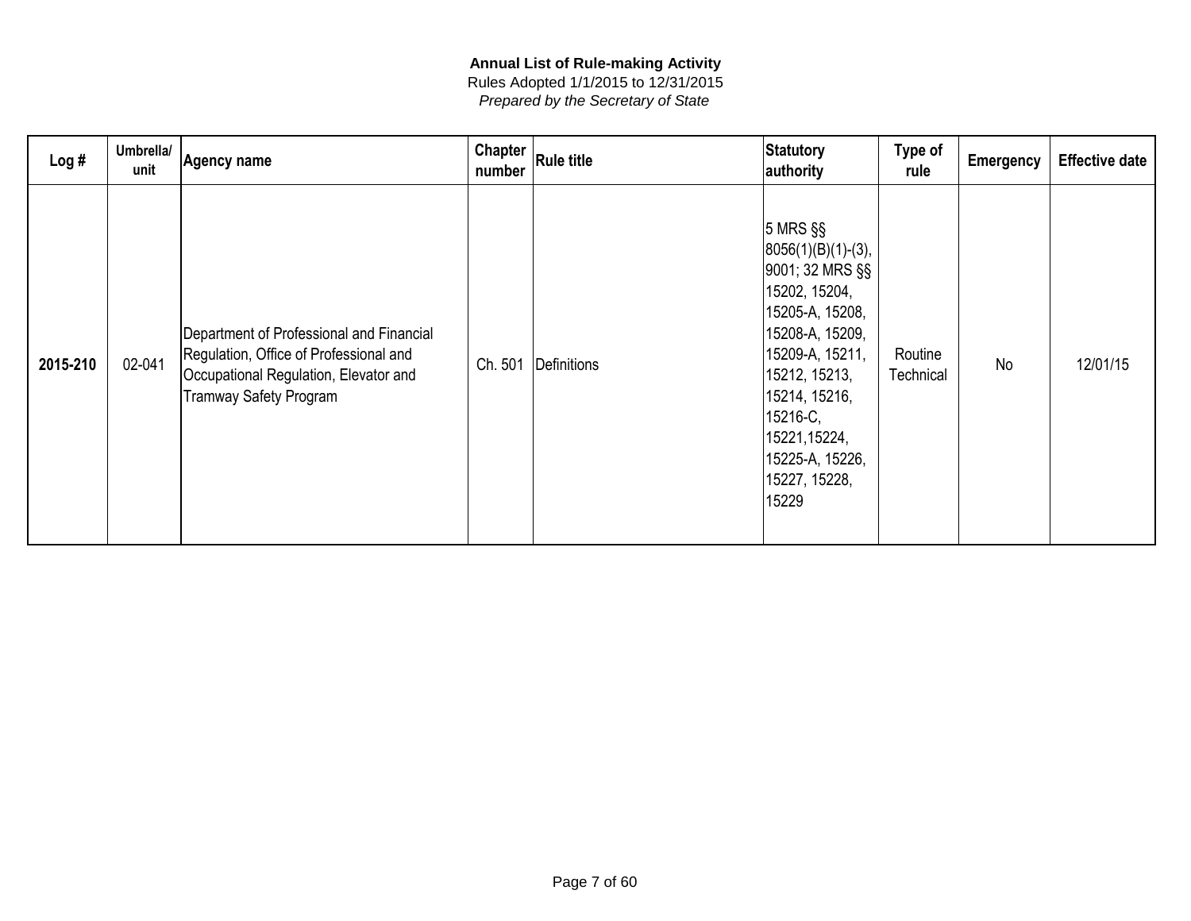**Annual List of Rule-making Activity**

Rules Adopted 1/1/2015 to 12/31/2015

*Prepared by the Secretary of State*

| Log # | Umbrella/ unit | Agency name | Chapter number | Rule title | Statutory authority | Type of rule | Emergency | Effective date |
|---|---|---|---|---|---|---|---|---|
| **2015-210** | 02-041 | Department of Professional and Financial Regulation, Office of Professional and Occupational Regulation, Elevator and Tramway Safety Program | Ch. 501 | Definitions | 5 MRS §§ 8056(1)(B)(1)-(3), 9001; 32 MRS §§ 15202, 15204, 15205-A, 15208, 15208-A, 15209, 15209-A, 15211, 15212, 15213, 15214, 15216, 15216-C, 15221,15224, 15225-A, 15226, 15227, 15228, 15229 | Routine Technical | No | 12/01/15 |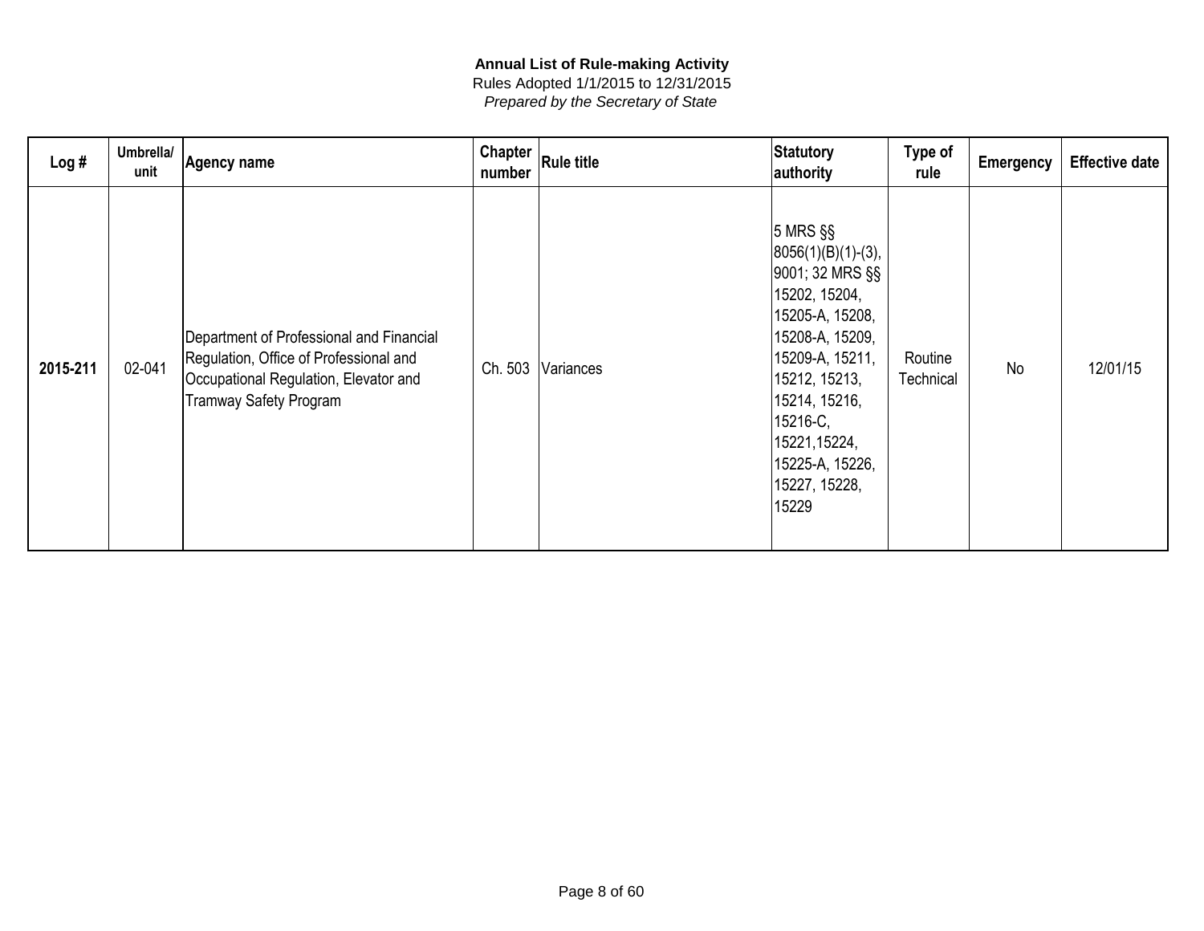**Annual List of Rule-making Activity**
Rules Adopted 1/1/2015 to 12/31/2015
*Prepared by the Secretary of State*

| Log # | Umbrella/ unit | Agency name | Chapter number | Rule title | Statutory authority | Type of rule | Emergency | Effective date |
|---|---|---|---|---|---|---|---|---|
| **2015-211** | 02-041 | Department of Professional and Financial Regulation, Office of Professional and Occupational Regulation, Elevator and Tramway Safety Program | Ch. 503 | Variances | 5 MRS §§ 8056(1)(B)(1)-(3), 9001; 32 MRS §§ 15202, 15204, 15205-A, 15208, 15208-A, 15209, 15209-A, 15211, 15212, 15213, 15214, 15216, 15216-C, 15221,15224, 15225-A, 15226, 15227, 15228, 15229 | Routine Technical | No | 12/01/15 |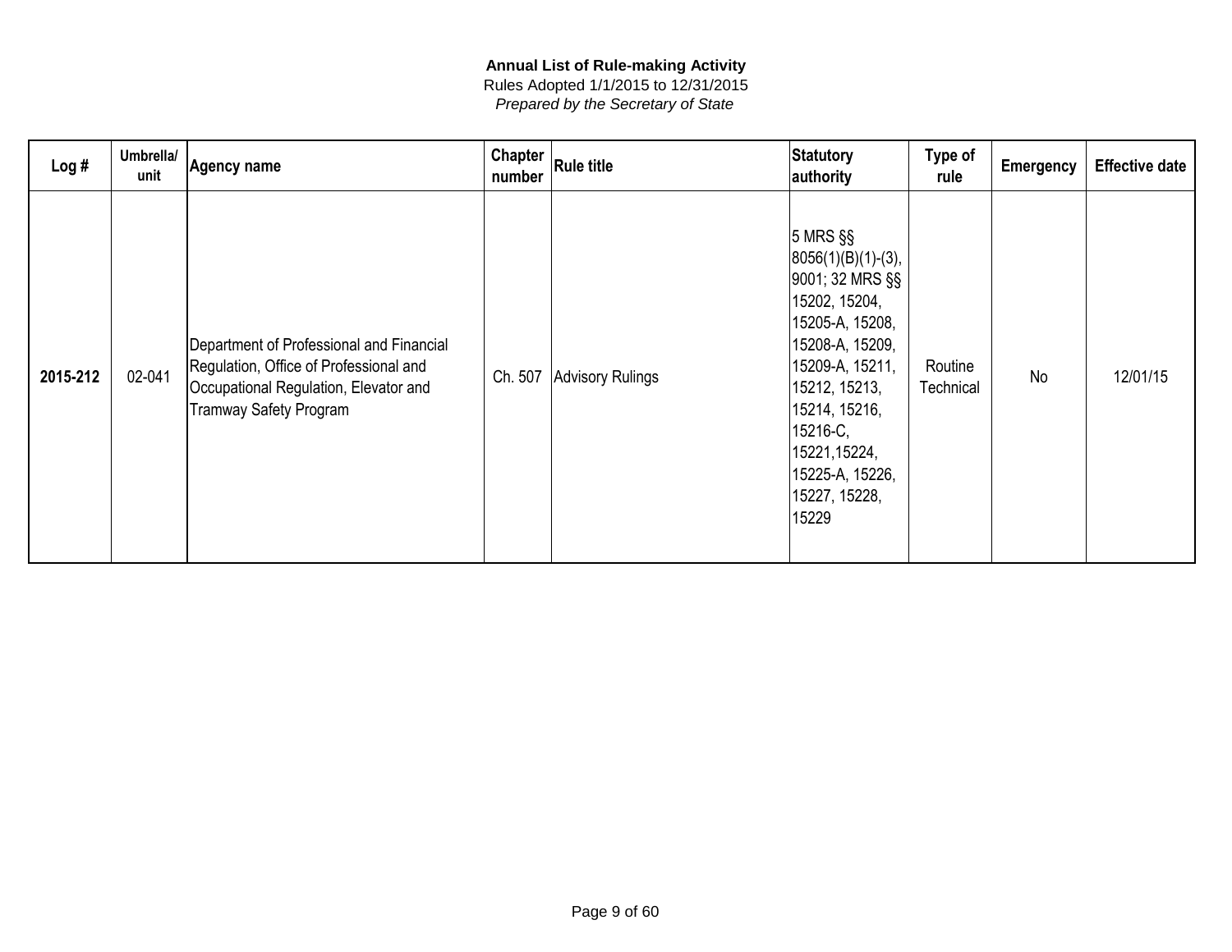**Annual List of Rule-making Activity**

Rules Adopted 1/1/2015 to 12/31/2015

*Prepared by the Secretary of State*

| Log # | Umbrella/ unit | Agency name | Chapter number | Rule title | Statutory authority | Type of rule | Emergency | Effective date |
|---|---|---|---|---|---|---|---|---|
| **2015-212** | 02-041 | Department of Professional and Financial Regulation, Office of Professional and Occupational Regulation, Elevator and Tramway Safety Program | Ch. 507 | Advisory Rulings | 5 MRS §§ 8056(1)(B)(1)-(3), 9001; 32 MRS §§ 15202, 15204, 15205-A, 15208, 15208-A, 15209, 15209-A, 15211, 15212, 15213, 15214, 15216, 15216-C, 15221,15224, 15225-A, 15226, 15227, 15228, 15229 | Routine Technical | No | 12/01/15 |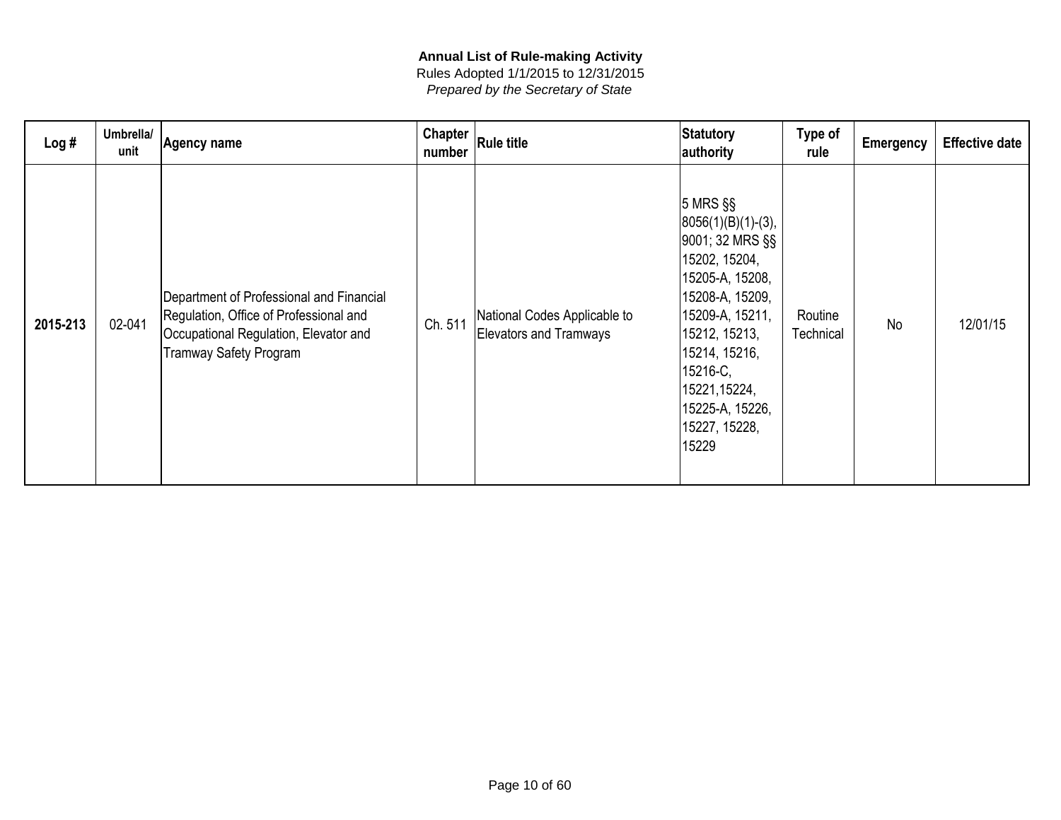**Annual List of Rule-making Activity**
Rules Adopted 1/1/2015 to 12/31/2015
*Prepared by the Secretary of State*

| Log # | Umbrella/ unit | Agency name | Chapter number | Rule title | Statutory authority | Type of rule | Emergency | Effective date |
|---|---|---|---|---|---|---|---|---|
| **2015-213** | 02-041 | Department of Professional and Financial Regulation, Office of Professional and Occupational Regulation, Elevator and Tramway Safety Program | Ch. 511 | National Codes Applicable to Elevators and Tramways | 5 MRS §§ 8056(1)(B)(1)-(3), 9001; 32 MRS §§ 15202, 15204, 15205-A, 15208, 15208-A, 15209, 15209-A, 15211, 15212, 15213, 15214, 15216, 15216-C, 15221,15224, 15225-A, 15226, 15227, 15228, 15229 | Routine Technical | No | 12/01/15 |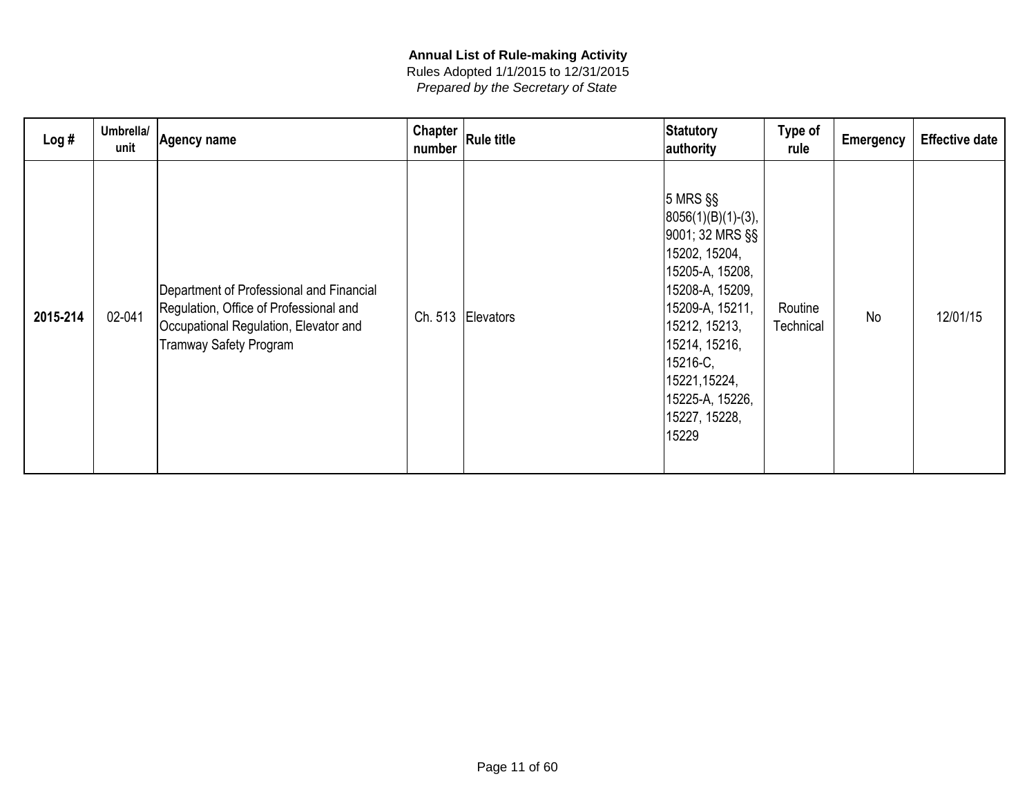**Annual List of Rule-making Activity**

Rules Adopted 1/1/2015 to 12/31/2015

*Prepared by the Secretary of State*

| Log # | Umbrella/ unit | Agency name | Chapter number | Rule title | Statutory authority | Type of rule | Emergency | Effective date |
|---|---|---|---|---|---|---|---|---|
| **2015-214** | 02-041 | Department of Professional and Financial Regulation, Office of Professional and Occupational Regulation, Elevator and Tramway Safety Program | Ch. 513 | Elevators | 5 MRS §§ 8056(1)(B)(1)-(3), 9001; 32 MRS §§ 15202, 15204, 15205-A, 15208, 15208-A, 15209, 15209-A, 15211, 15212, 15213, 15214, 15216, 15216-C, 15221,15224, 15225-A, 15226, 15227, 15228, 15229 | Routine Technical | No | 12/01/15 |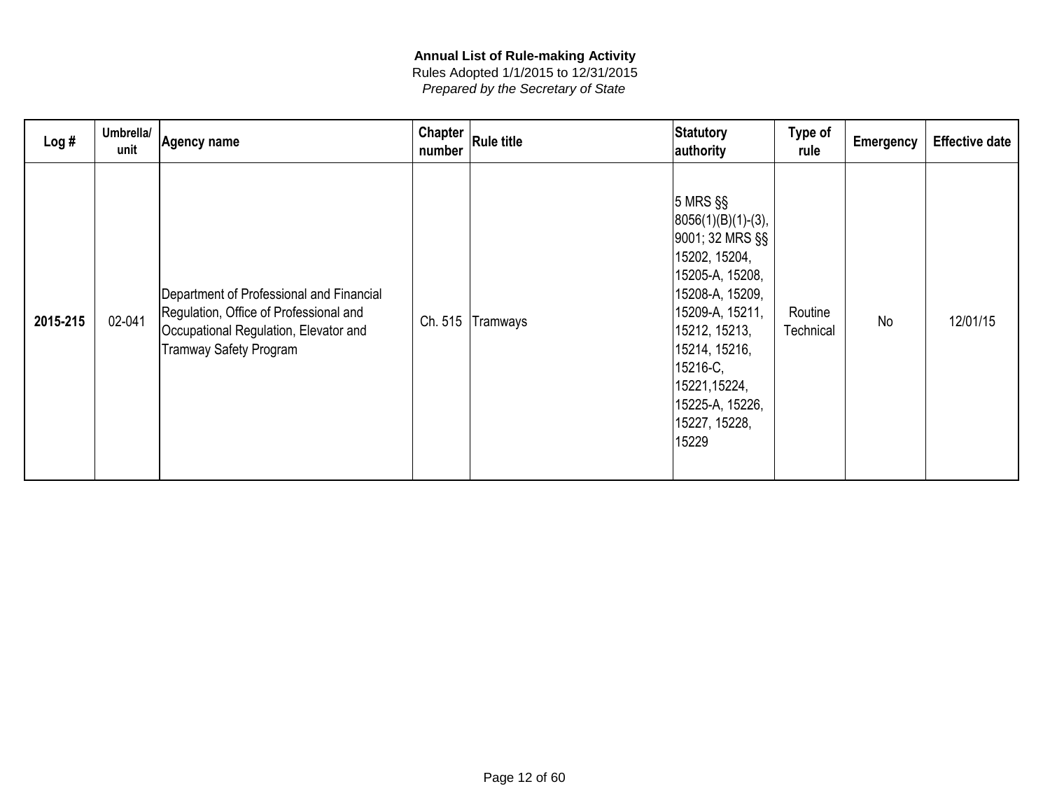**Annual List of Rule-making Activity**
Rules Adopted 1/1/2015 to 12/31/2015
*Prepared by the Secretary of State*

| Log # | Umbrella/ unit | Agency name | Chapter number | Rule title | Statutory authority | Type of rule | Emergency | Effective date |
|---|---|---|---|---|---|---|---|---|
| **2015-215** | 02-041 | Department of Professional and Financial Regulation, Office of Professional and Occupational Regulation, Elevator and Tramway Safety Program | Ch. 515 | Tramways | 5 MRS §§ 8056(1)(B)(1)-(3), 9001; 32 MRS §§ 15202, 15204, 15205-A, 15208, 15208-A, 15209, 15209-A, 15211, 15212, 15213, 15214, 15216, 15216-C, 15221,15224, 15225-A, 15226, 15227, 15228, 15229 | Routine Technical | No | 12/01/15 |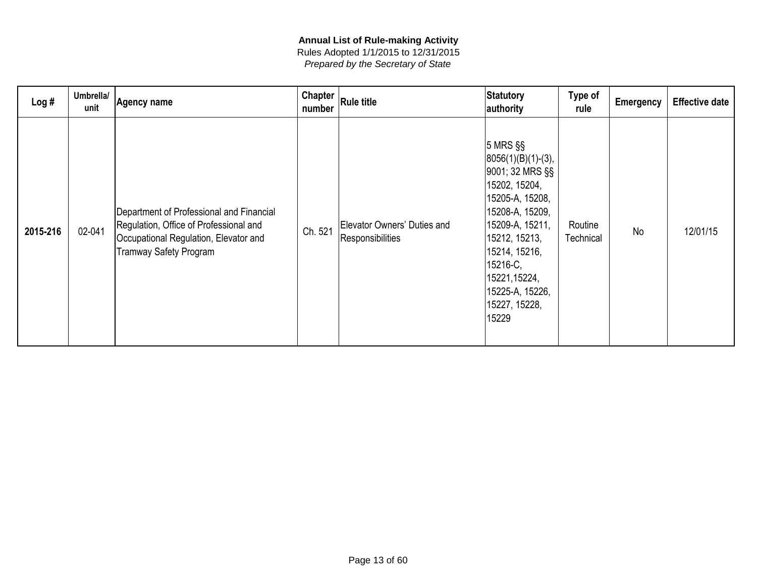**Annual List of Rule-making Activity**

Rules Adopted 1/1/2015 to 12/31/2015

*Prepared by the Secretary of State*

| Log # | Umbrella/ unit | Agency name | Chapter number | Rule title | Statutory authority | Type of rule | Emergency | Effective date |
|---|---|---|---|---|---|---|---|---|
| **2015-216** | 02-041 | Department of Professional and Financial Regulation, Office of Professional and Occupational Regulation, Elevator and Tramway Safety Program | Ch. 521 | Elevator Owners' Duties and Responsibilities | 5 MRS §§ 8056(1)(B)(1)-(3), 9001; 32 MRS §§ 15202, 15204, 15205-A, 15208, 15208-A, 15209, 15209-A, 15211, 15212, 15213, 15214, 15216, 15216-C, 15221,15224, 15225-A, 15226, 15227, 15228, 15229 | Routine Technical | No | 12/01/15 |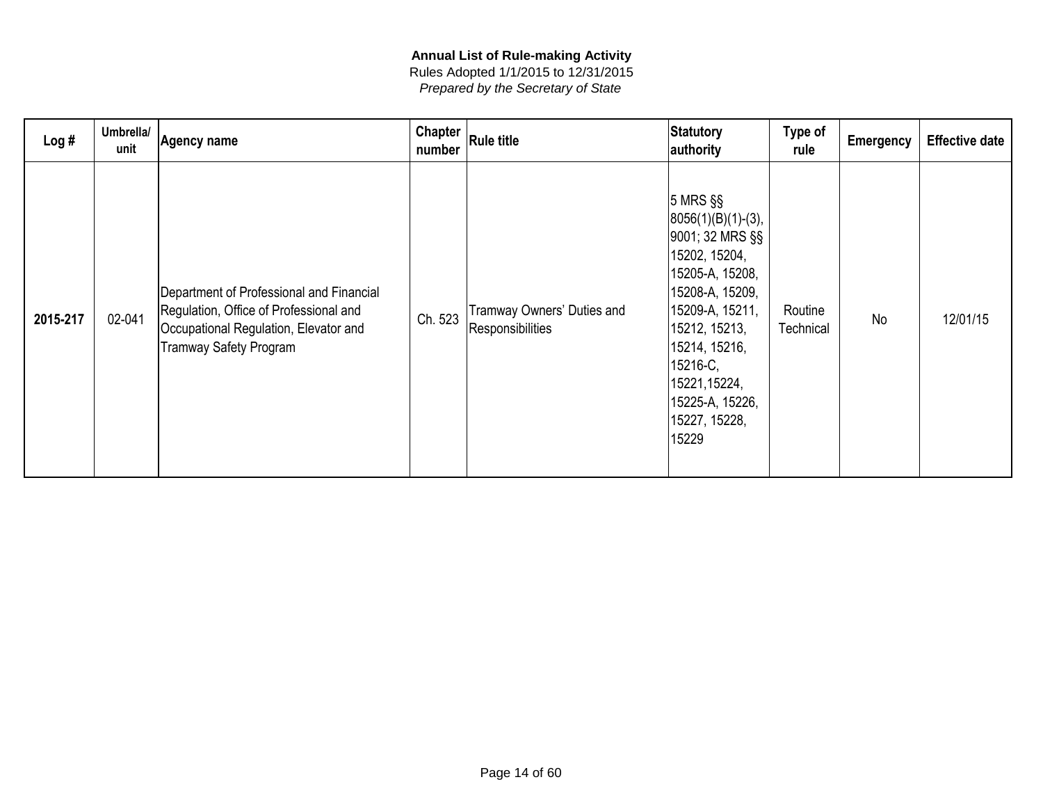**Annual List of Rule-making Activity**

Rules Adopted 1/1/2015 to 12/31/2015

*Prepared by the Secretary of State*

| Log # | Umbrella/ unit | Agency name | Chapter number | Rule title | Statutory authority | Type of rule | Emergency | Effective date |
|---|---|---|---|---|---|---|---|---|
| **2015-217** | 02-041 | Department of Professional and Financial Regulation, Office of Professional and Occupational Regulation, Elevator and Tramway Safety Program | Ch. 523 | Tramway Owners' Duties and Responsibilities | 5 MRS §§ 8056(1)(B)(1)-(3), 9001; 32 MRS §§ 15202, 15204, 15205-A, 15208, 15208-A, 15209, 15209-A, 15211, 15212, 15213, 15214, 15216, 15216-C, 15221,15224, 15225-A, 15226, 15227, 15228, 15229 | Routine Technical | No | 12/01/15 |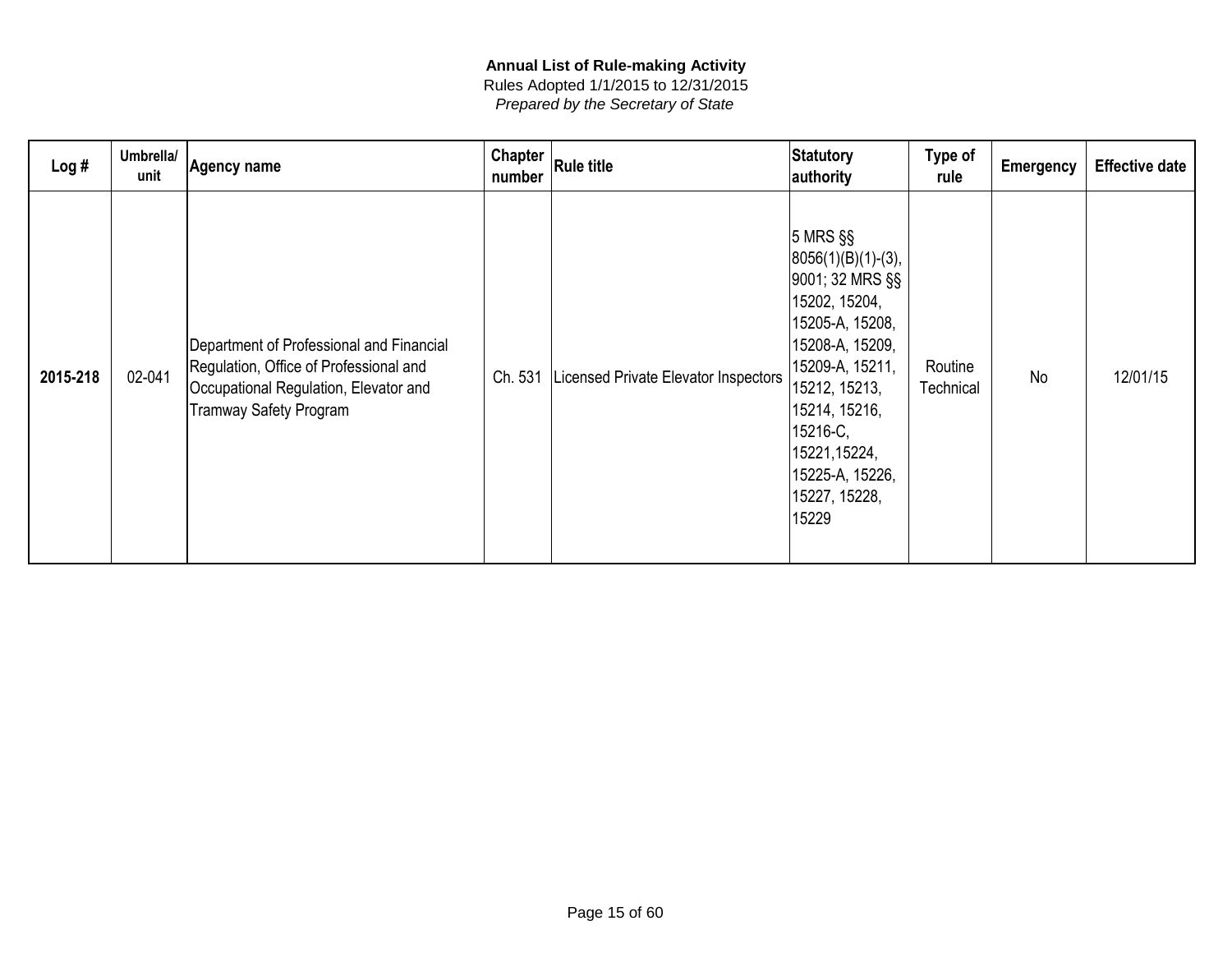**Annual List of Rule-making Activity**

Rules Adopted 1/1/2015 to 12/31/2015

*Prepared by the Secretary of State*

| Log # | Umbrella/ unit | Agency name | Chapter number | Rule title | Statutory authority | Type of rule | Emergency | Effective date |
|---|---|---|---|---|---|---|---|---|
| **2015-218** | 02-041 | Department of Professional and Financial Regulation, Office of Professional and Occupational Regulation, Elevator and Tramway Safety Program | Ch. 531 | Licensed Private Elevator Inspectors | 5 MRS §§ 8056(1)(B)(1)-(3), 9001; 32 MRS §§ 15202, 15204, 15205-A, 15208, 15208-A, 15209, 15209-A, 15211, 15212, 15213, 15214, 15216, 15216-C, 15221,15224, 15225-A, 15226, 15227, 15228, 15229 | Routine Technical | No | 12/01/15 |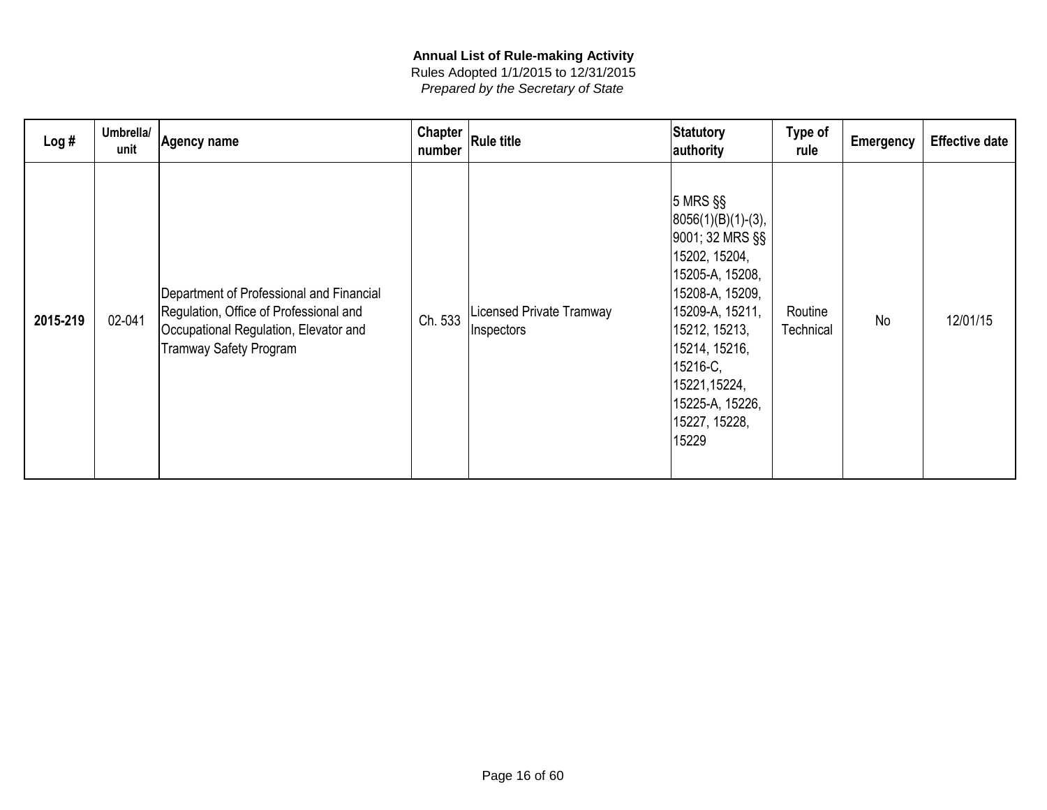**Annual List of Rule-making Activity**

Rules Adopted 1/1/2015 to 12/31/2015

*Prepared by the Secretary of State*

| Log # | Umbrella/ unit | Agency name | Chapter number | Rule title | Statutory authority | Type of rule | Emergency | Effective date |
|---|---|---|---|---|---|---|---|---|
| **2015-219** | 02-041 | Department of Professional and Financial Regulation, Office of Professional and Occupational Regulation, Elevator and Tramway Safety Program | Ch. 533 | Licensed Private Tramway Inspectors | 5 MRS §§ 8056(1)(B)(1)-(3), 9001; 32 MRS §§ 15202, 15204, 15205-A, 15208, 15208-A, 15209, 15209-A, 15211, 15212, 15213, 15214, 15216, 15216-C, 15221,15224, 15225-A, 15226, 15227, 15228, 15229 | Routine Technical | No | 12/01/15 |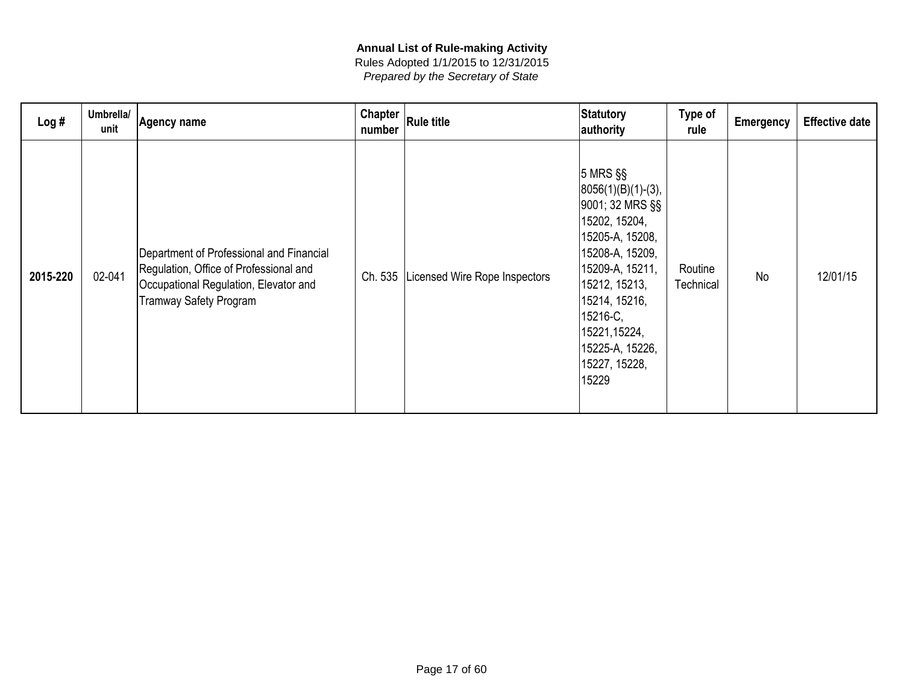**Annual List of Rule-making Activity**
Rules Adopted 1/1/2015 to 12/31/2015
*Prepared by the Secretary of State*

| Log # | Umbrella/ unit | Agency name | Chapter number | Rule title | Statutory authority | Type of rule | Emergency | Effective date |
|---|---|---|---|---|---|---|---|---|
| **2015-220** | 02-041 | Department of Professional and Financial Regulation, Office of Professional and Occupational Regulation, Elevator and Tramway Safety Program | Ch. 535 | Licensed Wire Rope Inspectors | 5 MRS §§ 8056(1)(B)(1)-(3), 9001; 32 MRS §§ 15202, 15204, 15205-A, 15208, 15208-A, 15209, 15209-A, 15211, 15212, 15213, 15214, 15216, 15216-C, 15221,15224, 15225-A, 15226, 15227, 15228, 15229 | Routine Technical | No | 12/01/15 |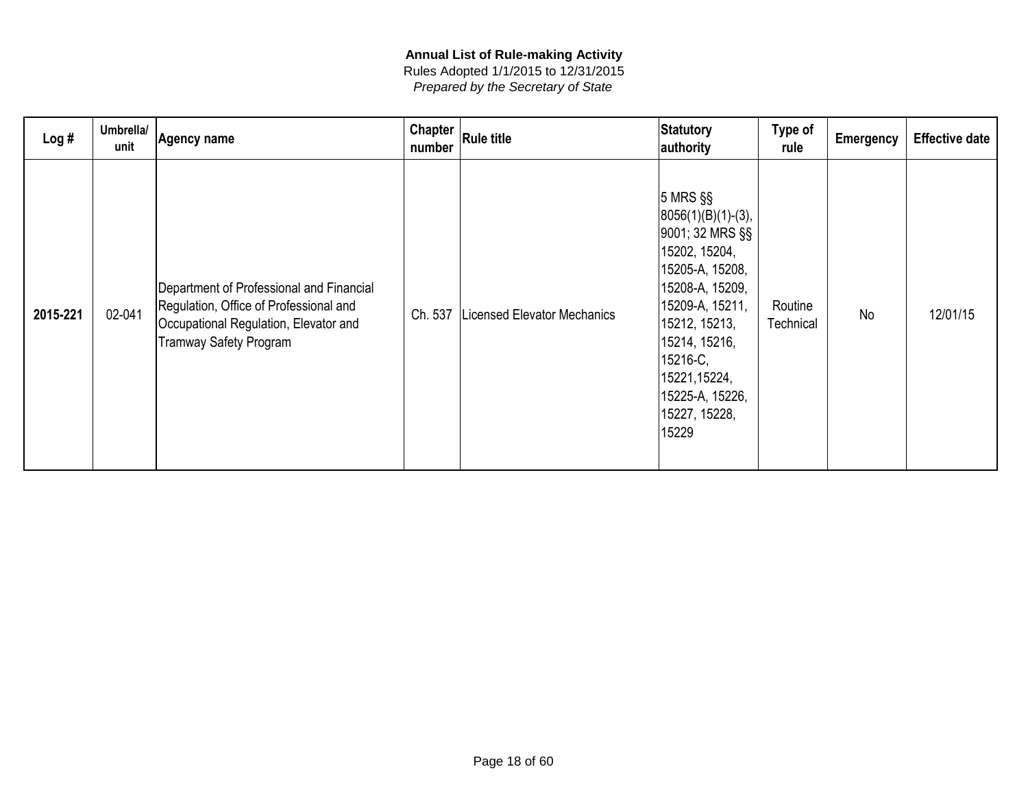**Annual List of Rule-making Activity**

Rules Adopted 1/1/2015 to 12/31/2015

*Prepared by the Secretary of State*

| Log # | Umbrella/ unit | Agency name | Chapter number | Rule title | Statutory authority | Type of rule | Emergency | Effective date |
|---|---|---|---|---|---|---|---|---|
| **2015-221** | 02-041 | Department of Professional and Financial Regulation, Office of Professional and Occupational Regulation, Elevator and Tramway Safety Program | Ch. 537 | Licensed Elevator Mechanics | 5 MRS §§ 8056(1)(B)(1)-(3), 9001; 32 MRS §§ 15202, 15204, 15205-A, 15208, 15208-A, 15209, 15209-A, 15211, 15212, 15213, 15214, 15216, 15216-C, 15221,15224, 15225-A, 15226, 15227, 15228, 15229 | Routine Technical | No | 12/01/15 |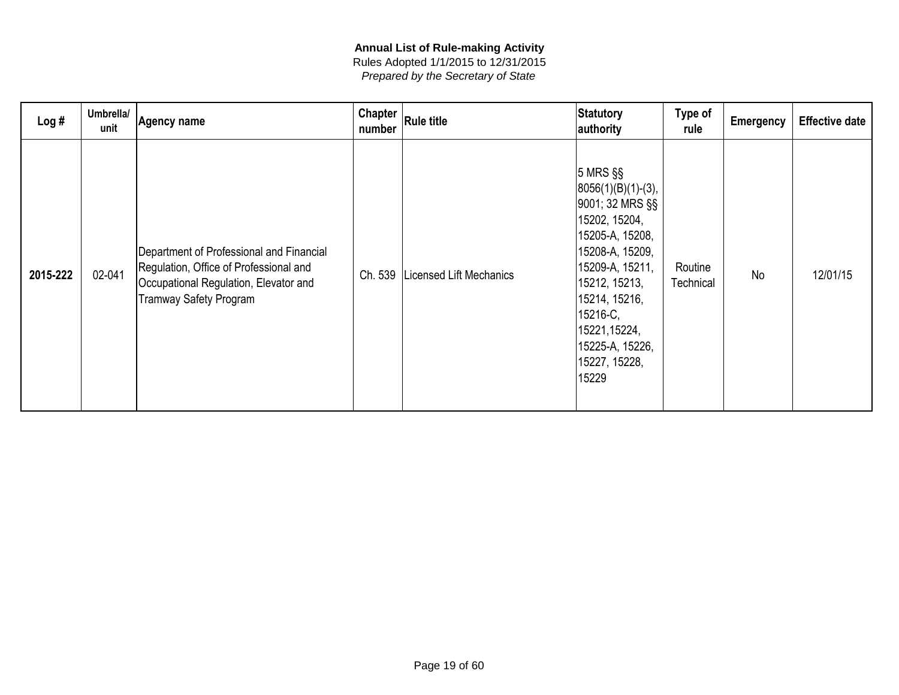**Annual List of Rule-making Activity**

Rules Adopted 1/1/2015 to 12/31/2015

*Prepared by the Secretary of State*

| Log # | Umbrella/ unit | Agency name | Chapter number | Rule title | Statutory authority | Type of rule | Emergency | Effective date |
|---|---|---|---|---|---|---|---|---|
| **2015-222** | 02-041 | Department of Professional and Financial Regulation, Office of Professional and Occupational Regulation, Elevator and Tramway Safety Program | Ch. 539 | Licensed Lift Mechanics | 5 MRS §§ 8056(1)(B)(1)-(3), 9001; 32 MRS §§ 15202, 15204, 15205-A, 15208, 15208-A, 15209, 15209-A, 15211, 15212, 15213, 15214, 15216, 15216-C, 15221,15224, 15225-A, 15226, 15227, 15228, 15229 | Routine Technical | No | 12/01/15 |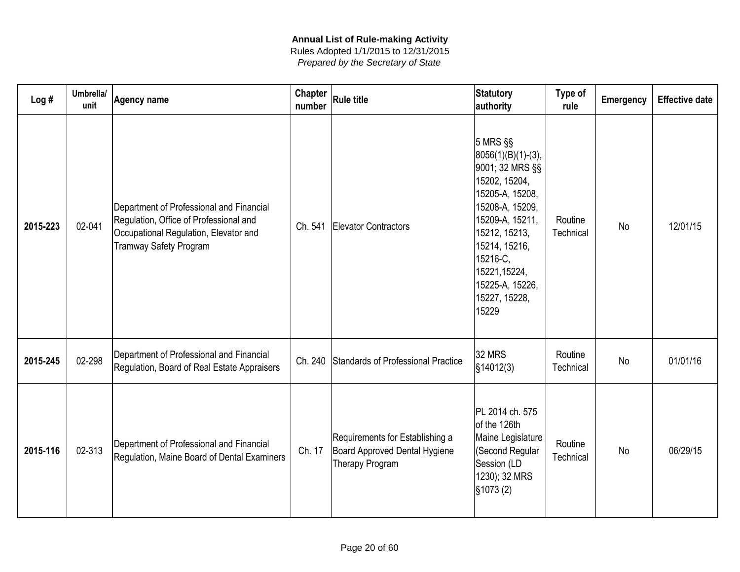**Annual List of Rule-making Activity**
Rules Adopted 1/1/2015 to 12/31/2015
*Prepared by the Secretary of State*

| Log # | Umbrella/ unit | Agency name | Chapter number | Rule title | Statutory authority | Type of rule | Emergency | Effective date |
|---|---|---|---|---|---|---|---|---|
| 2015-223 | 02-041 | Department of Professional and Financial Regulation, Office of Professional and Occupational Regulation, Elevator and Tramway Safety Program | Ch. 541 | Elevator Contractors | 5 MRS §§ 8056(1)(B)(1)-(3), 9001; 32 MRS §§ 15202, 15204, 15205-A, 15208, 15208-A, 15209, 15209-A, 15211, 15212, 15213, 15214, 15216, 15216-C, 15221,15224, 15225-A, 15226, 15227, 15228, 15229 | Routine Technical | No | 12/01/15 |
| 2015-245 | 02-298 | Department of Professional and Financial Regulation, Board of Real Estate Appraisers | Ch. 240 | Standards of Professional Practice | 32 MRS §14012(3) | Routine Technical | No | 01/01/16 |
| 2015-116 | 02-313 | Department of Professional and Financial Regulation, Maine Board of Dental Examiners | Ch. 17 | Requirements for Establishing a Board Approved Dental Hygiene Therapy Program | PL 2014 ch. 575 of the 126th Maine Legislature (Second Regular Session (LD 1230); 32 MRS §1073 (2) | Routine Technical | No | 06/29/15 |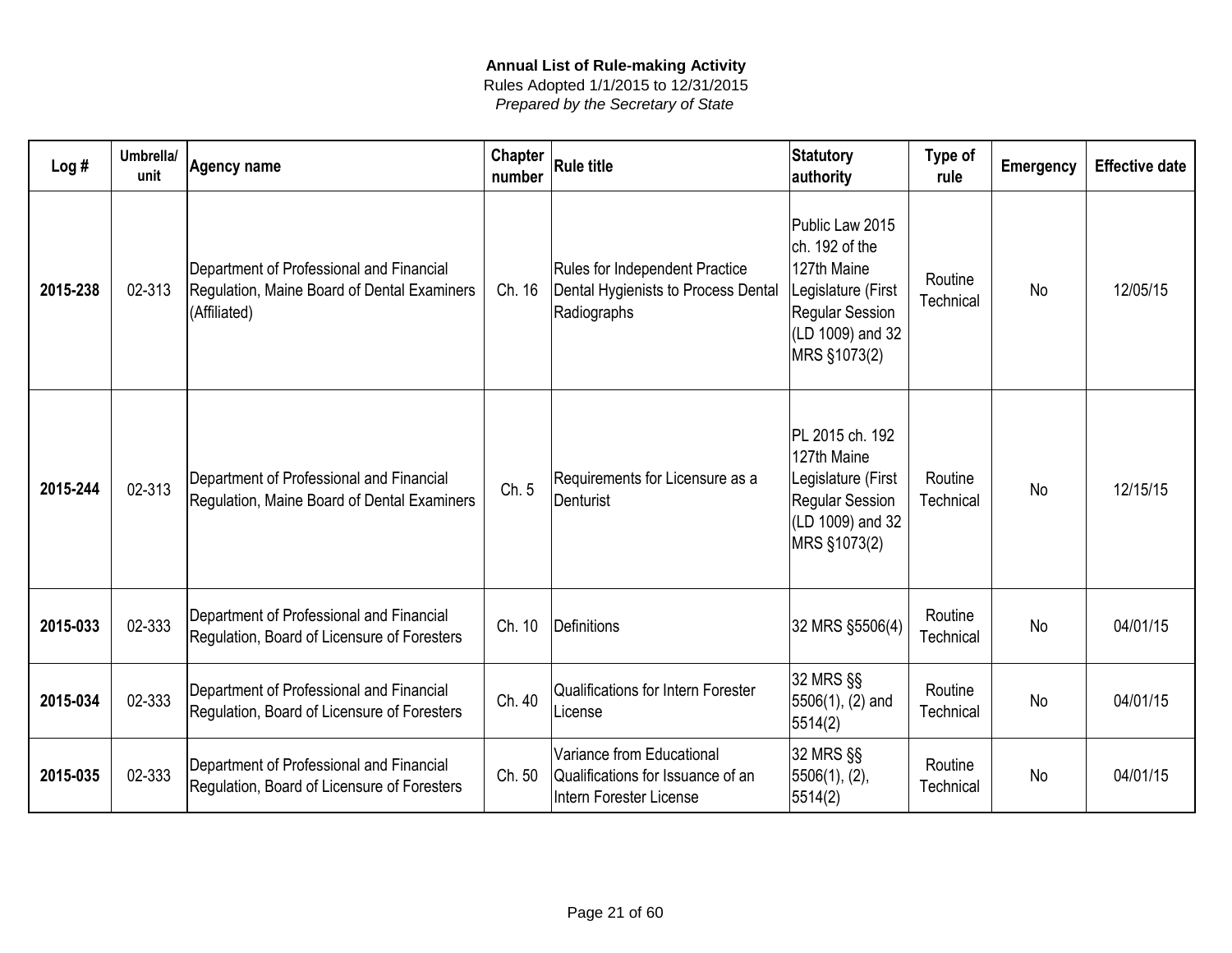**Annual List of Rule-making Activity**
Rules Adopted 1/1/2015 to 12/31/2015
*Prepared by the Secretary of State*

| Log # | Umbrella/ unit | Agency name | Chapter number | Rule title | Statutory authority | Type of rule | Emergency | Effective date |
|---|---|---|---|---|---|---|---|---|
| **2015-238** | 02-313 | Department of Professional and Financial Regulation, Maine Board of Dental Examiners (Affiliated) | Ch. 16 | Rules for Independent Practice Dental Hygienists to Process Dental Radiographs | Public Law 2015 ch. 192 of the 127th Maine Legislature (First Regular Session (LD 1009) and 32 MRS §1073(2) | Routine Technical | No | 12/05/15 |
| **2015-244** | 02-313 | Department of Professional and Financial Regulation, Maine Board of Dental Examiners | Ch. 5 | Requirements for Licensure as a Denturist | PL 2015 ch. 192 127th Maine Legislature (First Regular Session (LD 1009) and 32 MRS §1073(2) | Routine Technical | No | 12/15/15 |
| **2015-033** | 02-333 | Department of Professional and Financial Regulation, Board of Licensure of Foresters | Ch. 10 | Definitions | 32 MRS §5506(4) | Routine Technical | No | 04/01/15 |
| **2015-034** | 02-333 | Department of Professional and Financial Regulation, Board of Licensure of Foresters | Ch. 40 | Qualifications for Intern Forester License | 32 MRS §§ 5506(1), (2) and 5514(2) | Routine Technical | No | 04/01/15 |
| **2015-035** | 02-333 | Department of Professional and Financial Regulation, Board of Licensure of Foresters | Ch. 50 | Variance from Educational Qualifications for Issuance of an Intern Forester License | 32 MRS §§ 5506(1), (2), 5514(2) | Routine Technical | No | 04/01/15 |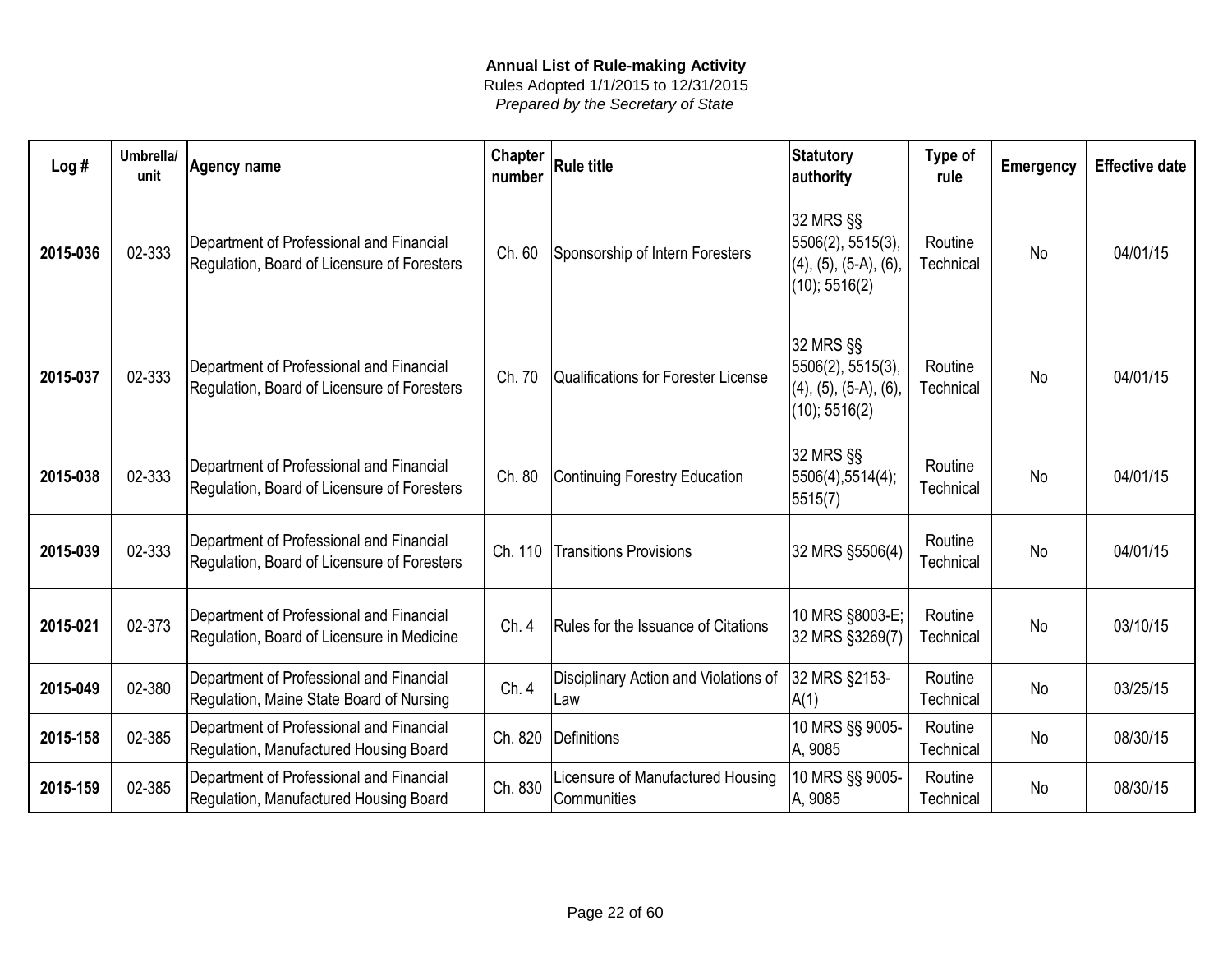**Annual List of Rule-making Activity**
Rules Adopted 1/1/2015 to 12/31/2015
*Prepared by the Secretary of State*

| Log # | Umbrella/ unit | Agency name | Chapter number | Rule title | Statutory authority | Type of rule | Emergency | Effective date |
|---|---|---|---|---|---|---|---|---|
| **2015-036** | 02-333 | Department of Professional and Financial Regulation, Board of Licensure of Foresters | Ch. 60 | Sponsorship of Intern Foresters | 32 MRS §§ 5506(2), 5515(3), (4), (5), (5-A), (6), (10); 5516(2) | Routine Technical | No | 04/01/15 |
| **2015-037** | 02-333 | Department of Professional and Financial Regulation, Board of Licensure of Foresters | Ch. 70 | Qualifications for Forester License | 32 MRS §§ 5506(2), 5515(3), (4), (5), (5-A), (6), (10); 5516(2) | Routine Technical | No | 04/01/15 |
| **2015-038** | 02-333 | Department of Professional and Financial Regulation, Board of Licensure of Foresters | Ch. 80 | Continuing Forestry Education | 32 MRS §§ 5506(4),5514(4); 5515(7) | Routine Technical | No | 04/01/15 |
| **2015-039** | 02-333 | Department of Professional and Financial Regulation, Board of Licensure of Foresters | Ch. 110 | Transitions Provisions | 32 MRS §5506(4) | Routine Technical | No | 04/01/15 |
| **2015-021** | 02-373 | Department of Professional and Financial Regulation, Board of Licensure in Medicine | Ch. 4 | Rules for the Issuance of Citations | 10 MRS §8003-E; 32 MRS §3269(7) | Routine Technical | No | 03/10/15 |
| **2015-049** | 02-380 | Department of Professional and Financial Regulation, Maine State Board of Nursing | Ch. 4 | Disciplinary Action and Violations of Law | 32 MRS §2153-A(1) | Routine Technical | No | 03/25/15 |
| **2015-158** | 02-385 | Department of Professional and Financial Regulation, Manufactured Housing Board | Ch. 820 | Definitions | 10 MRS §§ 9005-A, 9085 | Routine Technical | No | 08/30/15 |
| **2015-159** | 02-385 | Department of Professional and Financial Regulation, Manufactured Housing Board | Ch. 830 | Licensure of Manufactured Housing Communities | 10 MRS §§ 9005-A, 9085 | Routine Technical | No | 08/30/15 |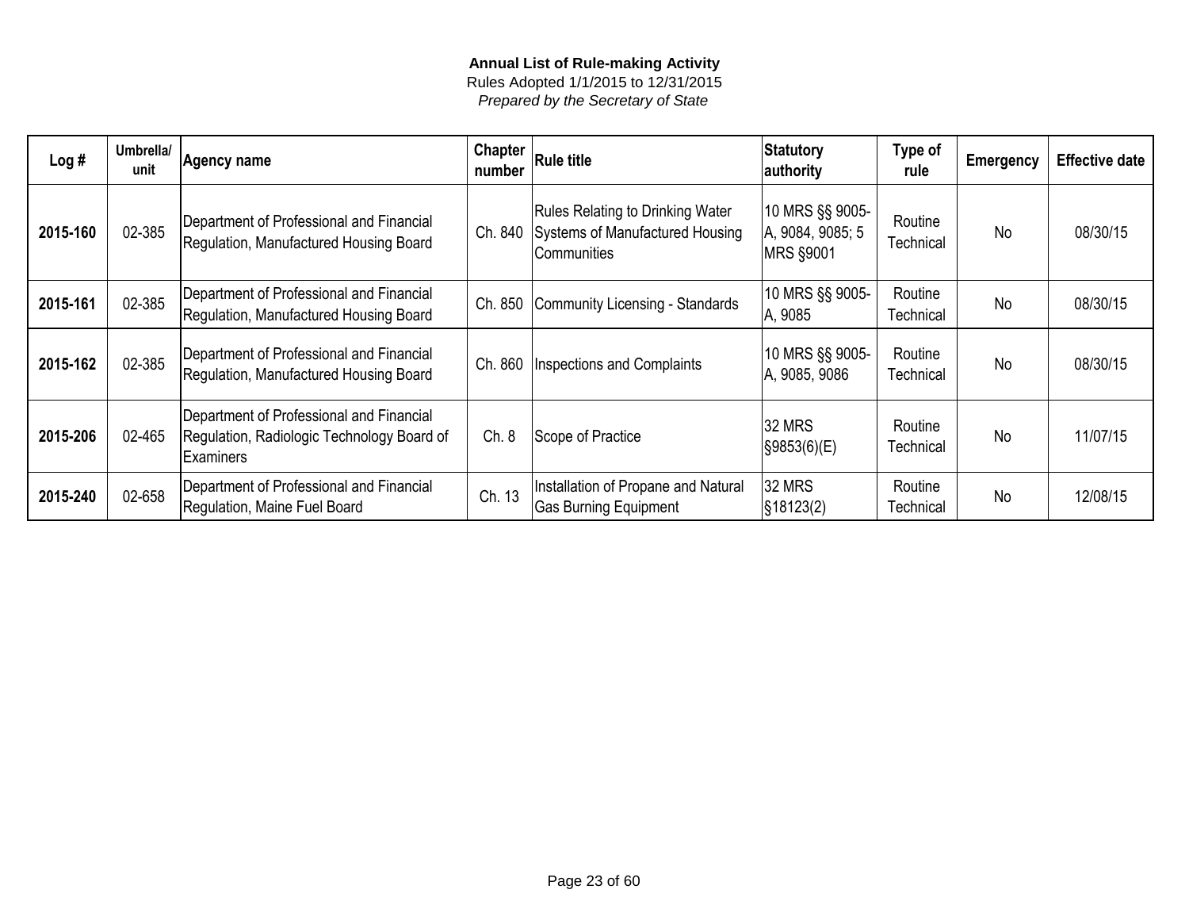**Annual List of Rule-making Activity**

Rules Adopted 1/1/2015 to 12/31/2015

*Prepared by the Secretary of State*

| Log # | Umbrella/ unit | Agency name | Chapter number | Rule title | Statutory authority | Type of rule | Emergency | Effective date |
|---|---|---|---|---|---|---|---|---|
| **2015-160** | 02-385 | Department of Professional and Financial Regulation, Manufactured Housing Board | Ch. 840 | Rules Relating to Drinking Water Systems of Manufactured Housing Communities | 10 MRS §§ 9005-A, 9084, 9085; 5 MRS §9001 | Routine Technical | No | 08/30/15 |
| **2015-161** | 02-385 | Department of Professional and Financial Regulation, Manufactured Housing Board | Ch. 850 | Community Licensing - Standards | 10 MRS §§ 9005-A, 9085 | Routine Technical | No | 08/30/15 |
| **2015-162** | 02-385 | Department of Professional and Financial Regulation, Manufactured Housing Board | Ch. 860 | Inspections and Complaints | 10 MRS §§ 9005-A, 9085, 9086 | Routine Technical | No | 08/30/15 |
| **2015-206** | 02-465 | Department of Professional and Financial Regulation, Radiologic Technology Board of Examiners | Ch. 8 | Scope of Practice | 32 MRS §9853(6)(E) | Routine Technical | No | 11/07/15 |
| **2015-240** | 02-658 | Department of Professional and Financial Regulation, Maine Fuel Board | Ch. 13 | Installation of Propane and Natural Gas Burning Equipment | 32 MRS §18123(2) | Routine Technical | No | 12/08/15 |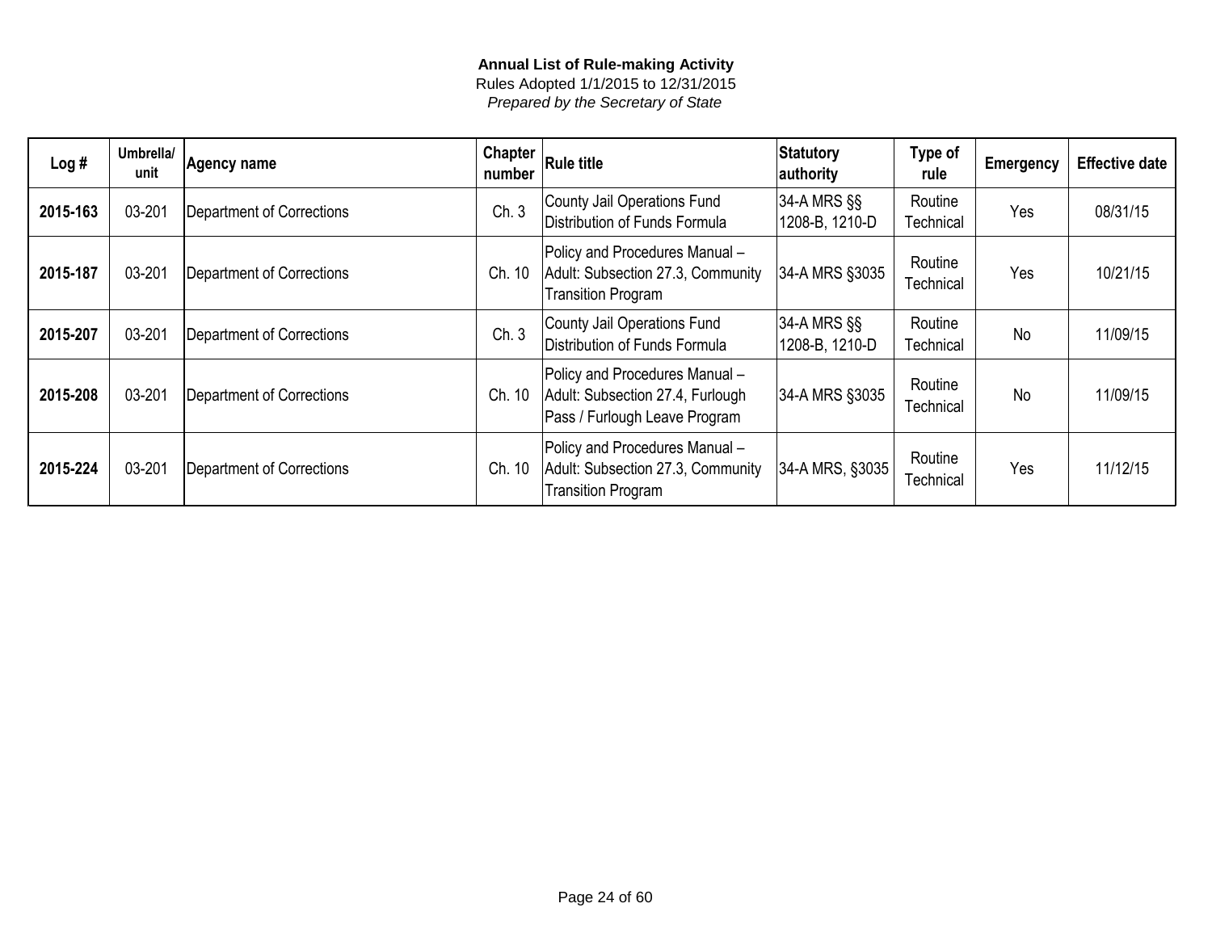**Annual List of Rule-making Activity**
Rules Adopted 1/1/2015 to 12/31/2015
*Prepared by the Secretary of State*

| Log # | Umbrella/ unit | Agency name | Chapter number | Rule title | Statutory authority | Type of rule | Emergency | Effective date |
|---|---|---|---|---|---|---|---|---|
| **2015-163** | 03-201 | Department of Corrections | Ch. 3 | County Jail Operations Fund Distribution of Funds Formula | 34-A MRS §§ 1208-B, 1210-D | Routine Technical | Yes | 08/31/15 |
| **2015-187** | 03-201 | Department of Corrections | Ch. 10 | Policy and Procedures Manual – Adult: Subsection 27.3, Community Transition Program | 34-A MRS §3035 | Routine Technical | Yes | 10/21/15 |
| **2015-207** | 03-201 | Department of Corrections | Ch. 3 | County Jail Operations Fund Distribution of Funds Formula | 34-A MRS §§ 1208-B, 1210-D | Routine Technical | No | 11/09/15 |
| **2015-208** | 03-201 | Department of Corrections | Ch. 10 | Policy and Procedures Manual – Adult: Subsection 27.4, Furlough Pass / Furlough Leave Program | 34-A MRS §3035 | Routine Technical | No | 11/09/15 |
| **2015-224** | 03-201 | Department of Corrections | Ch. 10 | Policy and Procedures Manual – Adult: Subsection 27.3, Community Transition Program | 34-A MRS, §3035 | Routine Technical | Yes | 11/12/15 |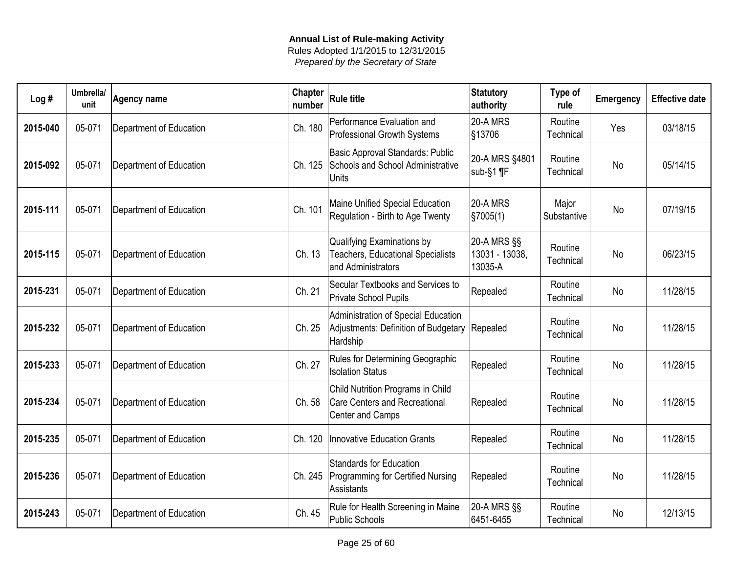**Annual List of Rule-making Activity**
Rules Adopted 1/1/2015 to 12/31/2015
*Prepared by the Secretary of State*

| Log # | Umbrella/ unit | Agency name | Chapter number | Rule title | Statutory authority | Type of rule | Emergency | Effective date |
|---|---|---|---|---|---|---|---|---|
| **2015-040** | 05-071 | Department of Education | Ch. 180 | Performance Evaluation and Professional Growth Systems | 20-A MRS §13706 | Routine Technical | Yes | 03/18/15 |
| **2015-092** | 05-071 | Department of Education | Ch. 125 | Basic Approval Standards: Public Schools and School Administrative Units | 20-A MRS §4801 sub-§1 ¶F | Routine Technical | No | 05/14/15 |
| **2015-111** | 05-071 | Department of Education | Ch. 101 | Maine Unified Special Education Regulation - Birth to Age Twenty | 20-A MRS §7005(1) | Major Substantive | No | 07/19/15 |
| **2015-115** | 05-071 | Department of Education | Ch. 13 | Qualifying Examinations by Teachers, Educational Specialists and Administrators | 20-A MRS §§ 13031 - 13038, 13035-A | Routine Technical | No | 06/23/15 |
| **2015-231** | 05-071 | Department of Education | Ch. 21 | Secular Textbooks and Services to Private School Pupils | Repealed | Routine Technical | No | 11/28/15 |
| **2015-232** | 05-071 | Department of Education | Ch. 25 | Administration of Special Education Adjustments: Definition of Budgetary Hardship | Repealed | Routine Technical | No | 11/28/15 |
| **2015-233** | 05-071 | Department of Education | Ch. 27 | Rules for Determining Geographic Isolation Status | Repealed | Routine Technical | No | 11/28/15 |
| **2015-234** | 05-071 | Department of Education | Ch. 58 | Child Nutrition Programs in Child Care Centers and Recreational Center and Camps | Repealed | Routine Technical | No | 11/28/15 |
| **2015-235** | 05-071 | Department of Education | Ch. 120 | Innovative Education Grants | Repealed | Routine Technical | No | 11/28/15 |
| **2015-236** | 05-071 | Department of Education | Ch. 245 | Standards for Education Programming for Certified Nursing Assistants | Repealed | Routine Technical | No | 11/28/15 |
| **2015-243** | 05-071 | Department of Education | Ch. 45 | Rule for Health Screening in Maine Public Schools | 20-A MRS §§ 6451-6455 | Routine Technical | No | 12/13/15 |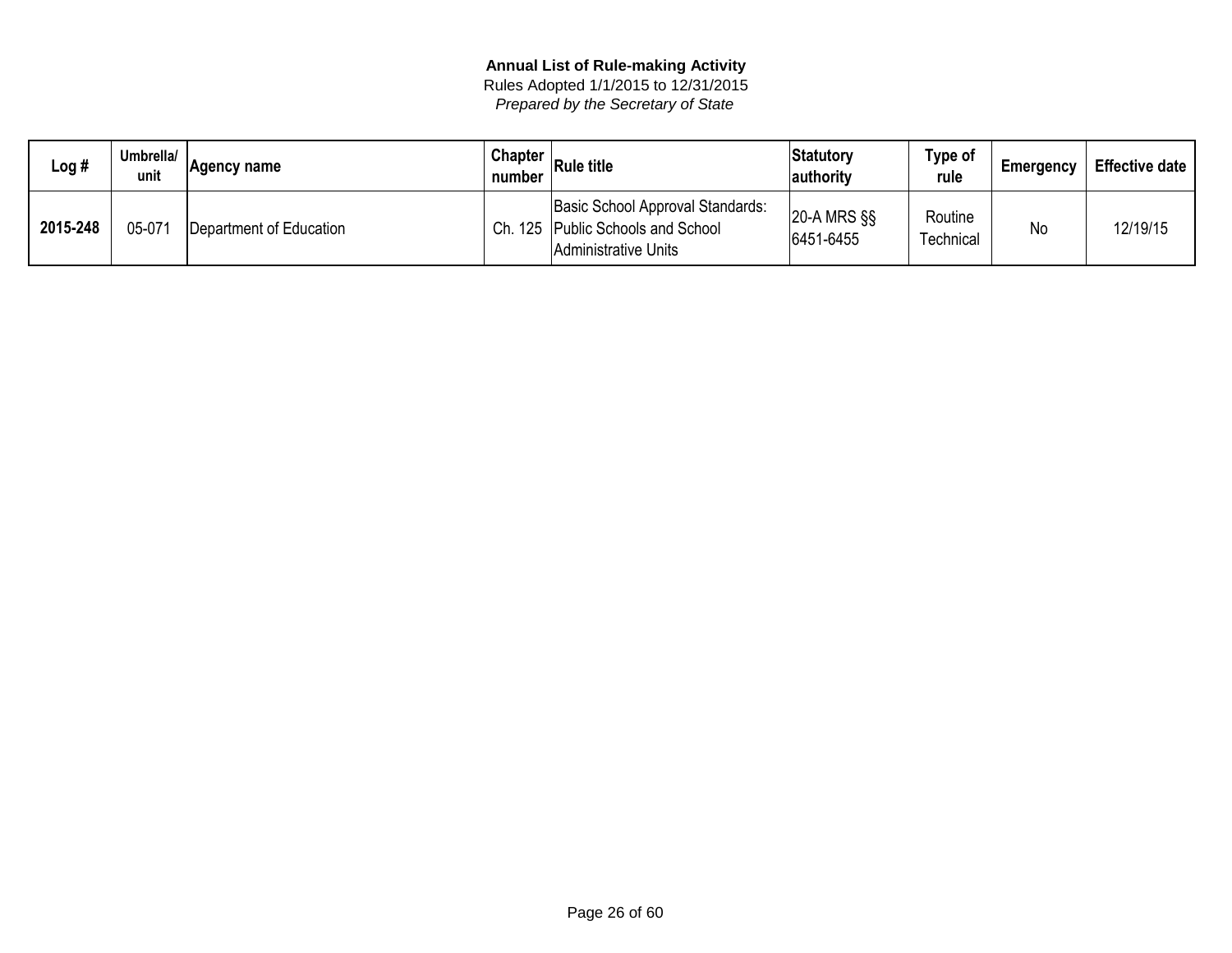**Annual List of Rule-making Activity**
Rules Adopted 1/1/2015 to 12/31/2015
*Prepared by the Secretary of State*

| Log # | Umbrella/ unit | Agency name | Chapter number | Rule title | Statutory authority | Type of rule | Emergency | Effective date |
|---|---|---|---|---|---|---|---|---|
| **2015-248** | 05-071 | Department of Education | Ch. 125 | Basic School Approval Standards: Public Schools and School Administrative Units | 20-A MRS §§ 6451-6455 | Routine Technical | No | 12/19/15 |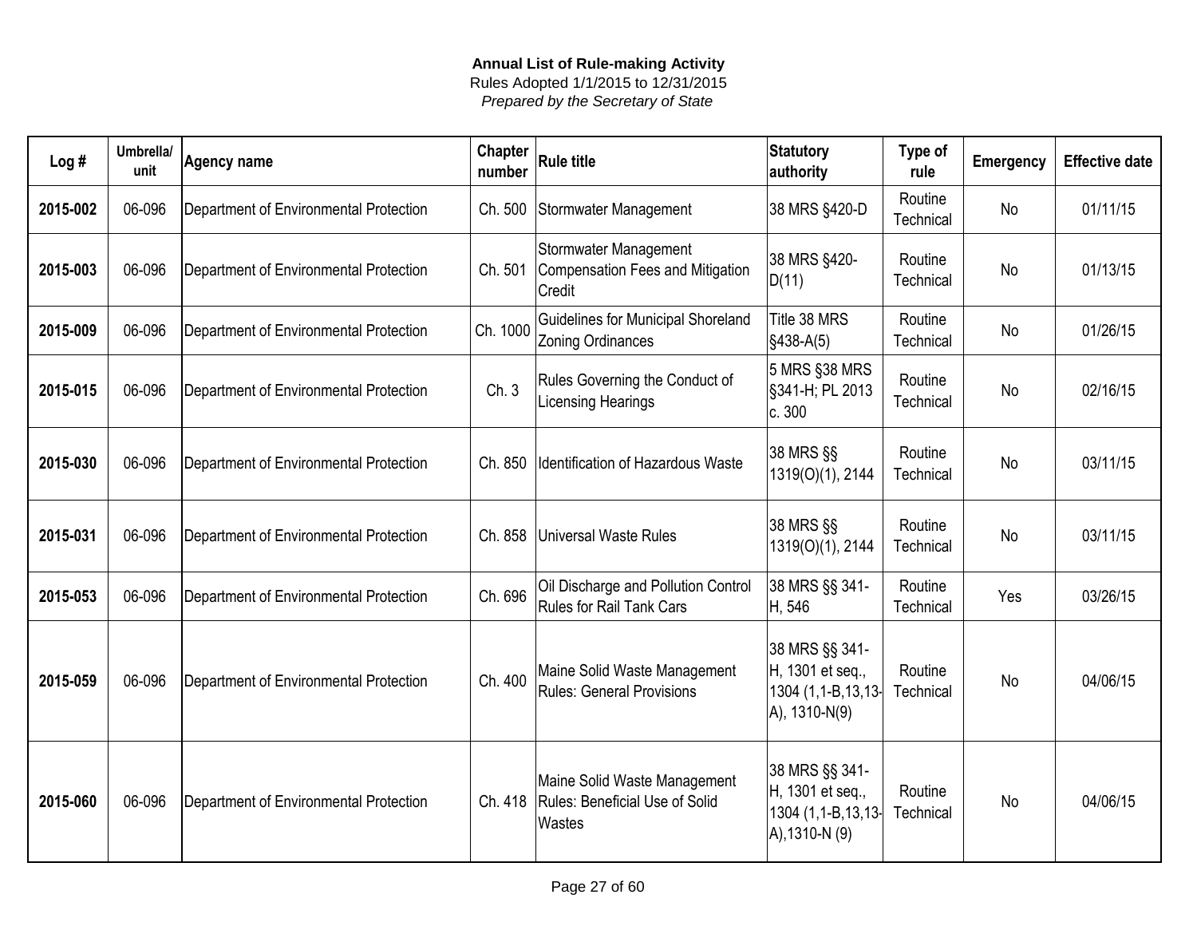**Annual List of Rule-making Activity**

Rules Adopted 1/1/2015 to 12/31/2015

*Prepared by the Secretary of State*

| Log # | Umbrella/ unit | Agency name | Chapter number | Rule title | Statutory authority | Type of rule | Emergency | Effective date |
|---|---|---|---|---|---|---|---|---|
| 2015-002 | 06-096 | Department of Environmental Protection | Ch. 500 | Stormwater Management | 38 MRS §420-D | Routine Technical | No | 01/11/15 |
| 2015-003 | 06-096 | Department of Environmental Protection | Ch. 501 | Stormwater Management Compensation Fees and Mitigation Credit | 38 MRS §420-D(11) | Routine Technical | No | 01/13/15 |
| 2015-009 | 06-096 | Department of Environmental Protection | Ch. 1000 | Guidelines for Municipal Shoreland Zoning Ordinances | Title 38 MRS §438-A(5) | Routine Technical | No | 01/26/15 |
| 2015-015 | 06-096 | Department of Environmental Protection | Ch. 3 | Rules Governing the Conduct of Licensing Hearings | 5 MRS §38 MRS §341-H; PL 2013 c. 300 | Routine Technical | No | 02/16/15 |
| 2015-030 | 06-096 | Department of Environmental Protection | Ch. 850 | Identification of Hazardous Waste | 38 MRS §§ 1319(O)(1), 2144 | Routine Technical | No | 03/11/15 |
| 2015-031 | 06-096 | Department of Environmental Protection | Ch. 858 | Universal Waste Rules | 38 MRS §§ 1319(O)(1), 2144 | Routine Technical | No | 03/11/15 |
| 2015-053 | 06-096 | Department of Environmental Protection | Ch. 696 | Oil Discharge and Pollution Control Rules for Rail Tank Cars | 38 MRS §§ 341-H, 546 | Routine Technical | Yes | 03/26/15 |
| 2015-059 | 06-096 | Department of Environmental Protection | Ch. 400 | Maine Solid Waste Management Rules: General Provisions | 38 MRS §§ 341-H, 1301 et seq., 1304 (1,1-B,13,13-A), 1310-N(9) | Routine Technical | No | 04/06/15 |
| 2015-060 | 06-096 | Department of Environmental Protection | Ch. 418 | Maine Solid Waste Management Rules: Beneficial Use of Solid Wastes | 38 MRS §§ 341-H, 1301 et seq., 1304 (1,1-B,13,13-A),1310-N (9) | Routine Technical | No | 04/06/15 |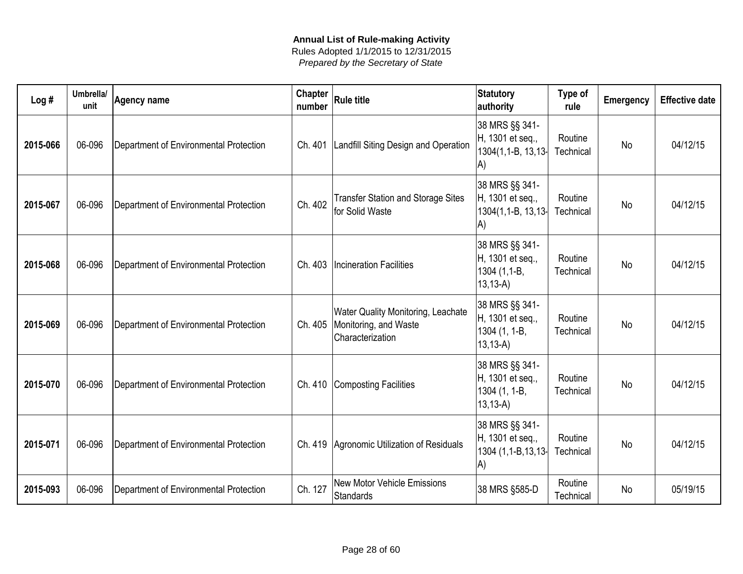**Annual List of Rule-making Activity**
Rules Adopted 1/1/2015 to 12/31/2015
*Prepared by the Secretary of State*

| Log # | Umbrella/ unit | Agency name | Chapter number | Rule title | Statutory authority | Type of rule | Emergency | Effective date |
|---|---|---|---|---|---|---|---|---|
| 2015-066 | 06-096 | Department of Environmental Protection | Ch. 401 | Landfill Siting Design and Operation | 38 MRS §§ 341-H, 1301 et seq., 1304(1,1-B, 13,13-A) | Routine Technical | No | 04/12/15 |
| 2015-067 | 06-096 | Department of Environmental Protection | Ch. 402 | Transfer Station and Storage Sites for Solid Waste | 38 MRS §§ 341-H, 1301 et seq., 1304(1,1-B, 13,13-A) | Routine Technical | No | 04/12/15 |
| 2015-068 | 06-096 | Department of Environmental Protection | Ch. 403 | Incineration Facilities | 38 MRS §§ 341-H, 1301 et seq., 1304 (1,1-B, 13,13-A) | Routine Technical | No | 04/12/15 |
| 2015-069 | 06-096 | Department of Environmental Protection | Ch. 405 | Water Quality Monitoring, Leachate Monitoring, and Waste Characterization | 38 MRS §§ 341-H, 1301 et seq., 1304 (1, 1-B, 13,13-A) | Routine Technical | No | 04/12/15 |
| 2015-070 | 06-096 | Department of Environmental Protection | Ch. 410 | Composting Facilities | 38 MRS §§ 341-H, 1301 et seq., 1304 (1, 1-B, 13,13-A) | Routine Technical | No | 04/12/15 |
| 2015-071 | 06-096 | Department of Environmental Protection | Ch. 419 | Agronomic Utilization of Residuals | 38 MRS §§ 341-H, 1301 et seq., 1304 (1,1-B,13,13-A) | Routine Technical | No | 04/12/15 |
| 2015-093 | 06-096 | Department of Environmental Protection | Ch. 127 | New Motor Vehicle Emissions Standards | 38 MRS §585-D | Routine Technical | No | 05/19/15 |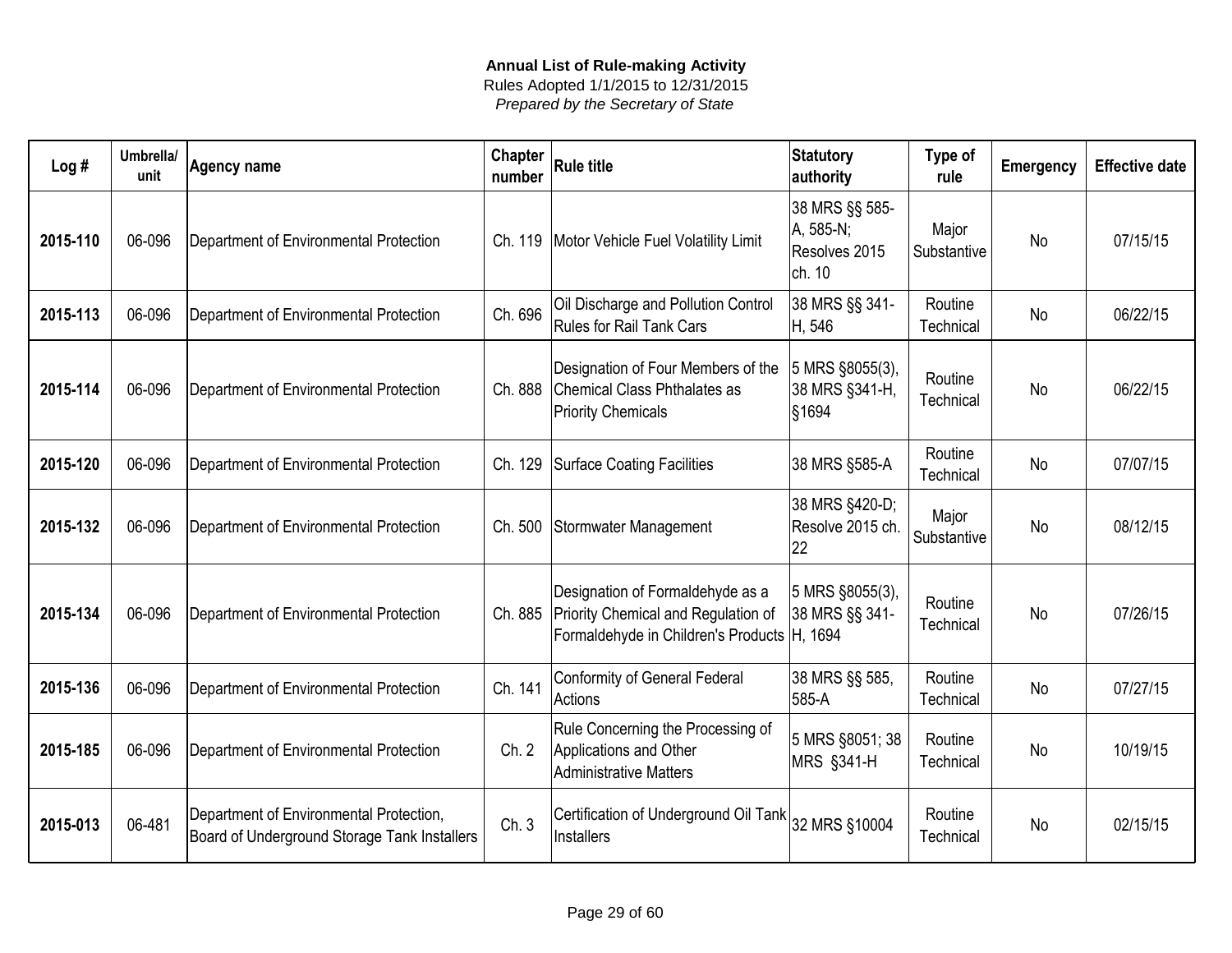**Annual List of Rule-making Activity**
Rules Adopted 1/1/2015 to 12/31/2015
*Prepared by the Secretary of State*

| Log # | Umbrella/unit | Agency name | Chapter number | Rule title | Statutory authority | Type of rule | Emergency | Effective date |
|---|---|---|---|---|---|---|---|---|
| **2015-110** | 06-096 | Department of Environmental Protection | Ch. 119 | Motor Vehicle Fuel Volatility Limit | 38 MRS §§ 585-A, 585-N; Resolves 2015 ch. 10 | Major Substantive | No | 07/15/15 |
| **2015-113** | 06-096 | Department of Environmental Protection | Ch. 696 | Oil Discharge and Pollution Control Rules for Rail Tank Cars | 38 MRS §§ 341-H, 546 | Routine Technical | No | 06/22/15 |
| **2015-114** | 06-096 | Department of Environmental Protection | Ch. 888 | Designation of Four Members of the Chemical Class Phthalates as Priority Chemicals | 5 MRS §8055(3), 38 MRS §341-H, §1694 | Routine Technical | No | 06/22/15 |
| **2015-120** | 06-096 | Department of Environmental Protection | Ch. 129 | Surface Coating Facilities | 38 MRS §585-A | Routine Technical | No | 07/07/15 |
| **2015-132** | 06-096 | Department of Environmental Protection | Ch. 500 | Stormwater Management | 38 MRS §420-D; Resolve 2015 ch. 22 | Major Substantive | No | 08/12/15 |
| **2015-134** | 06-096 | Department of Environmental Protection | Ch. 885 | Designation of Formaldehyde as a Priority Chemical and Regulation of Formaldehyde in Children's Products | 5 MRS §8055(3), 38 MRS §§ 341-H, 1694 | Routine Technical | No | 07/26/15 |
| **2015-136** | 06-096 | Department of Environmental Protection | Ch. 141 | Conformity of General Federal Actions | 38 MRS §§ 585, 585-A | Routine Technical | No | 07/27/15 |
| **2015-185** | 06-096 | Department of Environmental Protection | Ch. 2 | Rule Concerning the Processing of Applications and Other Administrative Matters | 5 MRS §8051; 38 MRS §341-H | Routine Technical | No | 10/19/15 |
| **2015-013** | 06-481 | Department of Environmental Protection, Board of Underground Storage Tank Installers | Ch. 3 | Certification of Underground Oil Tank Installers | 32 MRS §10004 | Routine Technical | No | 02/15/15 |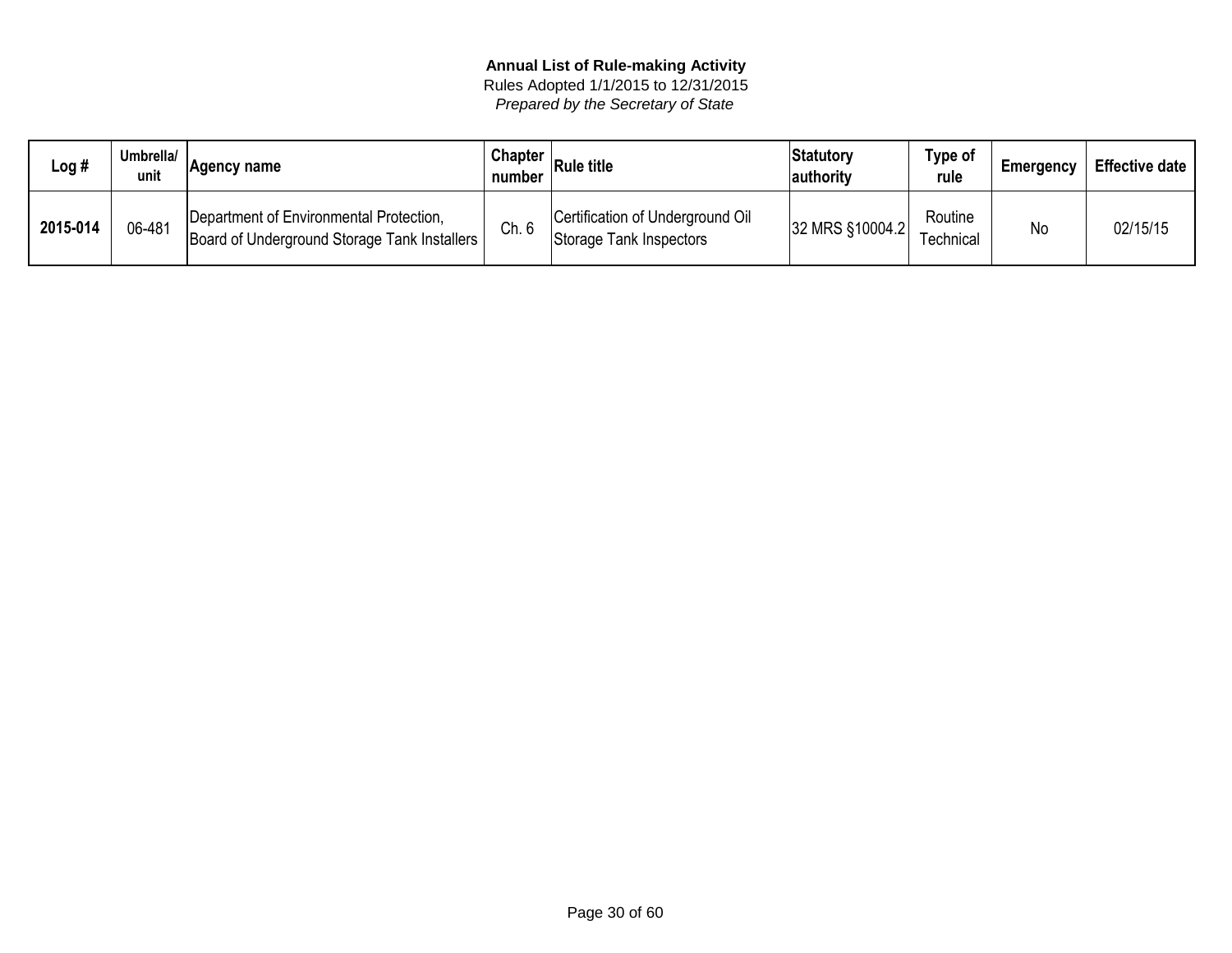**Annual List of Rule-making Activity**

Rules Adopted 1/1/2015 to 12/31/2015

*Prepared by the Secretary of State*

| Log # | Umbrella/ unit | Agency name | Chapter number | Rule title | Statutory authority | Type of rule | Emergency | Effective date |
|---|---|---|---|---|---|---|---|---|
| **2015-014** | 06-481 | Department of Environmental Protection, Board of Underground Storage Tank Installers | Ch. 6 | Certification of Underground Oil Storage Tank Inspectors | 32 MRS §10004.2 | Routine Technical | No | 02/15/15 |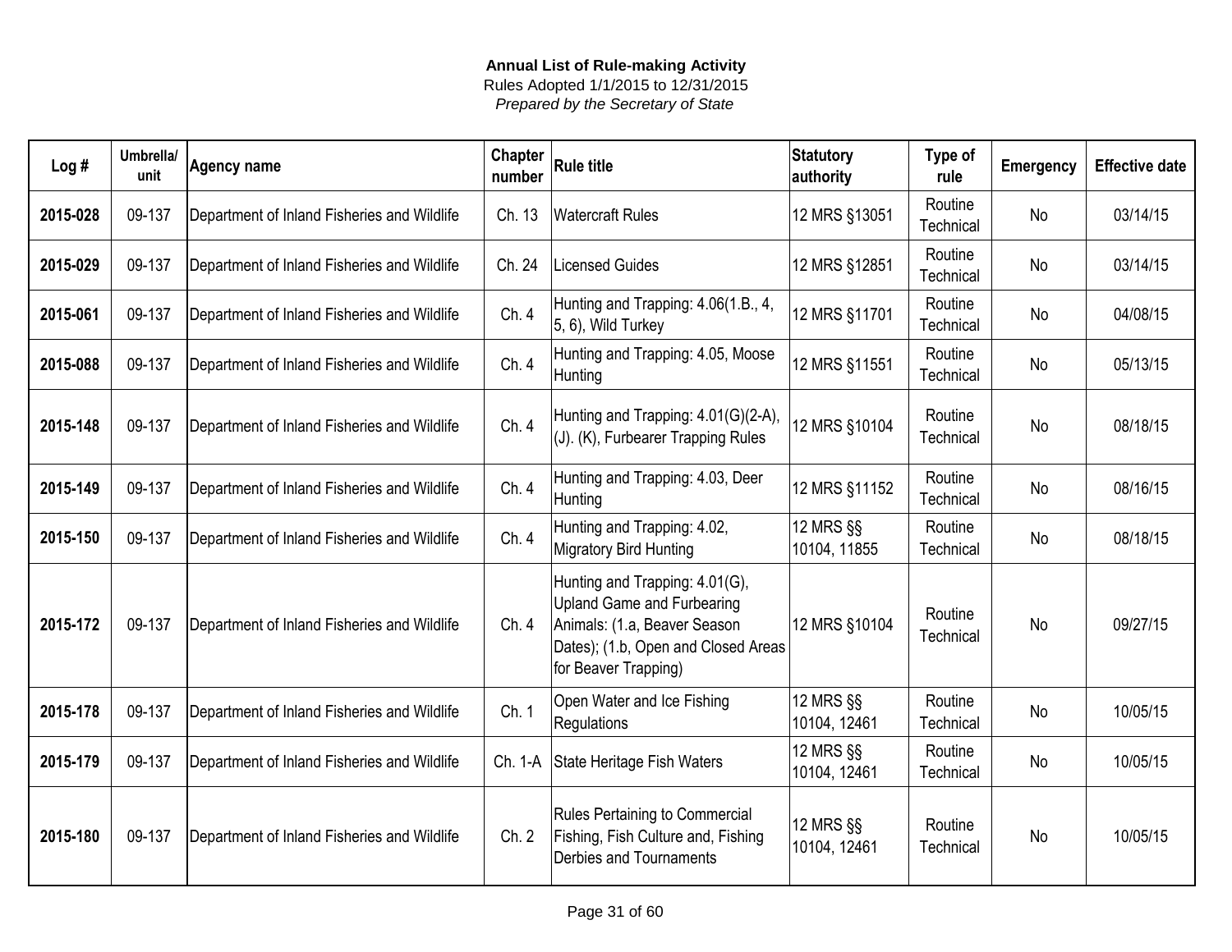**Annual List of Rule-making Activity**
Rules Adopted 1/1/2015 to 12/31/2015
*Prepared by the Secretary of State*

| Log # | Umbrella/ unit | Agency name | Chapter number | Rule title | Statutory authority | Type of rule | Emergency | Effective date |
|---|---|---|---|---|---|---|---|---|
| **2015-028** | 09-137 | Department of Inland Fisheries and Wildlife | Ch. 13 | Watercraft Rules | 12 MRS §13051 | Routine Technical | No | 03/14/15 |
| **2015-029** | 09-137 | Department of Inland Fisheries and Wildlife | Ch. 24 | Licensed Guides | 12 MRS §12851 | Routine Technical | No | 03/14/15 |
| **2015-061** | 09-137 | Department of Inland Fisheries and Wildlife | Ch. 4 | Hunting and Trapping: 4.06(1.B., 4, 5, 6), Wild Turkey | 12 MRS §11701 | Routine Technical | No | 04/08/15 |
| **2015-088** | 09-137 | Department of Inland Fisheries and Wildlife | Ch. 4 | Hunting and Trapping: 4.05, Moose Hunting | 12 MRS §11551 | Routine Technical | No | 05/13/15 |
| **2015-148** | 09-137 | Department of Inland Fisheries and Wildlife | Ch. 4 | Hunting and Trapping: 4.01(G)(2-A), (J). (K), Furbearer Trapping Rules | 12 MRS §10104 | Routine Technical | No | 08/18/15 |
| **2015-149** | 09-137 | Department of Inland Fisheries and Wildlife | Ch. 4 | Hunting and Trapping: 4.03, Deer Hunting | 12 MRS §11152 | Routine Technical | No | 08/16/15 |
| **2015-150** | 09-137 | Department of Inland Fisheries and Wildlife | Ch. 4 | Hunting and Trapping: 4.02, Migratory Bird Hunting | 12 MRS §§ 10104, 11855 | Routine Technical | No | 08/18/15 |
| **2015-172** | 09-137 | Department of Inland Fisheries and Wildlife | Ch. 4 | Hunting and Trapping: 4.01(G), Upland Game and Furbearing Animals: (1.a, Beaver Season Dates); (1.b, Open and Closed Areas for Beaver Trapping) | 12 MRS §10104 | Routine Technical | No | 09/27/15 |
| **2015-178** | 09-137 | Department of Inland Fisheries and Wildlife | Ch. 1 | Open Water and Ice Fishing Regulations | 12 MRS §§ 10104, 12461 | Routine Technical | No | 10/05/15 |
| **2015-179** | 09-137 | Department of Inland Fisheries and Wildlife | Ch. 1-A | State Heritage Fish Waters | 12 MRS §§ 10104, 12461 | Routine Technical | No | 10/05/15 |
| **2015-180** | 09-137 | Department of Inland Fisheries and Wildlife | Ch. 2 | Rules Pertaining to Commercial Fishing, Fish Culture and, Fishing Derbies and Tournaments | 12 MRS §§ 10104, 12461 | Routine Technical | No | 10/05/15 |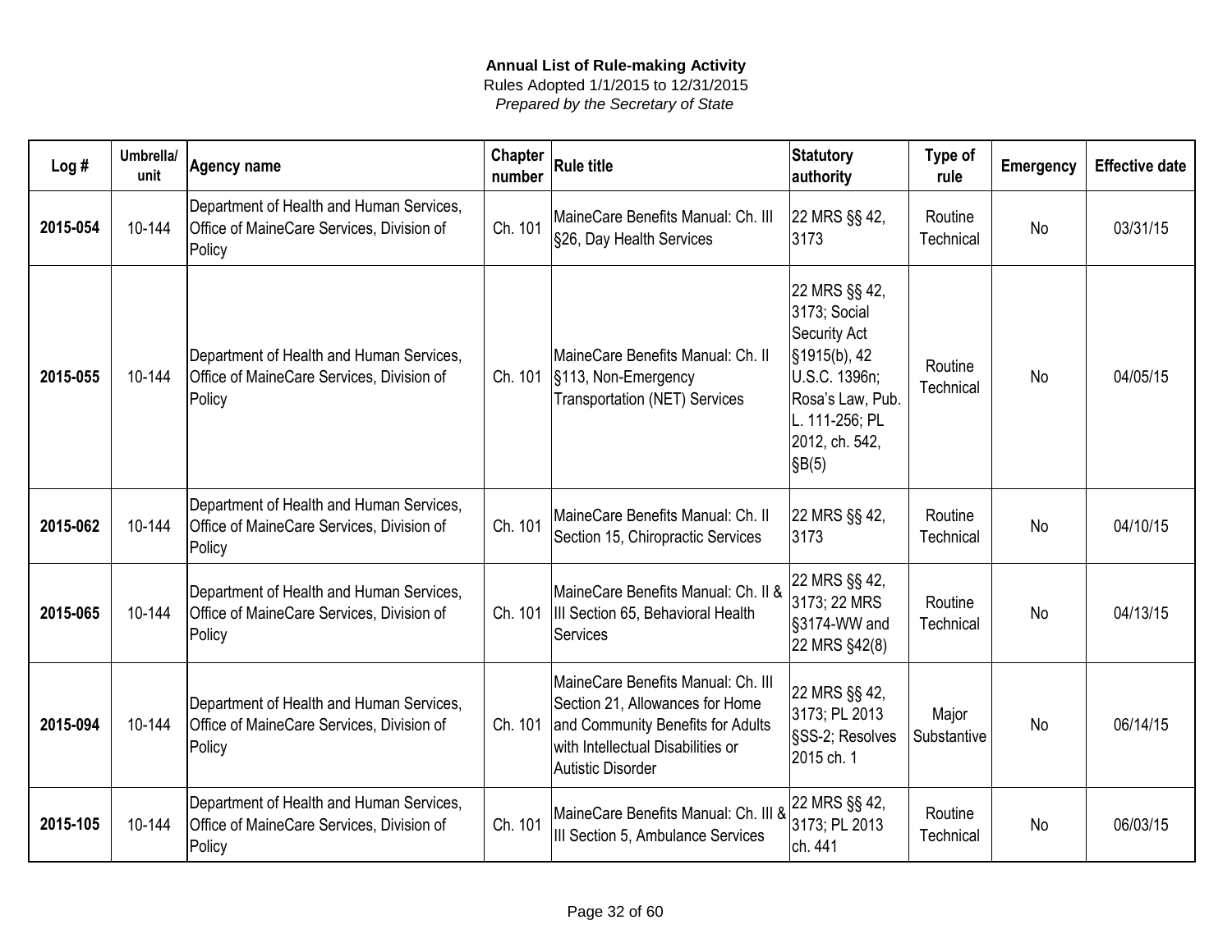**Annual List of Rule-making Activity**
Rules Adopted 1/1/2015 to 12/31/2015
*Prepared by the Secretary of State*

| Log # | Umbrella/ unit | Agency name | Chapter number | Rule title | Statutory authority | Type of rule | Emergency | Effective date |
|---|---|---|---|---|---|---|---|---|
| **2015-054** | 10-144 | Department of Health and Human Services, Office of MaineCare Services, Division of Policy | Ch. 101 | MaineCare Benefits Manual: Ch. III §26, Day Health Services | 22 MRS §§ 42, 3173 | Routine Technical | No | 03/31/15 |
| **2015-055** | 10-144 | Department of Health and Human Services, Office of MaineCare Services, Division of Policy | Ch. 101 | MaineCare Benefits Manual: Ch. II §113, Non-Emergency Transportation (NET) Services | 22 MRS §§ 42, 3173; Social Security Act §1915(b), 42 U.S.C. 1396n; Rosa's Law, Pub. L. 111-256; PL 2012, ch. 542, §B(5) | Routine Technical | No | 04/05/15 |
| **2015-062** | 10-144 | Department of Health and Human Services, Office of MaineCare Services, Division of Policy | Ch. 101 | MaineCare Benefits Manual: Ch. II Section 15, Chiropractic Services | 22 MRS §§ 42, 3173 | Routine Technical | No | 04/10/15 |
| **2015-065** | 10-144 | Department of Health and Human Services, Office of MaineCare Services, Division of Policy | Ch. 101 | MaineCare Benefits Manual: Ch. II & III Section 65, Behavioral Health Services | 22 MRS §§ 42, 3173; 22 MRS §3174-WW and 22 MRS §42(8) | Routine Technical | No | 04/13/15 |
| **2015-094** | 10-144 | Department of Health and Human Services, Office of MaineCare Services, Division of Policy | Ch. 101 | MaineCare Benefits Manual: Ch. III Section 21, Allowances for Home and Community Benefits for Adults with Intellectual Disabilities or Autistic Disorder | 22 MRS §§ 42, 3173; PL 2013 §SS-2; Resolves 2015 ch. 1 | Major Substantive | No | 06/14/15 |
| **2015-105** | 10-144 | Department of Health and Human Services, Office of MaineCare Services, Division of Policy | Ch. 101 | MaineCare Benefits Manual: Ch. III & III Section 5, Ambulance Services | 22 MRS §§ 42, 3173; PL 2013 ch. 441 | Routine Technical | No | 06/03/15 |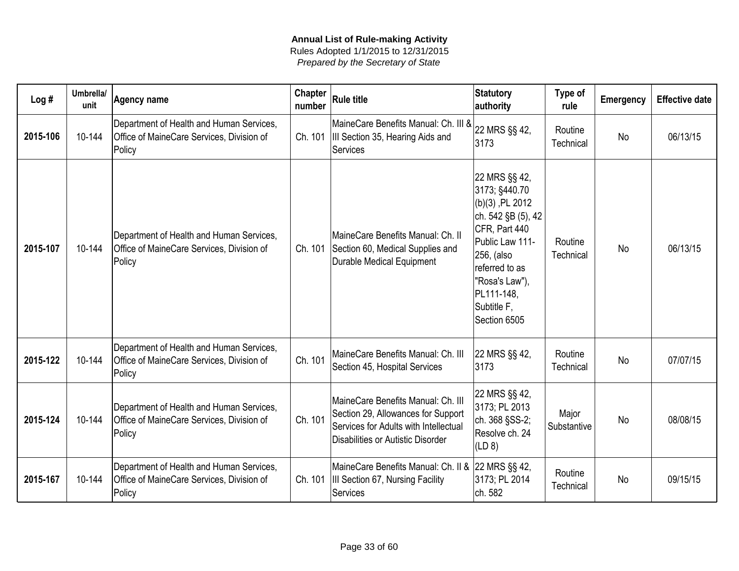**Annual List of Rule-making Activity**
Rules Adopted 1/1/2015 to 12/31/2015
*Prepared by the Secretary of State*

| Log # | Umbrella/ unit | Agency name | Chapter number | Rule title | Statutory authority | Type of rule | Emergency | Effective date |
|---|---|---|---|---|---|---|---|---|
| **2015-106** | 10-144 | Department of Health and Human Services, Office of MaineCare Services, Division of Policy | Ch. 101 | MaineCare Benefits Manual: Ch. III & III Section 35, Hearing Aids and Services | 22 MRS §§ 42, 3173 | Routine Technical | No | 06/13/15 |
| **2015-107** | 10-144 | Department of Health and Human Services, Office of MaineCare Services, Division of Policy | Ch. 101 | MaineCare Benefits Manual: Ch. II Section 60, Medical Supplies and Durable Medical Equipment | 22 MRS §§ 42, 3173; §440.70 (b)(3) ,PL 2012 ch. 542 §B (5), 42 CFR, Part 440 Public Law 111-256, (also referred to as "Rosa's Law"), PL111-148, Subtitle F, Section 6505 | Routine Technical | No | 06/13/15 |
| **2015-122** | 10-144 | Department of Health and Human Services, Office of MaineCare Services, Division of Policy | Ch. 101 | MaineCare Benefits Manual: Ch. III Section 45, Hospital Services | 22 MRS §§ 42, 3173 | Routine Technical | No | 07/07/15 |
| **2015-124** | 10-144 | Department of Health and Human Services, Office of MaineCare Services, Division of Policy | Ch. 101 | MaineCare Benefits Manual: Ch. III Section 29, Allowances for Support Services for Adults with Intellectual Disabilities or Autistic Disorder | 22 MRS §§ 42, 3173; PL 2013 ch. 368 §SS-2; Resolve ch. 24 (LD 8) | Major Substantive | No | 08/08/15 |
| **2015-167** | 10-144 | Department of Health and Human Services, Office of MaineCare Services, Division of Policy | Ch. 101 | MaineCare Benefits Manual: Ch. II & III Section 67, Nursing Facility Services | 22 MRS §§ 42, 3173; PL 2014 ch. 582 | Routine Technical | No | 09/15/15 |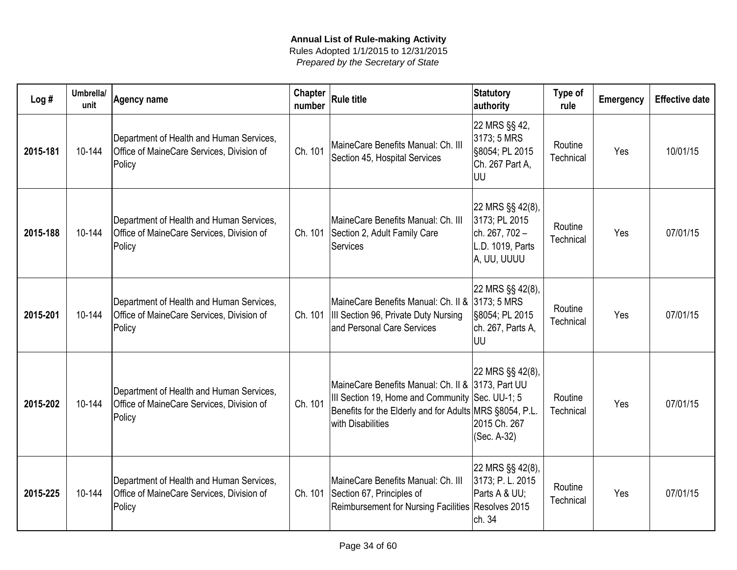**Annual List of Rule-making Activity**
Rules Adopted 1/1/2015 to 12/31/2015
*Prepared by the Secretary of State*

| Log # | Umbrella/ unit | Agency name | Chapter number | Rule title | Statutory authority | Type of rule | Emergency | Effective date |
|---|---|---|---|---|---|---|---|---|
| **2015-181** | 10-144 | Department of Health and Human Services, Office of MaineCare Services, Division of Policy | Ch. 101 | MaineCare Benefits Manual: Ch. III Section 45, Hospital Services | 22 MRS §§ 42, 3173; 5 MRS §8054; PL 2015 Ch. 267 Part A, UU | Routine Technical | Yes | 10/01/15 |
| **2015-188** | 10-144 | Department of Health and Human Services, Office of MaineCare Services, Division of Policy | Ch. 101 | MaineCare Benefits Manual: Ch. III Section 2, Adult Family Care Services | 22 MRS §§ 42(8), 3173; PL 2015 ch. 267, 702 – L.D. 1019, Parts A, UU, UUUU | Routine Technical | Yes | 07/01/15 |
| **2015-201** | 10-144 | Department of Health and Human Services, Office of MaineCare Services, Division of Policy | Ch. 101 | MaineCare Benefits Manual: Ch. II & III Section 96, Private Duty Nursing and Personal Care Services | 22 MRS §§ 42(8), 3173; 5 MRS §8054; PL 2015 ch. 267, Parts A, UU | Routine Technical | Yes | 07/01/15 |
| **2015-202** | 10-144 | Department of Health and Human Services, Office of MaineCare Services, Division of Policy | Ch. 101 | MaineCare Benefits Manual: Ch. II & III Section 19, Home and Community Benefits for the Elderly and for Adults with Disabilities | 22 MRS §§ 42(8), 3173, Part UU Sec. UU-1; 5 MRS §8054, P.L. 2015 Ch. 267 (Sec. A-32) | Routine Technical | Yes | 07/01/15 |
| **2015-225** | 10-144 | Department of Health and Human Services, Office of MaineCare Services, Division of Policy | Ch. 101 | MaineCare Benefits Manual: Ch. III Section 67, Principles of Reimbursement for Nursing Facilities | 22 MRS §§ 42(8), 3173; P. L. 2015 Parts A & UU; Resolves 2015 ch. 34 | Routine Technical | Yes | 07/01/15 |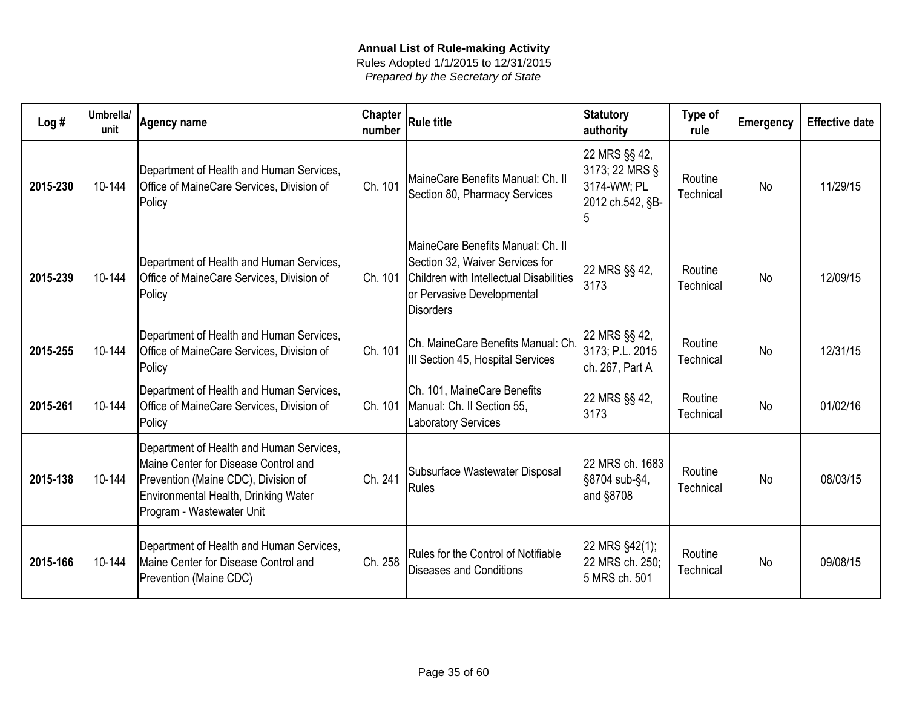**Annual List of Rule-making Activity**
Rules Adopted 1/1/2015 to 12/31/2015
*Prepared by the Secretary of State*

| Log # | Umbrella/ unit | Agency name | Chapter number | Rule title | Statutory authority | Type of rule | Emergency | Effective date |
|---|---|---|---|---|---|---|---|---|
| **2015-230** | 10-144 | Department of Health and Human Services, Office of MaineCare Services, Division of Policy | Ch. 101 | MaineCare Benefits Manual: Ch. II Section 80, Pharmacy Services | 22 MRS §§ 42, 3173; 22 MRS § 3174-WW; PL 2012 ch.542, §B-5 | Routine Technical | No | 11/29/15 |
| **2015-239** | 10-144 | Department of Health and Human Services, Office of MaineCare Services, Division of Policy | Ch. 101 | MaineCare Benefits Manual: Ch. II Section 32, Waiver Services for Children with Intellectual Disabilities or Pervasive Developmental Disorders | 22 MRS §§ 42, 3173 | Routine Technical | No | 12/09/15 |
| **2015-255** | 10-144 | Department of Health and Human Services, Office of MaineCare Services, Division of Policy | Ch. 101 | Ch. MaineCare Benefits Manual: Ch. III Section 45, Hospital Services | 22 MRS §§ 42, 3173; P.L. 2015 ch. 267, Part A | Routine Technical | No | 12/31/15 |
| **2015-261** | 10-144 | Department of Health and Human Services, Office of MaineCare Services, Division of Policy | Ch. 101 | Ch. 101, MaineCare Benefits Manual: Ch. II Section 55, Laboratory Services | 22 MRS §§ 42, 3173 | Routine Technical | No | 01/02/16 |
| **2015-138** | 10-144 | Department of Health and Human Services, Maine Center for Disease Control and Prevention (Maine CDC), Division of Environmental Health, Drinking Water Program - Wastewater Unit | Ch. 241 | Subsurface Wastewater Disposal Rules | 22 MRS ch. 1683 §8704 sub-§4, and §8708 | Routine Technical | No | 08/03/15 |
| **2015-166** | 10-144 | Department of Health and Human Services, Maine Center for Disease Control and Prevention (Maine CDC) | Ch. 258 | Rules for the Control of Notifiable Diseases and Conditions | 22 MRS §42(1); 22 MRS ch. 250; 5 MRS ch. 501 | Routine Technical | No | 09/08/15 |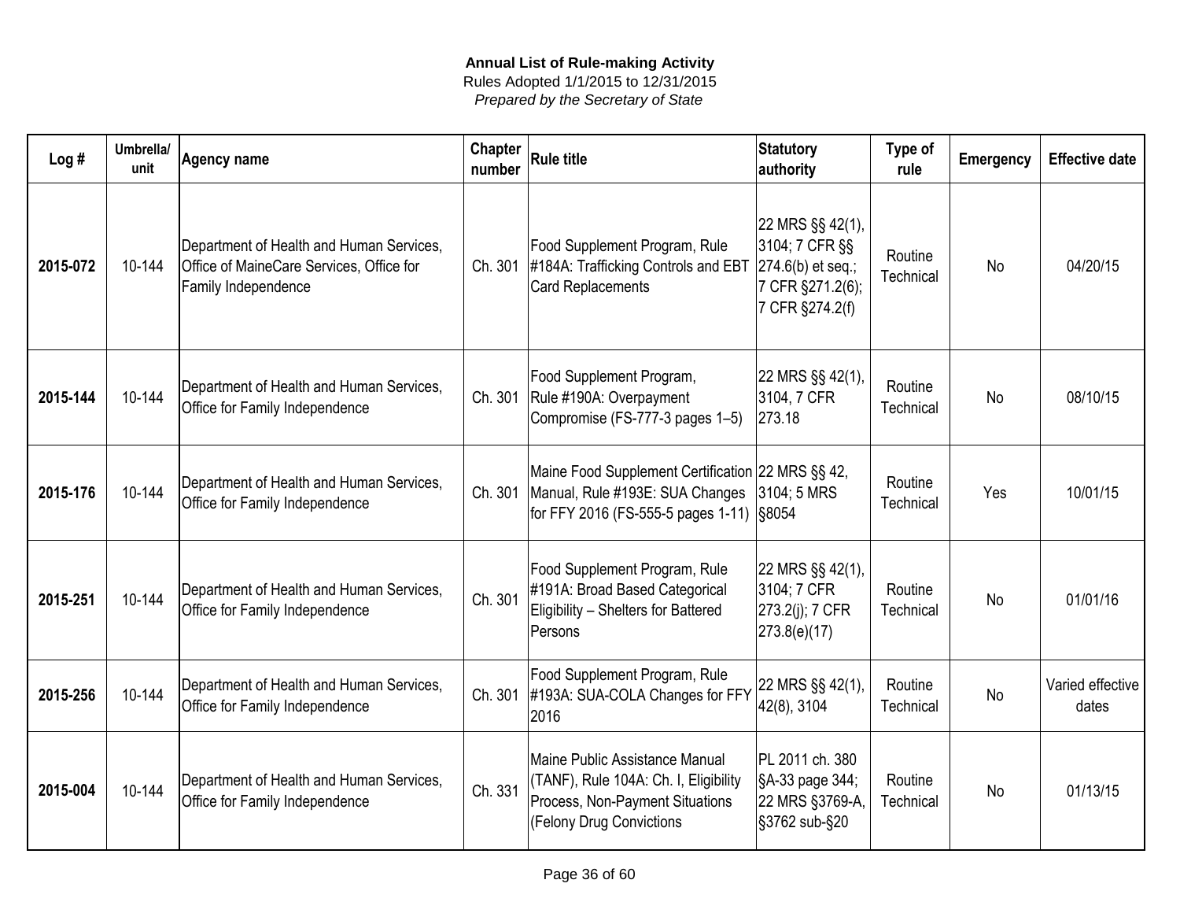**Annual List of Rule-making Activity**
Rules Adopted 1/1/2015 to 12/31/2015
*Prepared by the Secretary of State*

| Log # | Umbrella/ unit | Agency name | Chapter number | Rule title | Statutory authority | Type of rule | Emergency | Effective date |
|---|---|---|---|---|---|---|---|---|
| **2015-072** | 10-144 | Department of Health and Human Services, Office of MaineCare Services, Office for Family Independence | Ch. 301 | Food Supplement Program, Rule #184A: Trafficking Controls and EBT Card Replacements | 22 MRS §§ 42(1), 3104; 7 CFR §§ 274.6(b) et seq.; 7 CFR §271.2(6); 7 CFR §274.2(f) | Routine Technical | No | 04/20/15 |
| **2015-144** | 10-144 | Department of Health and Human Services, Office for Family Independence | Ch. 301 | Food Supplement Program, Rule #190A: Overpayment Compromise (FS-777-3 pages 1–5) | 22 MRS §§ 42(1), 3104, 7 CFR 273.18 | Routine Technical | No | 08/10/15 |
| **2015-176** | 10-144 | Department of Health and Human Services, Office for Family Independence | Ch. 301 | Maine Food Supplement Certification Manual, Rule #193E: SUA Changes for FFY 2016 (FS-555-5 pages 1-11) | 22 MRS §§ 42, 3104; 5 MRS §8054 | Routine Technical | Yes | 10/01/15 |
| **2015-251** | 10-144 | Department of Health and Human Services, Office for Family Independence | Ch. 301 | Food Supplement Program, Rule #191A: Broad Based Categorical Eligibility – Shelters for Battered Persons | 22 MRS §§ 42(1), 3104; 7 CFR 273.2(j); 7 CFR 273.8(e)(17) | Routine Technical | No | 01/01/16 |
| **2015-256** | 10-144 | Department of Health and Human Services, Office for Family Independence | Ch. 301 | Food Supplement Program, Rule #193A: SUA-COLA Changes for FFY 2016 | 22 MRS §§ 42(1), 42(8), 3104 | Routine Technical | No | Varied effective dates |
| **2015-004** | 10-144 | Department of Health and Human Services, Office for Family Independence | Ch. 331 | Maine Public Assistance Manual (TANF), Rule 104A: Ch. I, Eligibility Process, Non-Payment Situations (Felony Drug Convictions | PL 2011 ch. 380 §A-33 page 344; 22 MRS §3769-A, §3762 sub-§20 | Routine Technical | No | 01/13/15 |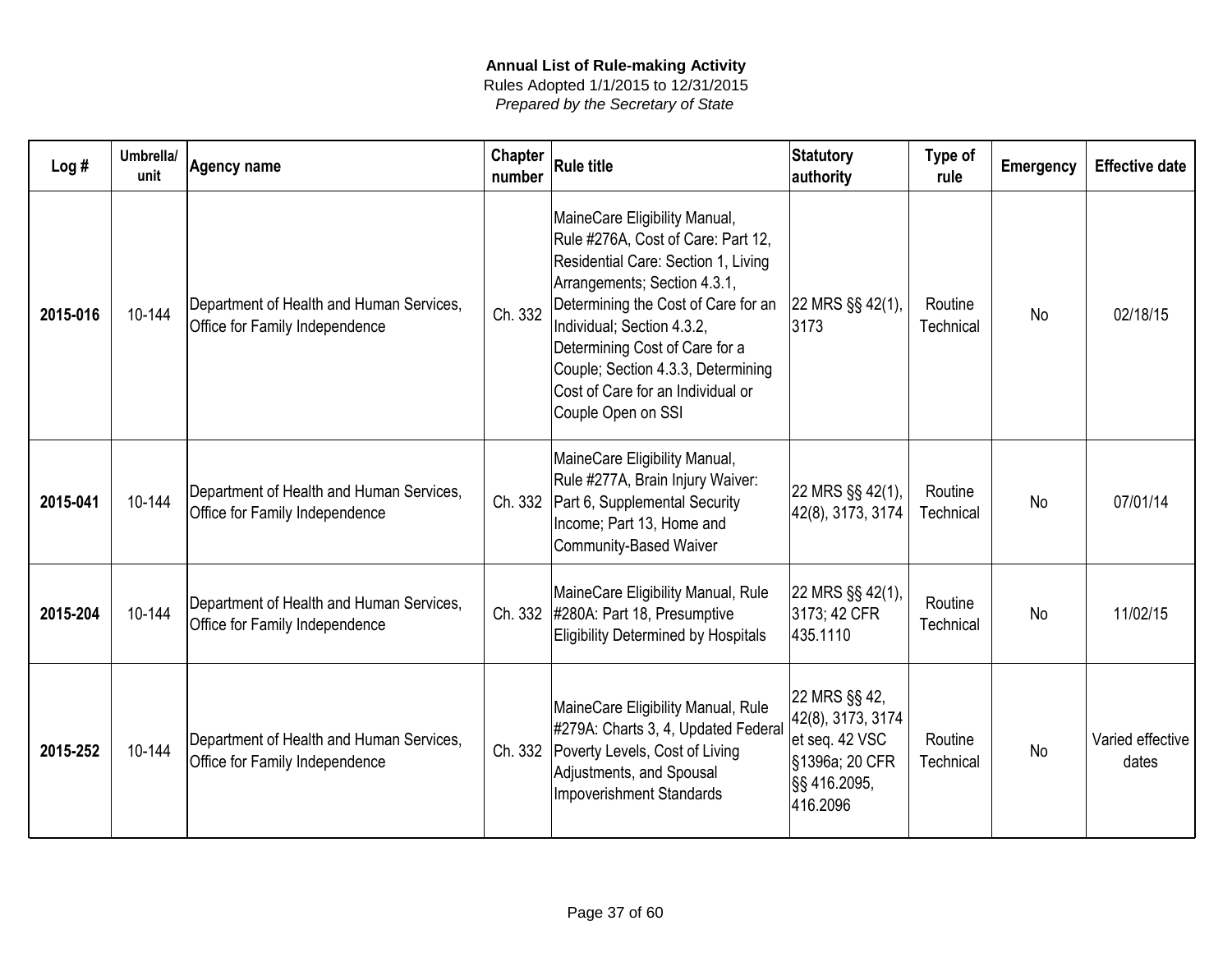**Annual List of Rule-making Activity**
Rules Adopted 1/1/2015 to 12/31/2015
*Prepared by the Secretary of State*

| Log # | Umbrella/ unit | Agency name | Chapter number | Rule title | Statutory authority | Type of rule | Emergency | Effective date |
|---|---|---|---|---|---|---|---|---|
| **2015-016** | 10-144 | Department of Health and Human Services, Office for Family Independence | Ch. 332 | MaineCare Eligibility Manual, Rule #276A, Cost of Care: Part 12, Residential Care: Section 1, Living Arrangements; Section 4.3.1, Determining the Cost of Care for an Individual; Section 4.3.2, Determining Cost of Care for a Couple; Section 4.3.3, Determining Cost of Care for an Individual or Couple Open on SSI | 22 MRS §§ 42(1), 3173 | Routine Technical | No | 02/18/15 |
| **2015-041** | 10-144 | Department of Health and Human Services, Office for Family Independence | Ch. 332 | MaineCare Eligibility Manual, Rule #277A, Brain Injury Waiver: Part 6, Supplemental Security Income; Part 13, Home and Community-Based Waiver | 22 MRS §§ 42(1), 42(8), 3173, 3174 | Routine Technical | No | 07/01/14 |
| **2015-204** | 10-144 | Department of Health and Human Services, Office for Family Independence | Ch. 332 | MaineCare Eligibility Manual, Rule #280A: Part 18, Presumptive Eligibility Determined by Hospitals | 22 MRS §§ 42(1), 3173; 42 CFR 435.1110 | Routine Technical | No | 11/02/15 |
| **2015-252** | 10-144 | Department of Health and Human Services, Office for Family Independence | Ch. 332 | MaineCare Eligibility Manual, Rule #279A: Charts 3, 4, Updated Federal Poverty Levels, Cost of Living Adjustments, and Spousal Impoverishment Standards | 22 MRS §§ 42, 42(8), 3173, 3174 et seq. 42 VSC §1396a; 20 CFR §§ 416.2095, 416.2096 | Routine Technical | No | Varied effective dates |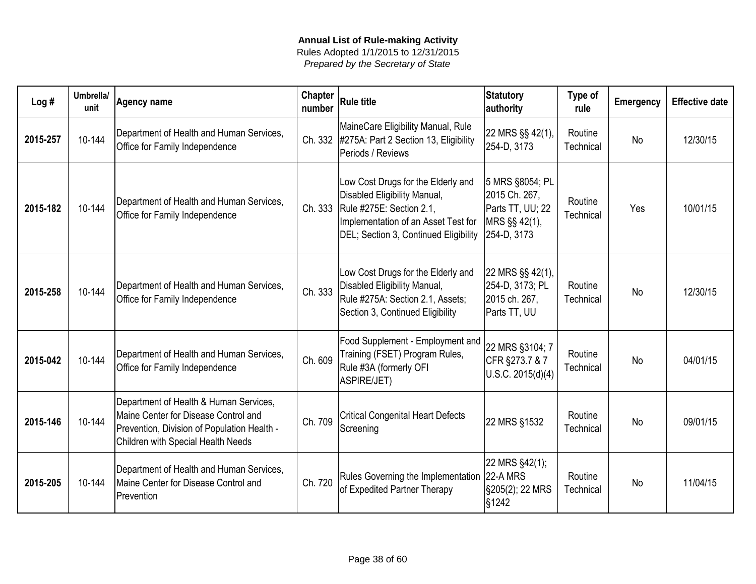**Annual List of Rule-making Activity**
Rules Adopted 1/1/2015 to 12/31/2015
*Prepared by the Secretary of State*

| Log # | Umbrella/ unit | Agency name | Chapter number | Rule title | Statutory authority | Type of rule | Emergency | Effective date |
|---|---|---|---|---|---|---|---|---|
| **2015-257** | 10-144 | Department of Health and Human Services, Office for Family Independence | Ch. 332 | MaineCare Eligibility Manual, Rule #275A: Part 2 Section 13, Eligibility Periods / Reviews | 22 MRS §§ 42(1), 254-D, 3173 | Routine Technical | No | 12/30/15 |
| **2015-182** | 10-144 | Department of Health and Human Services, Office for Family Independence | Ch. 333 | Low Cost Drugs for the Elderly and Disabled Eligibility Manual, Rule #275E: Section 2.1, Implementation of an Asset Test for DEL; Section 3, Continued Eligibility | 5 MRS §8054; PL 2015 Ch. 267, Parts TT, UU; 22 MRS §§ 42(1), 254-D, 3173 | Routine Technical | Yes | 10/01/15 |
| **2015-258** | 10-144 | Department of Health and Human Services, Office for Family Independence | Ch. 333 | Low Cost Drugs for the Elderly and Disabled Eligibility Manual, Rule #275A: Section 2.1, Assets; Section 3, Continued Eligibility | 22 MRS §§ 42(1), 254-D, 3173; PL 2015 ch. 267, Parts TT, UU | Routine Technical | No | 12/30/15 |
| **2015-042** | 10-144 | Department of Health and Human Services, Office for Family Independence | Ch. 609 | Food Supplement - Employment and Training (FSET) Program Rules, Rule #3A (formerly OFI ASPIRE/JET) | 22 MRS §3104; 7 CFR §273.7 & 7 U.S.C. 2015(d)(4) | Routine Technical | No | 04/01/15 |
| **2015-146** | 10-144 | Department of Health & Human Services, Maine Center for Disease Control and Prevention, Division of Population Health - Children with Special Health Needs | Ch. 709 | Critical Congenital Heart Defects Screening | 22 MRS §1532 | Routine Technical | No | 09/01/15 |
| **2015-205** | 10-144 | Department of Health and Human Services, Maine Center for Disease Control and Prevention | Ch. 720 | Rules Governing the Implementation of Expedited Partner Therapy | 22 MRS §42(1); 22-A MRS §205(2); 22 MRS §1242 | Routine Technical | No | 11/04/15 |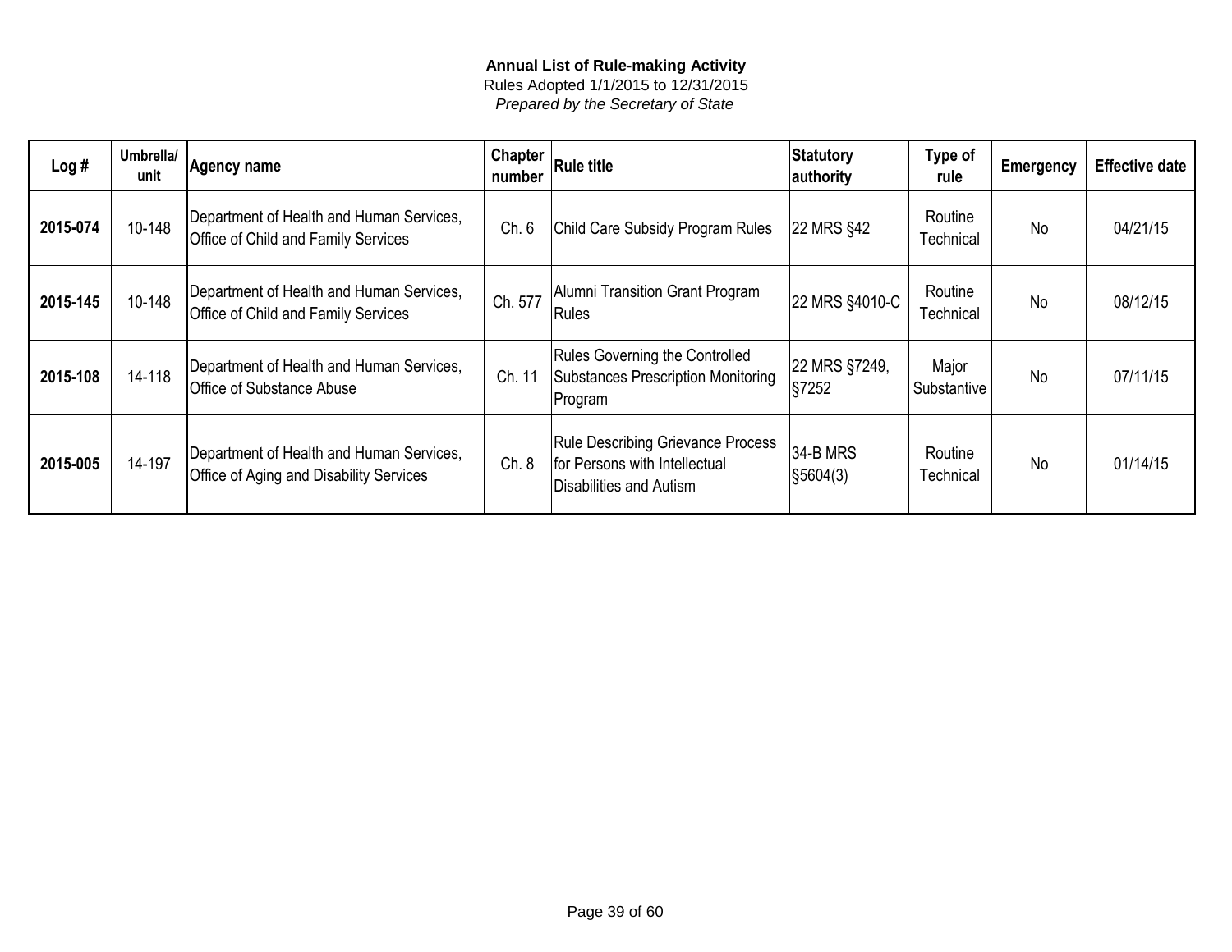**Annual List of Rule-making Activity**

Rules Adopted 1/1/2015 to 12/31/2015

*Prepared by the Secretary of State*

| Log # | Umbrella/ unit | Agency name | Chapter number | Rule title | Statutory authority | Type of rule | Emergency | Effective date |
|---|---|---|---|---|---|---|---|---|
| **2015-074** | 10-148 | Department of Health and Human Services, Office of Child and Family Services | Ch. 6 | Child Care Subsidy Program Rules | 22 MRS §42 | Routine Technical | No | 04/21/15 |
| **2015-145** | 10-148 | Department of Health and Human Services, Office of Child and Family Services | Ch. 577 | Alumni Transition Grant Program Rules | 22 MRS §4010-C | Routine Technical | No | 08/12/15 |
| **2015-108** | 14-118 | Department of Health and Human Services, Office of Substance Abuse | Ch. 11 | Rules Governing the Controlled Substances Prescription Monitoring Program | 22 MRS §7249, §7252 | Major Substantive | No | 07/11/15 |
| **2015-005** | 14-197 | Department of Health and Human Services, Office of Aging and Disability Services | Ch. 8 | Rule Describing Grievance Process for Persons with Intellectual Disabilities and Autism | 34-B MRS §5604(3) | Routine Technical | No | 01/14/15 |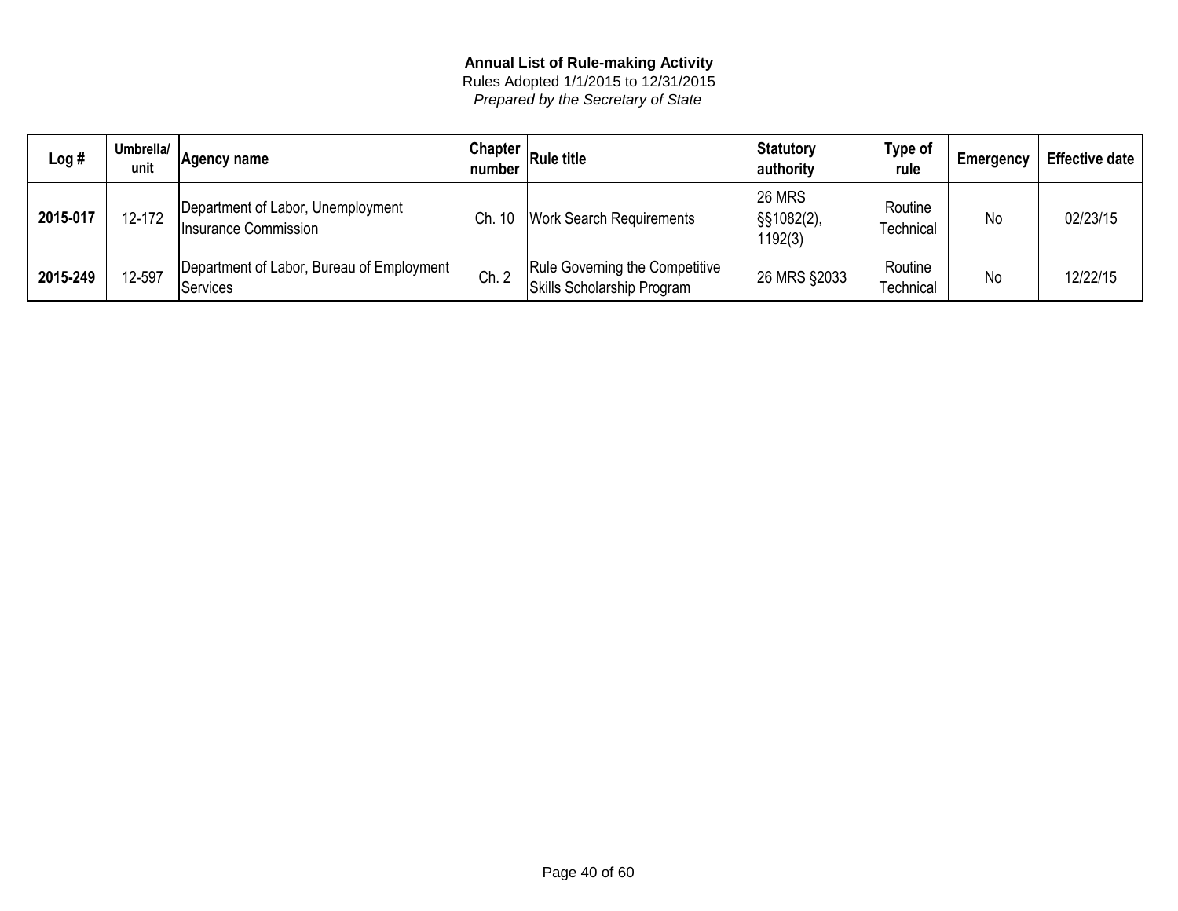**Annual List of Rule-making Activity**

Rules Adopted 1/1/2015 to 12/31/2015

*Prepared by the Secretary of State*

| Log # | Umbrella/ unit | Agency name | Chapter number | Rule title | Statutory authority | Type of rule | Emergency | Effective date |
|---|---|---|---|---|---|---|---|---|
| **2015-017** | 12-172 | Department of Labor, Unemployment Insurance Commission | Ch. 10 | Work Search Requirements | 26 MRS §§1082(2), 1192(3) | Routine Technical | No | 02/23/15 |
| **2015-249** | 12-597 | Department of Labor, Bureau of Employment Services | Ch. 2 | Rule Governing the Competitive Skills Scholarship Program | 26 MRS §2033 | Routine Technical | No | 12/22/15 |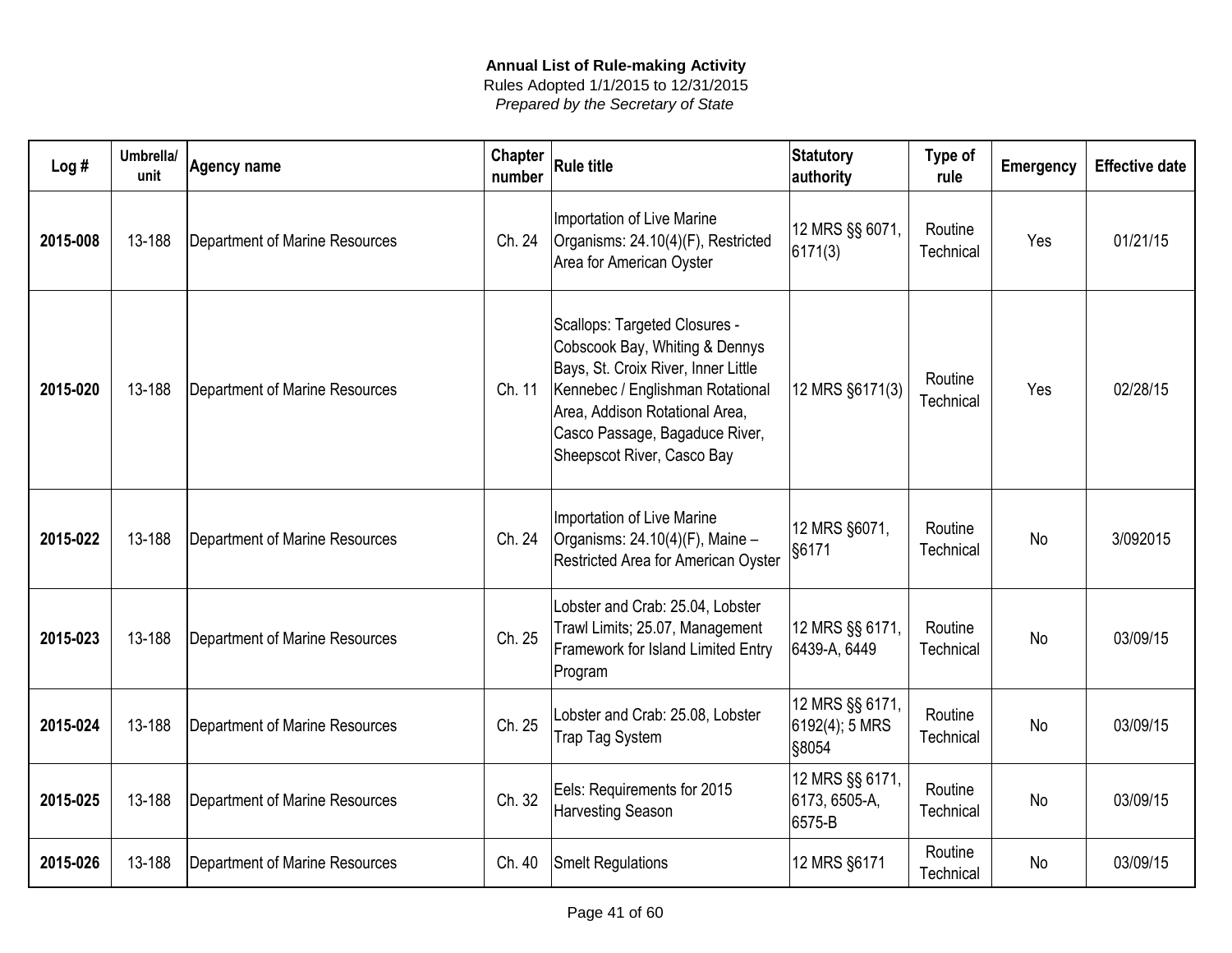**Annual List of Rule-making Activity**
Rules Adopted 1/1/2015 to 12/31/2015
*Prepared by the Secretary of State*

| Log # | Umbrella/ unit | Agency name | Chapter number | Rule title | Statutory authority | Type of rule | Emergency | Effective date |
|---|---|---|---|---|---|---|---|---|
| **2015-008** | 13-188 | Department of Marine Resources | Ch. 24 | Importation of Live Marine Organisms: 24.10(4)(F), Restricted Area for American Oyster | 12 MRS §§ 6071, 6171(3) | Routine Technical | Yes | 01/21/15 |
| **2015-020** | 13-188 | Department of Marine Resources | Ch. 11 | Scallops: Targeted Closures - Cobscook Bay, Whiting & Dennys Bays, St. Croix River, Inner Little Kennebec / Englishman Rotational Area, Addison Rotational Area, Casco Passage, Bagaduce River, Sheepscot River, Casco Bay | 12 MRS §6171(3) | Routine Technical | Yes | 02/28/15 |
| **2015-022** | 13-188 | Department of Marine Resources | Ch. 24 | Importation of Live Marine Organisms: 24.10(4)(F), Maine – Restricted Area for American Oyster | 12 MRS §6071, §6171 | Routine Technical | No | 3/092015 |
| **2015-023** | 13-188 | Department of Marine Resources | Ch. 25 | Lobster and Crab: 25.04, Lobster Trawl Limits; 25.07, Management Framework for Island Limited Entry Program | 12 MRS §§ 6171, 6439-A, 6449 | Routine Technical | No | 03/09/15 |
| **2015-024** | 13-188 | Department of Marine Resources | Ch. 25 | Lobster and Crab: 25.08, Lobster Trap Tag System | 12 MRS §§ 6171, 6192(4); 5 MRS §8054 | Routine Technical | No | 03/09/15 |
| **2015-025** | 13-188 | Department of Marine Resources | Ch. 32 | Eels: Requirements for 2015 Harvesting Season | 12 MRS §§ 6171, 6173, 6505-A, 6575-B | Routine Technical | No | 03/09/15 |
| **2015-026** | 13-188 | Department of Marine Resources | Ch. 40 | Smelt Regulations | 12 MRS §6171 | Routine Technical | No | 03/09/15 |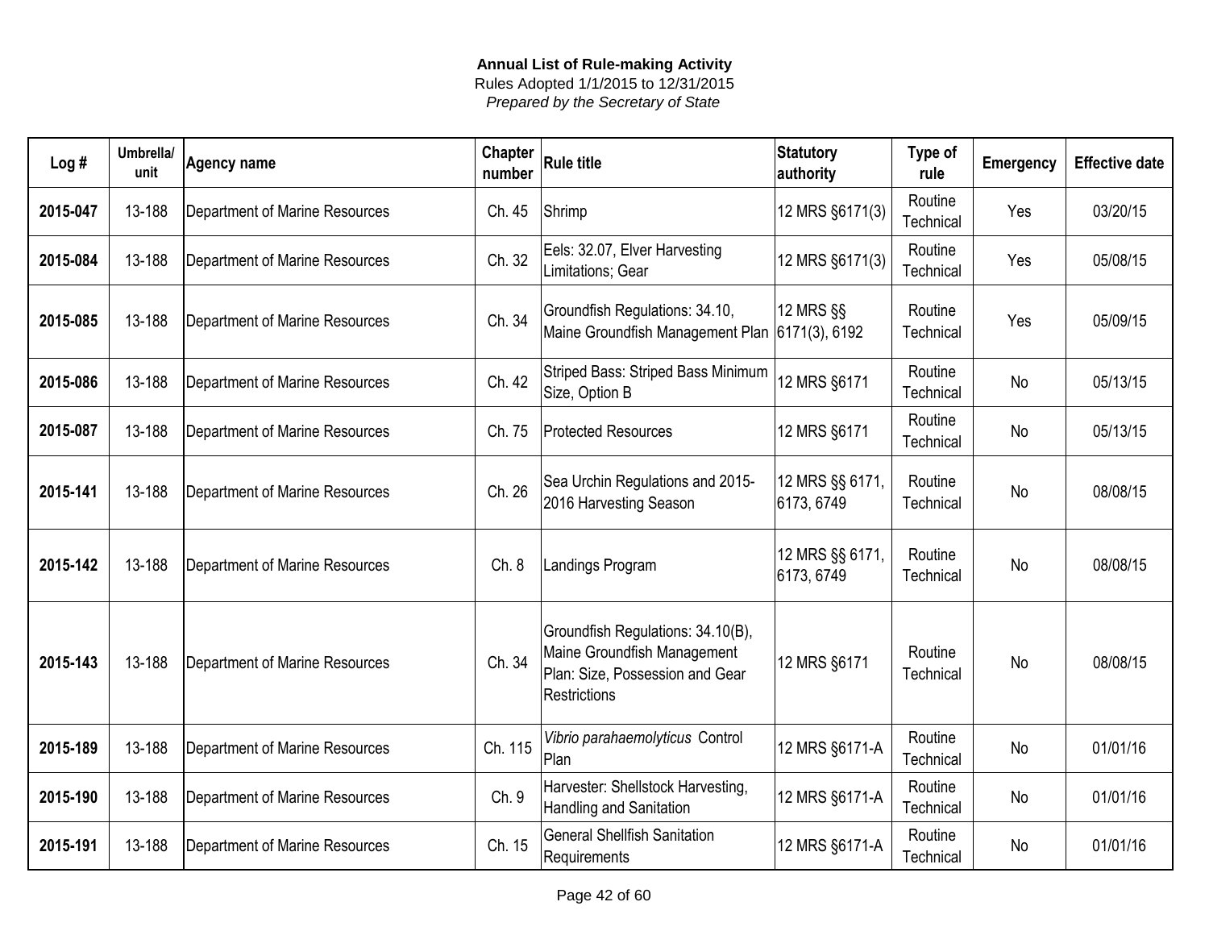**Annual List of Rule-making Activity**

Rules Adopted 1/1/2015 to 12/31/2015

*Prepared by the Secretary of State*

| Log # | Umbrella/ unit | Agency name | Chapter number | Rule title | Statutory authority | Type of rule | Emergency | Effective date |
|---|---|---|---|---|---|---|---|---|
| **2015-047** | 13-188 | Department of Marine Resources | Ch. 45 | Shrimp | 12 MRS §6171(3) | Routine Technical | Yes | 03/20/15 |
| **2015-084** | 13-188 | Department of Marine Resources | Ch. 32 | Eels: 32.07, Elver Harvesting Limitations; Gear | 12 MRS §6171(3) | Routine Technical | Yes | 05/08/15 |
| **2015-085** | 13-188 | Department of Marine Resources | Ch. 34 | Groundfish Regulations: 34.10, Maine Groundfish Management Plan | 12 MRS §§ 6171(3), 6192 | Routine Technical | Yes | 05/09/15 |
| **2015-086** | 13-188 | Department of Marine Resources | Ch. 42 | Striped Bass: Striped Bass Minimum Size, Option B | 12 MRS §6171 | Routine Technical | No | 05/13/15 |
| **2015-087** | 13-188 | Department of Marine Resources | Ch. 75 | Protected Resources | 12 MRS §6171 | Routine Technical | No | 05/13/15 |
| **2015-141** | 13-188 | Department of Marine Resources | Ch. 26 | Sea Urchin Regulations and 2015-2016 Harvesting Season | 12 MRS §§ 6171, 6173, 6749 | Routine Technical | No | 08/08/15 |
| **2015-142** | 13-188 | Department of Marine Resources | Ch. 8 | Landings Program | 12 MRS §§ 6171, 6173, 6749 | Routine Technical | No | 08/08/15 |
| **2015-143** | 13-188 | Department of Marine Resources | Ch. 34 | Groundfish Regulations: 34.10(B), Maine Groundfish Management Plan: Size, Possession and Gear Restrictions | 12 MRS §6171 | Routine Technical | No | 08/08/15 |
| **2015-189** | 13-188 | Department of Marine Resources | Ch. 115 | *Vibrio parahaemolyticus* Control Plan | 12 MRS §6171-A | Routine Technical | No | 01/01/16 |
| **2015-190** | 13-188 | Department of Marine Resources | Ch. 9 | Harvester: Shellstock Harvesting, Handling and Sanitation | 12 MRS §6171-A | Routine Technical | No | 01/01/16 |
| **2015-191** | 13-188 | Department of Marine Resources | Ch. 15 | General Shellfish Sanitation Requirements | 12 MRS §6171-A | Routine Technical | No | 01/01/16 |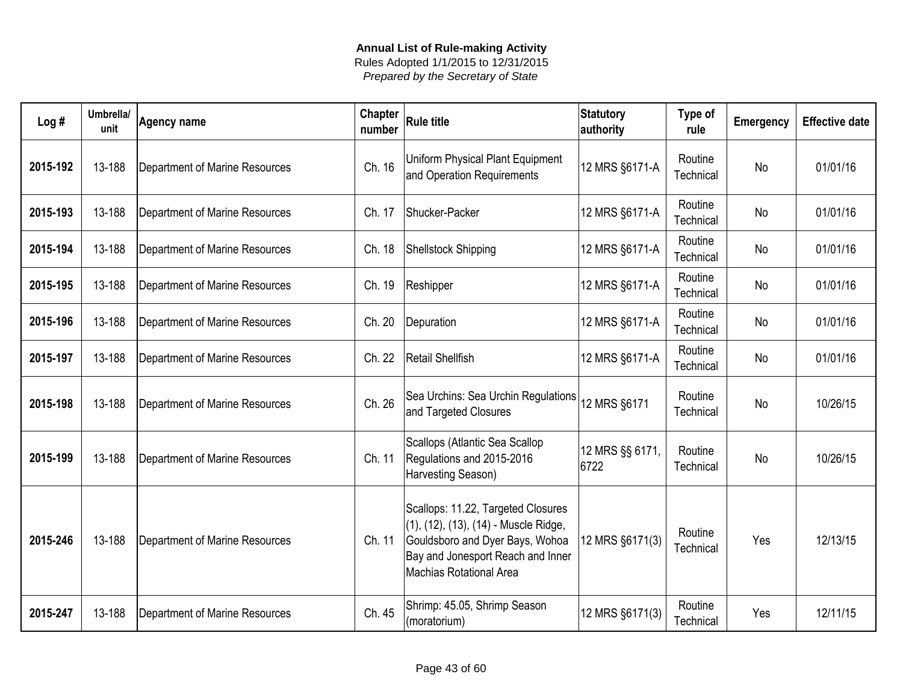**Annual List of Rule-making Activity**
Rules Adopted 1/1/2015 to 12/31/2015
*Prepared by the Secretary of State*

| Log # | Umbrella/ unit | Agency name | Chapter number | Rule title | Statutory authority | Type of rule | Emergency | Effective date |
|---|---|---|---|---|---|---|---|---|
| **2015-192** | 13-188 | Department of Marine Resources | Ch. 16 | Uniform Physical Plant Equipment and Operation Requirements | 12 MRS §6171-A | Routine Technical | No | 01/01/16 |
| **2015-193** | 13-188 | Department of Marine Resources | Ch. 17 | Shucker-Packer | 12 MRS §6171-A | Routine Technical | No | 01/01/16 |
| **2015-194** | 13-188 | Department of Marine Resources | Ch. 18 | Shellstock Shipping | 12 MRS §6171-A | Routine Technical | No | 01/01/16 |
| **2015-195** | 13-188 | Department of Marine Resources | Ch. 19 | Reshipper | 12 MRS §6171-A | Routine Technical | No | 01/01/16 |
| **2015-196** | 13-188 | Department of Marine Resources | Ch. 20 | Depuration | 12 MRS §6171-A | Routine Technical | No | 01/01/16 |
| **2015-197** | 13-188 | Department of Marine Resources | Ch. 22 | Retail Shellfish | 12 MRS §6171-A | Routine Technical | No | 01/01/16 |
| **2015-198** | 13-188 | Department of Marine Resources | Ch. 26 | Sea Urchins: Sea Urchin Regulations and Targeted Closures | 12 MRS §6171 | Routine Technical | No | 10/26/15 |
| **2015-199** | 13-188 | Department of Marine Resources | Ch. 11 | Scallops (Atlantic Sea Scallop Regulations and 2015-2016 Harvesting Season) | 12 MRS §§ 6171, 6722 | Routine Technical | No | 10/26/15 |
| **2015-246** | 13-188 | Department of Marine Resources | Ch. 11 | Scallops: 11.22, Targeted Closures (1), (12), (13), (14) - Muscle Ridge, Gouldsboro and Dyer Bays, Wohoa Bay and Jonesport Reach and Inner Machias Rotational Area | 12 MRS §6171(3) | Routine Technical | Yes | 12/13/15 |
| **2015-247** | 13-188 | Department of Marine Resources | Ch. 45 | Shrimp: 45.05, Shrimp Season (moratorium) | 12 MRS §6171(3) | Routine Technical | Yes | 12/11/15 |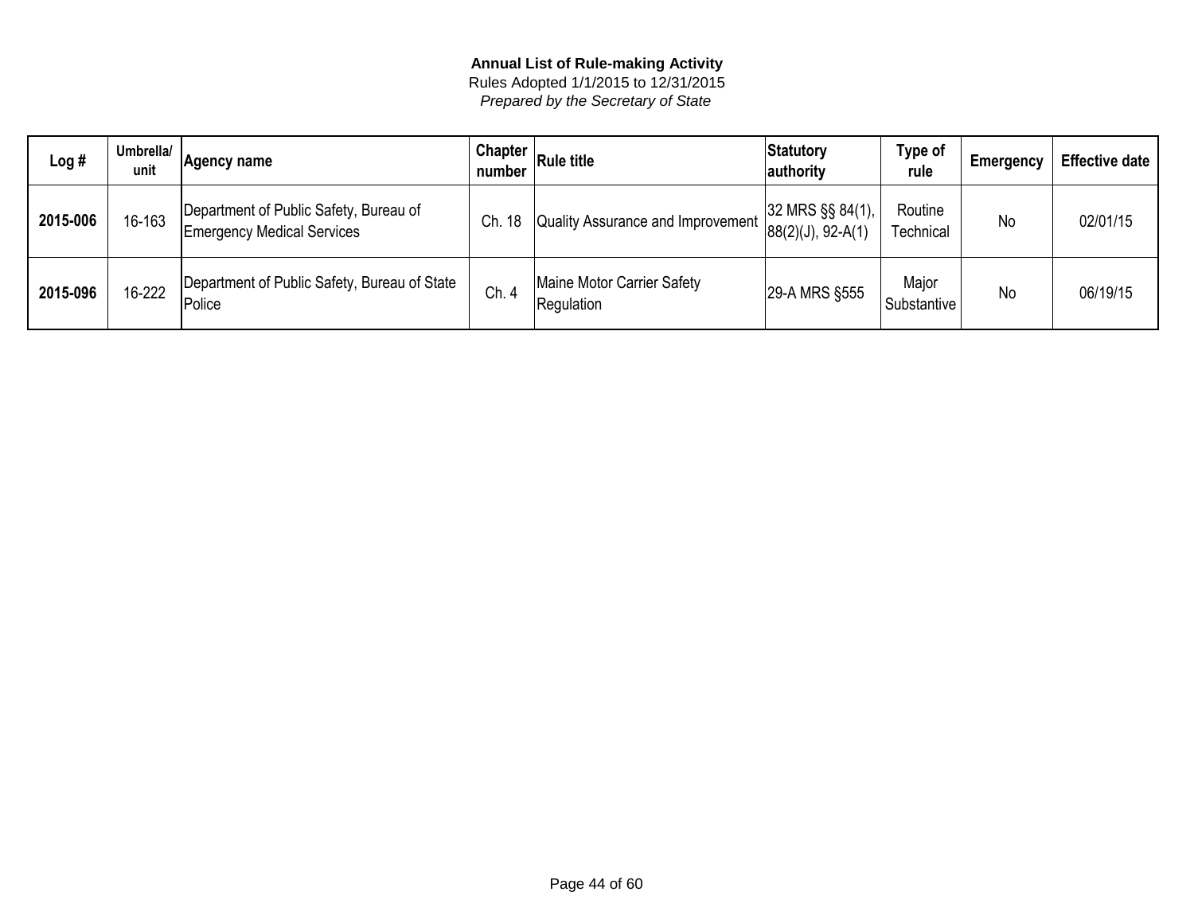**Annual List of Rule-making Activity**
Rules Adopted 1/1/2015 to 12/31/2015
*Prepared by the Secretary of State*

| Log # | Umbrella/ unit | Agency name | Chapter number | Rule title | Statutory authority | Type of rule | Emergency | Effective date |
|---|---|---|---|---|---|---|---|---|
| **2015-006** | 16-163 | Department of Public Safety, Bureau of Emergency Medical Services | Ch. 18 | Quality Assurance and Improvement | 32 MRS §§ 84(1), 88(2)(J), 92-A(1) | Routine Technical | No | 02/01/15 |
| **2015-096** | 16-222 | Department of Public Safety, Bureau of State Police | Ch. 4 | Maine Motor Carrier Safety Regulation | 29-A MRS §555 | Major Substantive | No | 06/19/15 |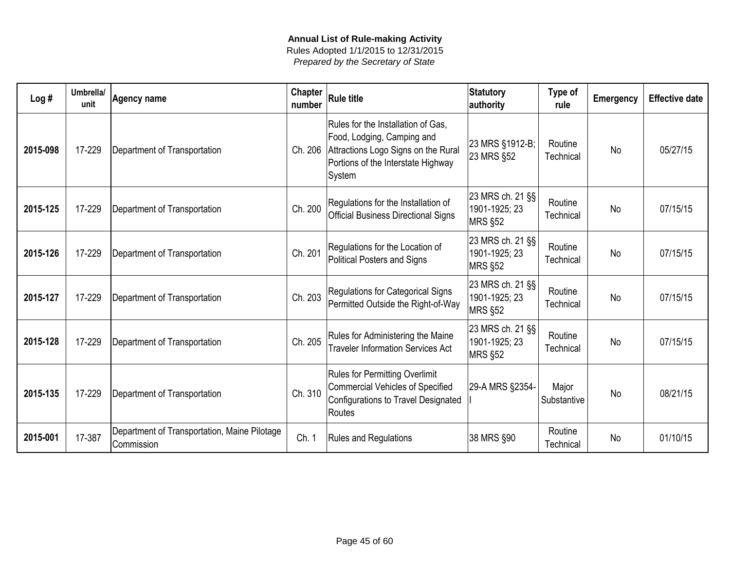**Annual List of Rule-making Activity**
Rules Adopted 1/1/2015 to 12/31/2015
*Prepared by the Secretary of State*

| Log # | Umbrella/ unit | Agency name | Chapter number | Rule title | Statutory authority | Type of rule | Emergency | Effective date |
|---|---|---|---|---|---|---|---|---|
| **2015-098** | 17-229 | Department of Transportation | Ch. 206 | Rules for the Installation of Gas, Food, Lodging, Camping and Attractions Logo Signs on the Rural Portions of the Interstate Highway System | 23 MRS §1912-B; 23 MRS §52 | Routine Technical | No | 05/27/15 |
| **2015-125** | 17-229 | Department of Transportation | Ch. 200 | Regulations for the Installation of Official Business Directional Signs | 23 MRS ch. 21 §§ 1901-1925; 23 MRS §52 | Routine Technical | No | 07/15/15 |
| **2015-126** | 17-229 | Department of Transportation | Ch. 201 | Regulations for the Location of Political Posters and Signs | 23 MRS ch. 21 §§ 1901-1925; 23 MRS §52 | Routine Technical | No | 07/15/15 |
| **2015-127** | 17-229 | Department of Transportation | Ch. 203 | Regulations for Categorical Signs Permitted Outside the Right-of-Way | 23 MRS ch. 21 §§ 1901-1925; 23 MRS §52 | Routine Technical | No | 07/15/15 |
| **2015-128** | 17-229 | Department of Transportation | Ch. 205 | Rules for Administering the Maine Traveler Information Services Act | 23 MRS ch. 21 §§ 1901-1925; 23 MRS §52 | Routine Technical | No | 07/15/15 |
| **2015-135** | 17-229 | Department of Transportation | Ch. 310 | Rules for Permitting Overlimit Commercial Vehicles of Specified Configurations to Travel Designated Routes | 29-A MRS §2354-I | Major Substantive | No | 08/21/15 |
| **2015-001** | 17-387 | Department of Transportation, Maine Pilotage Commission | Ch. 1 | Rules and Regulations | 38 MRS §90 | Routine Technical | No | 01/10/15 |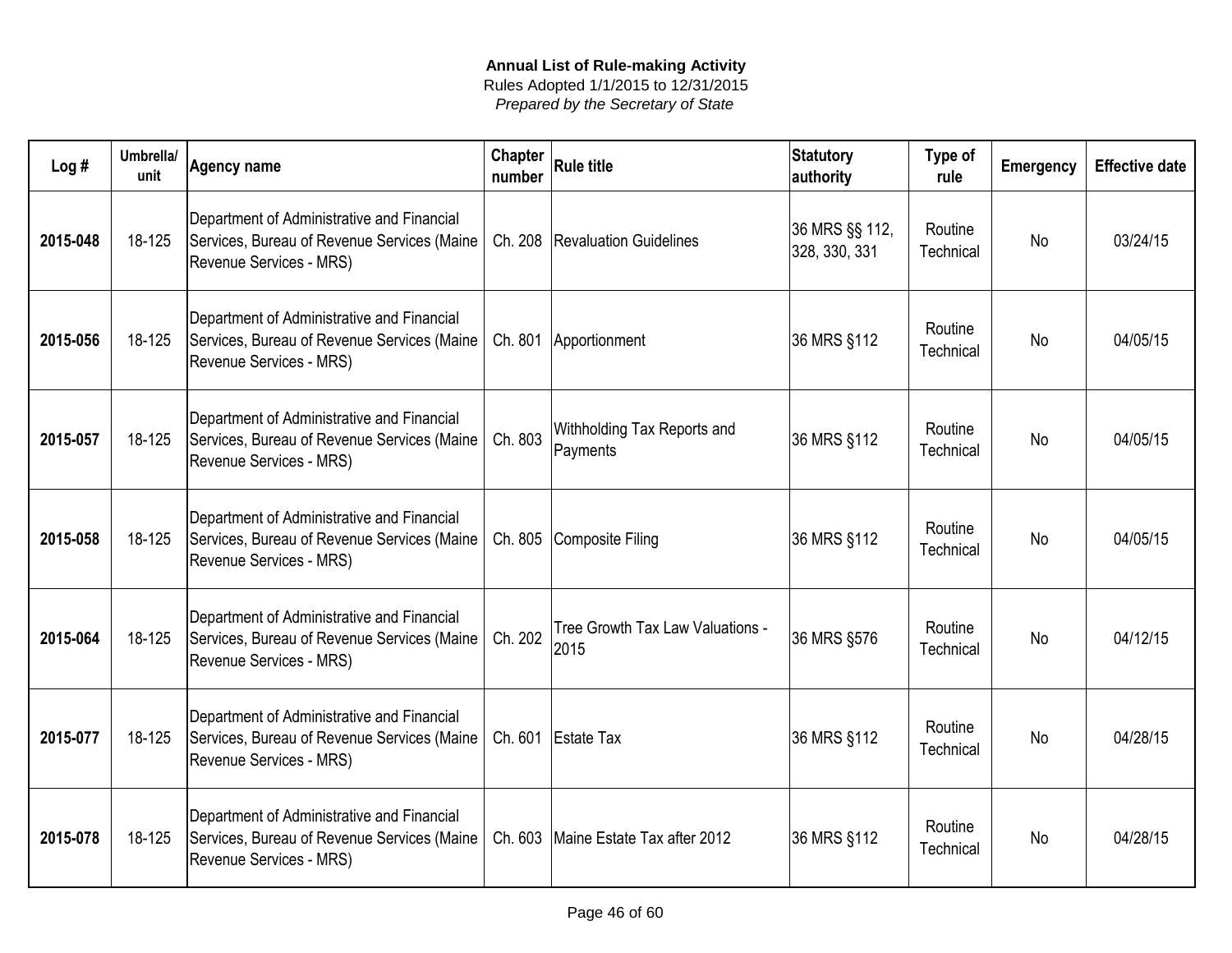**Annual List of Rule-making Activity**
Rules Adopted 1/1/2015 to 12/31/2015
*Prepared by the Secretary of State*

| Log # | Umbrella/ unit | Agency name | Chapter number | Rule title | Statutory authority | Type of rule | Emergency | Effective date |
|---|---|---|---|---|---|---|---|---|
| **2015-048** | 18-125 | Department of Administrative and Financial Services, Bureau of Revenue Services (Maine Revenue Services - MRS) | Ch. 208 | Revaluation Guidelines | 36 MRS §§ 112, 328, 330, 331 | Routine Technical | No | 03/24/15 |
| **2015-056** | 18-125 | Department of Administrative and Financial Services, Bureau of Revenue Services (Maine Revenue Services - MRS) | Ch. 801 | Apportionment | 36 MRS §112 | Routine Technical | No | 04/05/15 |
| **2015-057** | 18-125 | Department of Administrative and Financial Services, Bureau of Revenue Services (Maine Revenue Services - MRS) | Ch. 803 | Withholding Tax Reports and Payments | 36 MRS §112 | Routine Technical | No | 04/05/15 |
| **2015-058** | 18-125 | Department of Administrative and Financial Services, Bureau of Revenue Services (Maine Revenue Services - MRS) | Ch. 805 | Composite Filing | 36 MRS §112 | Routine Technical | No | 04/05/15 |
| **2015-064** | 18-125 | Department of Administrative and Financial Services, Bureau of Revenue Services (Maine Revenue Services - MRS) | Ch. 202 | Tree Growth Tax Law Valuations - 2015 | 36 MRS §576 | Routine Technical | No | 04/12/15 |
| **2015-077** | 18-125 | Department of Administrative and Financial Services, Bureau of Revenue Services (Maine Revenue Services - MRS) | Ch. 601 | Estate Tax | 36 MRS §112 | Routine Technical | No | 04/28/15 |
| **2015-078** | 18-125 | Department of Administrative and Financial Services, Bureau of Revenue Services (Maine Revenue Services - MRS) | Ch. 603 | Maine Estate Tax after 2012 | 36 MRS §112 | Routine Technical | No | 04/28/15 |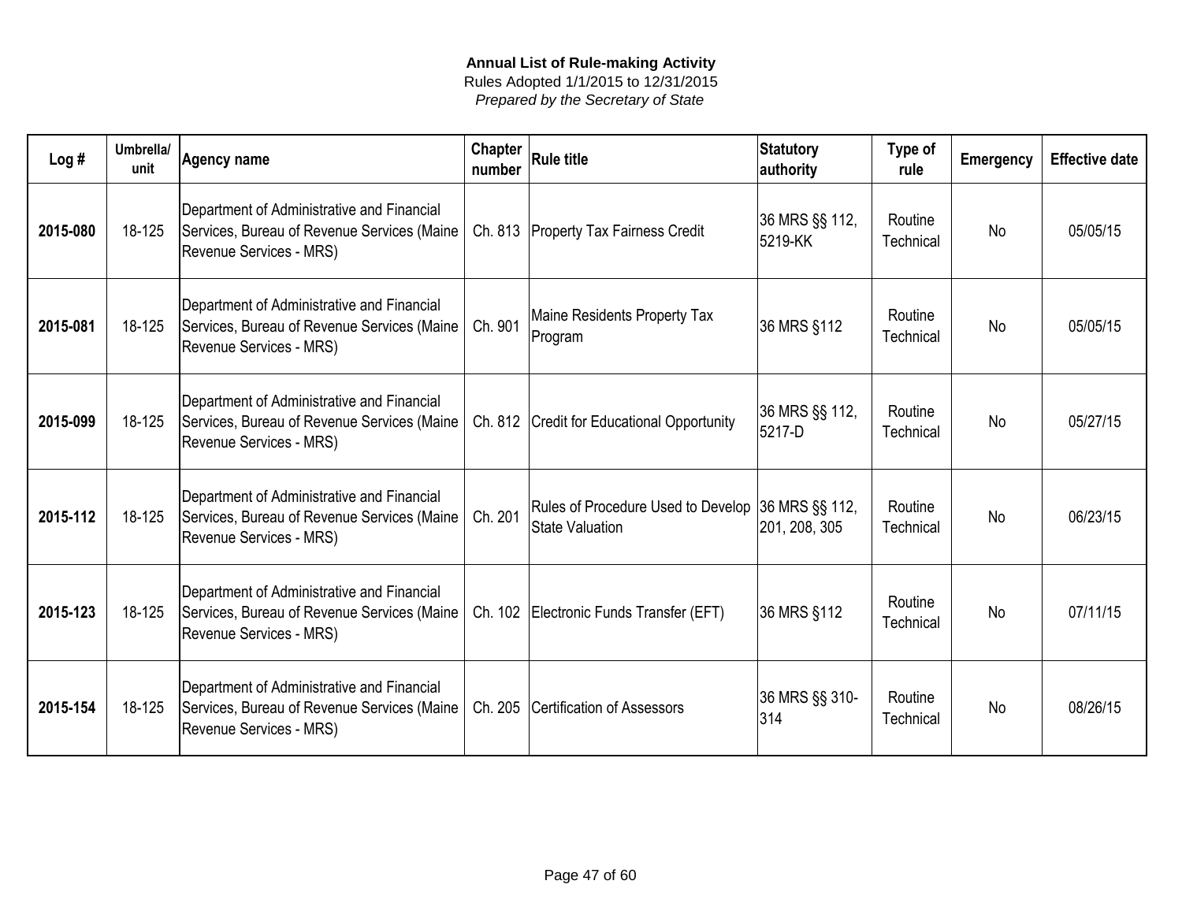**Annual List of Rule-making Activity**

Rules Adopted 1/1/2015 to 12/31/2015

*Prepared by the Secretary of State*

| Log # | Umbrella/ unit | Agency name | Chapter number | Rule title | Statutory authority | Type of rule | Emergency | Effective date |
|---|---|---|---|---|---|---|---|---|
| **2015-080** | 18-125 | Department of Administrative and Financial Services, Bureau of Revenue Services (Maine Revenue Services - MRS) | Ch. 813 | Property Tax Fairness Credit | 36 MRS §§ 112, 5219-KK | Routine Technical | No | 05/05/15 |
| **2015-081** | 18-125 | Department of Administrative and Financial Services, Bureau of Revenue Services (Maine Revenue Services - MRS) | Ch. 901 | Maine Residents Property Tax Program | 36 MRS §112 | Routine Technical | No | 05/05/15 |
| **2015-099** | 18-125 | Department of Administrative and Financial Services, Bureau of Revenue Services (Maine Revenue Services - MRS) | Ch. 812 | Credit for Educational Opportunity | 36 MRS §§ 112, 5217-D | Routine Technical | No | 05/27/15 |
| **2015-112** | 18-125 | Department of Administrative and Financial Services, Bureau of Revenue Services (Maine Revenue Services - MRS) | Ch. 201 | Rules of Procedure Used to Develop State Valuation | 36 MRS §§ 112, 201, 208, 305 | Routine Technical | No | 06/23/15 |
| **2015-123** | 18-125 | Department of Administrative and Financial Services, Bureau of Revenue Services (Maine Revenue Services - MRS) | Ch. 102 | Electronic Funds Transfer (EFT) | 36 MRS §112 | Routine Technical | No | 07/11/15 |
| **2015-154** | 18-125 | Department of Administrative and Financial Services, Bureau of Revenue Services (Maine Revenue Services - MRS) | Ch. 205 | Certification of Assessors | 36 MRS §§ 310-314 | Routine Technical | No | 08/26/15 |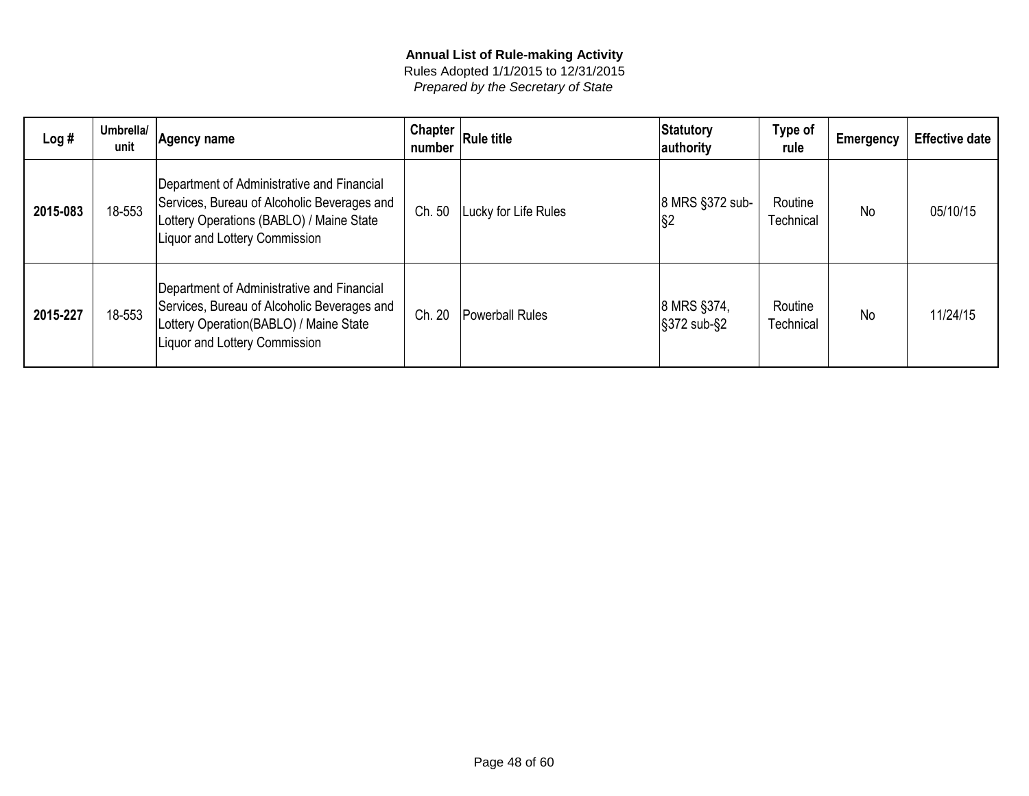**Annual List of Rule-making Activity**

Rules Adopted 1/1/2015 to 12/31/2015

*Prepared by the Secretary of State*

| Log # | Umbrella/ unit | Agency name | Chapter number | Rule title | Statutory authority | Type of rule | Emergency | Effective date |
|---|---|---|---|---|---|---|---|---|
| **2015-083** | 18-553 | Department of Administrative and Financial Services, Bureau of Alcoholic Beverages and Lottery Operations (BABLO) / Maine State Liquor and Lottery Commission | Ch. 50 | Lucky for Life Rules | 8 MRS §372 sub-§2 | Routine Technical | No | 05/10/15 |
| **2015-227** | 18-553 | Department of Administrative and Financial Services, Bureau of Alcoholic Beverages and Lottery Operation(BABLO) / Maine State Liquor and Lottery Commission | Ch. 20 | Powerball Rules | 8 MRS §374, §372 sub-§2 | Routine Technical | No | 11/24/15 |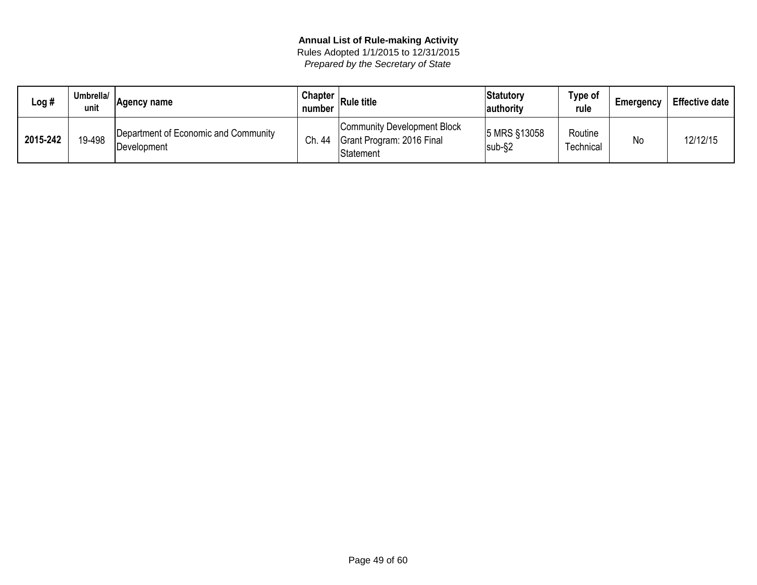**Annual List of Rule-making Activity**
Rules Adopted 1/1/2015 to 12/31/2015
*Prepared by the Secretary of State*

| Log # | Umbrella/ unit | Agency name | Chapter number | Rule title | Statutory authority | Type of rule | Emergency | Effective date |
|---|---|---|---|---|---|---|---|---|
| **2015-242** | 19-498 | Department of Economic and Community Development | Ch. 44 | Community Development Block Grant Program: 2016 Final Statement | 5 MRS §13058 sub-§2 | Routine Technical | No | 12/12/15 |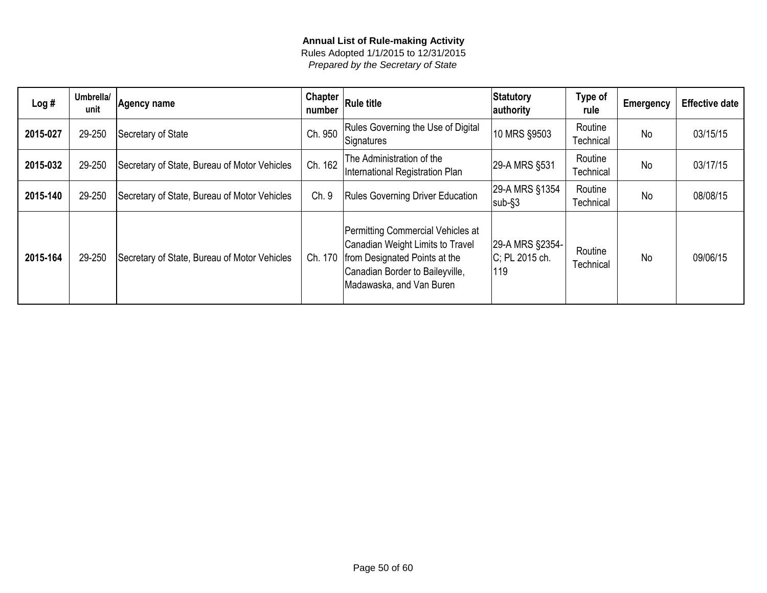**Annual List of Rule-making Activity**
Rules Adopted 1/1/2015 to 12/31/2015
*Prepared by the Secretary of State*

| Log # | Umbrella/ unit | Agency name | Chapter number | Rule title | Statutory authority | Type of rule | Emergency | Effective date |
|---|---|---|---|---|---|---|---|---|
| **2015-027** | 29-250 | Secretary of State | Ch. 950 | Rules Governing the Use of Digital Signatures | 10 MRS §9503 | Routine Technical | No | 03/15/15 |
| **2015-032** | 29-250 | Secretary of State, Bureau of Motor Vehicles | Ch. 162 | The Administration of the International Registration Plan | 29-A MRS §531 | Routine Technical | No | 03/17/15 |
| **2015-140** | 29-250 | Secretary of State, Bureau of Motor Vehicles | Ch. 9 | Rules Governing Driver Education | 29-A MRS §1354 sub-§3 | Routine Technical | No | 08/08/15 |
| **2015-164** | 29-250 | Secretary of State, Bureau of Motor Vehicles | Ch. 170 | Permitting Commercial Vehicles at Canadian Weight Limits to Travel from Designated Points at the Canadian Border to Baileyville, Madawaska, and Van Buren | 29-A MRS §2354-C; PL 2015 ch. 119 | Routine Technical | No | 09/06/15 |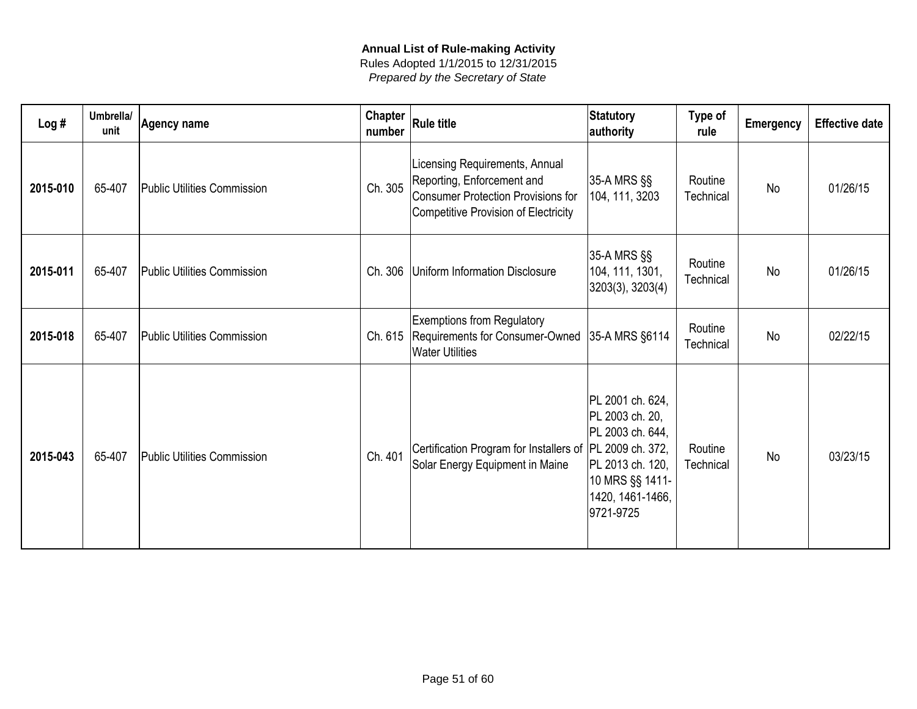**Annual List of Rule-making Activity**

Rules Adopted 1/1/2015 to 12/31/2015

*Prepared by the Secretary of State*

| Log # | Umbrella/ unit | Agency name | Chapter number | Rule title | Statutory authority | Type of rule | Emergency | Effective date |
|---|---|---|---|---|---|---|---|---|
| **2015-010** | 65-407 | Public Utilities Commission | Ch. 305 | Licensing Requirements, Annual Reporting, Enforcement and Consumer Protection Provisions for Competitive Provision of Electricity | 35-A MRS §§ 104, 111, 3203 | Routine Technical | No | 01/26/15 |
| **2015-011** | 65-407 | Public Utilities Commission | Ch. 306 | Uniform Information Disclosure | 35-A MRS §§ 104, 111, 1301, 3203(3), 3203(4) | Routine Technical | No | 01/26/15 |
| **2015-018** | 65-407 | Public Utilities Commission | Ch. 615 | Exemptions from Regulatory Requirements for Consumer-Owned Water Utilities | 35-A MRS §6114 | Routine Technical | No | 02/22/15 |
| **2015-043** | 65-407 | Public Utilities Commission | Ch. 401 | Certification Program for Installers of Solar Energy Equipment in Maine | PL 2001 ch. 624, PL 2003 ch. 20, PL 2003 ch. 644, PL 2009 ch. 372, PL 2013 ch. 120, 10 MRS §§ 1411-1420, 1461-1466, 9721-9725 | Routine Technical | No | 03/23/15 |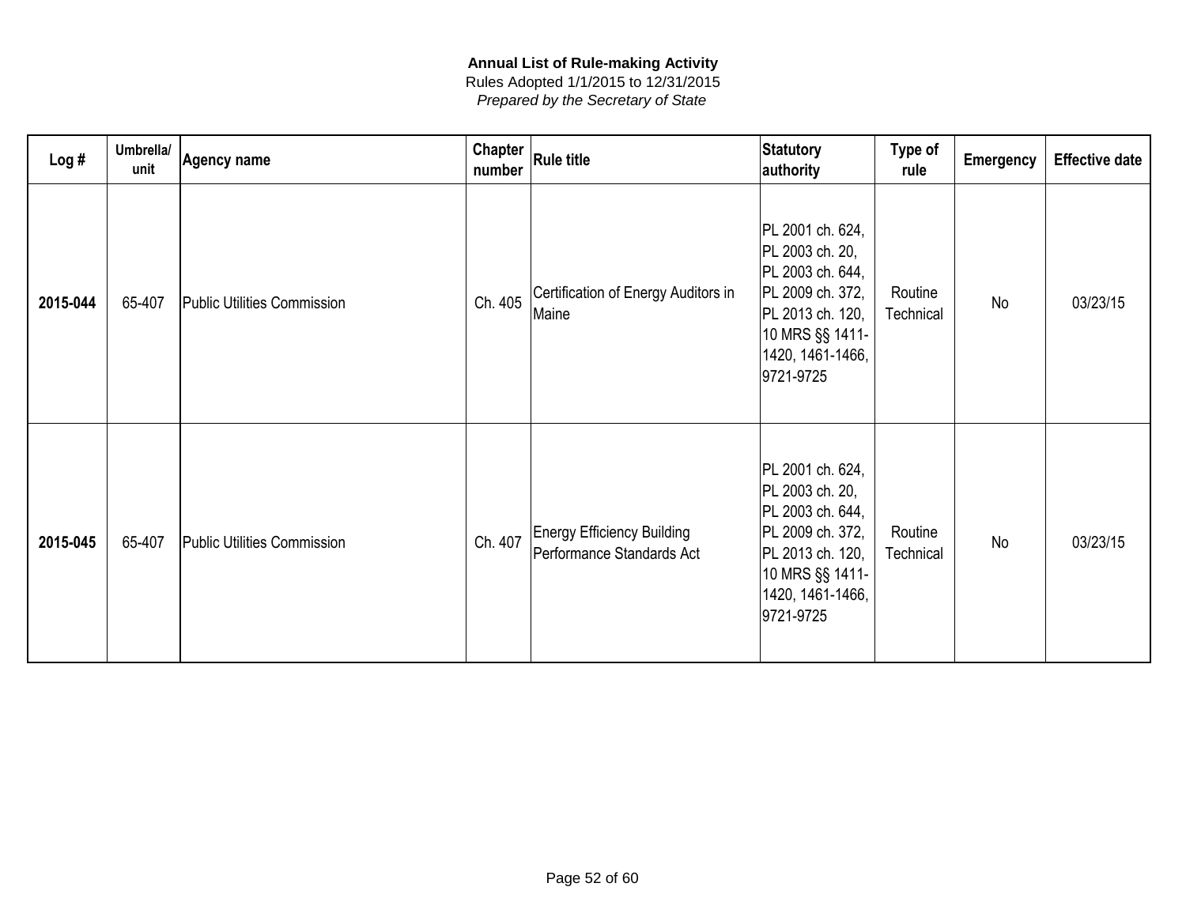**Annual List of Rule-making Activity**
Rules Adopted 1/1/2015 to 12/31/2015
*Prepared by the Secretary of State*

| Log # | Umbrella/ unit | Agency name | Chapter number | Rule title | Statutory authority | Type of rule | Emergency | Effective date |
|---|---|---|---|---|---|---|---|---|
| **2015-044** | 65-407 | Public Utilities Commission | Ch. 405 | Certification of Energy Auditors in Maine | PL 2001 ch. 624, PL 2003 ch. 20, PL 2003 ch. 644, PL 2009 ch. 372, PL 2013 ch. 120, 10 MRS §§ 1411-1420, 1461-1466, 9721-9725 | Routine Technical | No | 03/23/15 |
| **2015-045** | 65-407 | Public Utilities Commission | Ch. 407 | Energy Efficiency Building Performance Standards Act | PL 2001 ch. 624, PL 2003 ch. 20, PL 2003 ch. 644, PL 2009 ch. 372, PL 2013 ch. 120, 10 MRS §§ 1411-1420, 1461-1466, 9721-9725 | Routine Technical | No | 03/23/15 |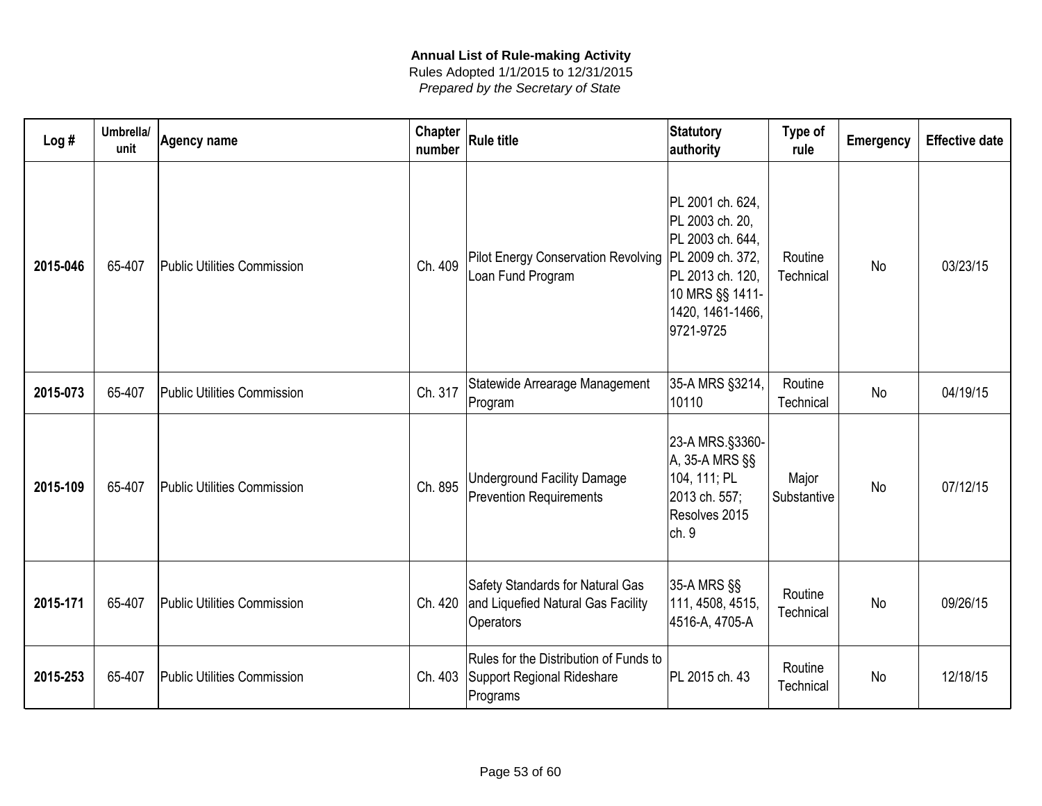**Annual List of Rule-making Activity**
Rules Adopted 1/1/2015 to 12/31/2015
*Prepared by the Secretary of State*

| Log # | Umbrella/ unit | Agency name | Chapter number | Rule title | Statutory authority | Type of rule | Emergency | Effective date |
|---|---|---|---|---|---|---|---|---|
| **2015-046** | 65-407 | Public Utilities Commission | Ch. 409 | Pilot Energy Conservation Revolving Loan Fund Program | PL 2001 ch. 624, PL 2003 ch. 20, PL 2003 ch. 644, PL 2009 ch. 372, PL 2013 ch. 120, 10 MRS §§ 1411-1420, 1461-1466, 9721-9725 | Routine Technical | No | 03/23/15 |
| **2015-073** | 65-407 | Public Utilities Commission | Ch. 317 | Statewide Arrearage Management Program | 35-A MRS §3214, 10110 | Routine Technical | No | 04/19/15 |
| **2015-109** | 65-407 | Public Utilities Commission | Ch. 895 | Underground Facility Damage Prevention Requirements | 23-A MRS.§3360-A, 35-A MRS §§ 104, 111; PL 2013 ch. 557; Resolves 2015 ch. 9 | Major Substantive | No | 07/12/15 |
| **2015-171** | 65-407 | Public Utilities Commission | Ch. 420 | Safety Standards for Natural Gas and Liquefied Natural Gas Facility Operators | 35-A MRS §§ 111, 4508, 4515, 4516-A, 4705-A | Routine Technical | No | 09/26/15 |
| **2015-253** | 65-407 | Public Utilities Commission | Ch. 403 | Rules for the Distribution of Funds to Support Regional Rideshare Programs | PL 2015 ch. 43 | Routine Technical | No | 12/18/15 |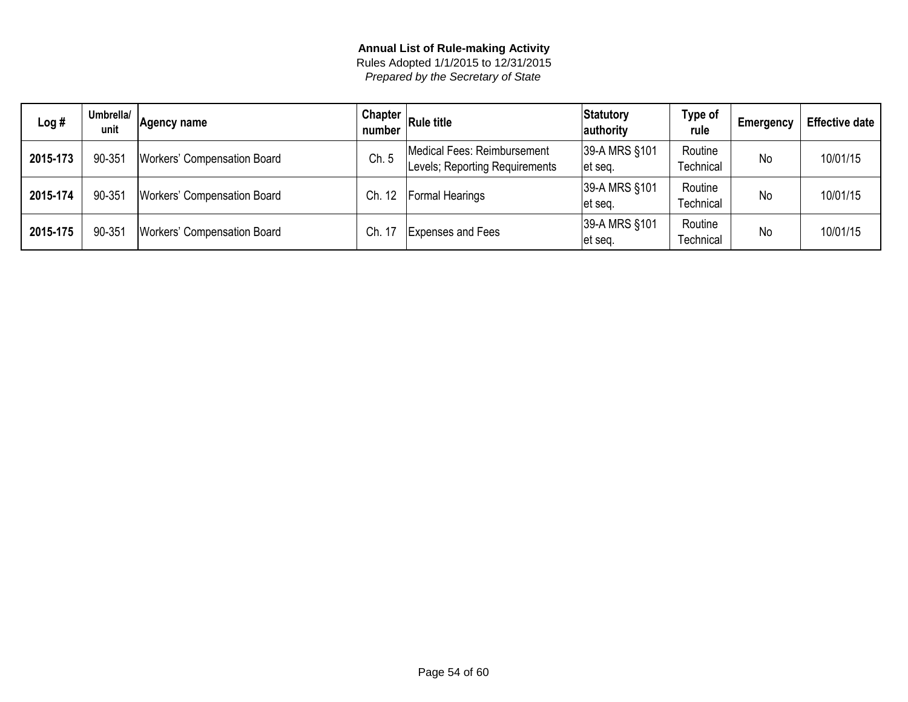**Annual List of Rule-making Activity**
Rules Adopted 1/1/2015 to 12/31/2015
*Prepared by the Secretary of State*

| Log # | Umbrella/ unit | Agency name | Chapter number | Rule title | Statutory authority | Type of rule | Emergency | Effective date |
|---|---|---|---|---|---|---|---|---|
| **2015-173** | 90-351 | Workers' Compensation Board | Ch. 5 | Medical Fees: Reimbursement Levels; Reporting Requirements | 39-A MRS §101 et seq. | Routine Technical | No | 10/01/15 |
| **2015-174** | 90-351 | Workers' Compensation Board | Ch. 12 | Formal Hearings | 39-A MRS §101 et seq. | Routine Technical | No | 10/01/15 |
| **2015-175** | 90-351 | Workers' Compensation Board | Ch. 17 | Expenses and Fees | 39-A MRS §101 et seq. | Routine Technical | No | 10/01/15 |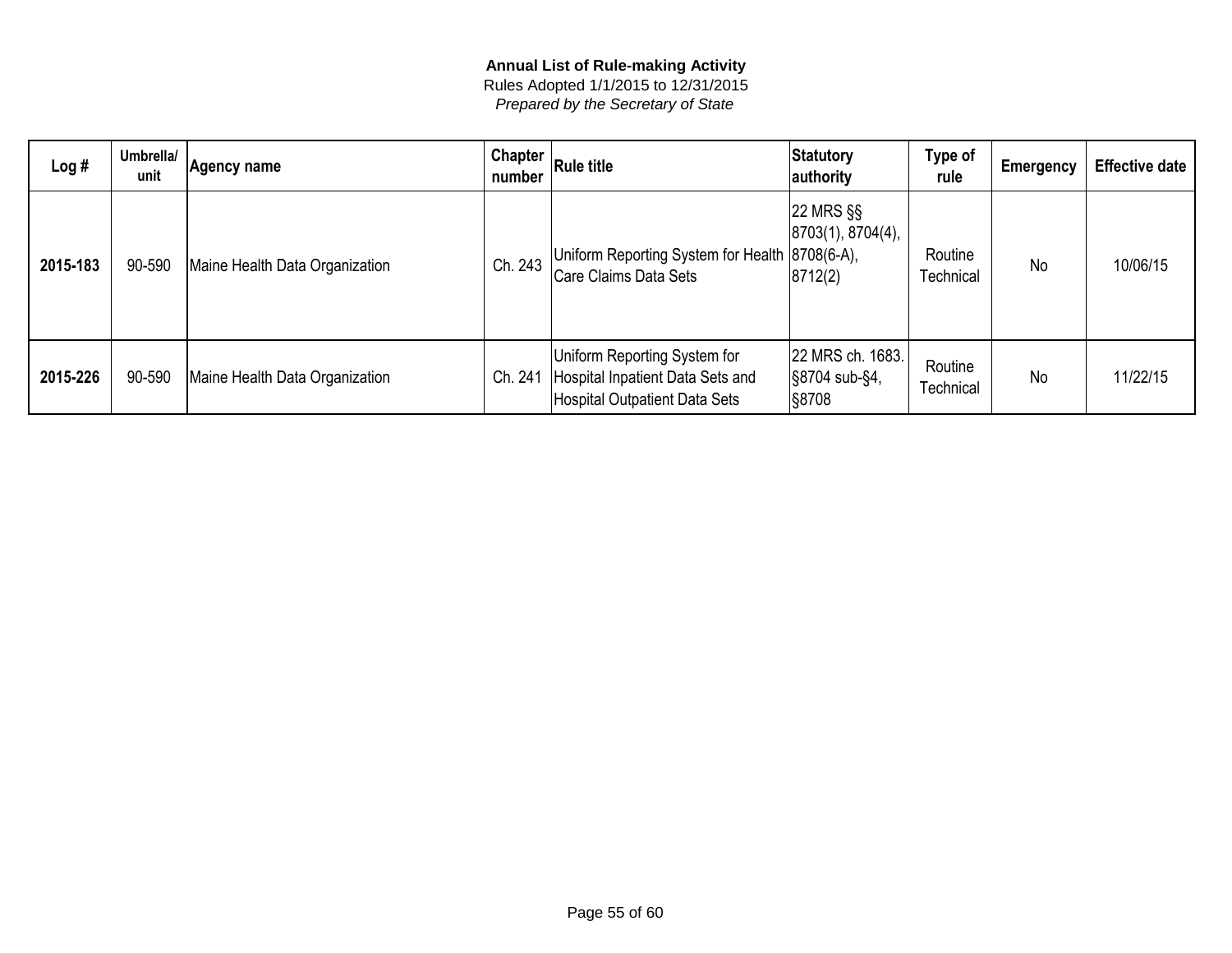**Annual List of Rule-making Activity**

Rules Adopted 1/1/2015 to 12/31/2015

*Prepared by the Secretary of State*

| Log # | Umbrella/ unit | Agency name | Chapter number | Rule title | Statutory authority | Type of rule | Emergency | Effective date |
|---|---|---|---|---|---|---|---|---|
| **2015-183** | 90-590 | Maine Health Data Organization | Ch. 243 | Uniform Reporting System for Health Care Claims Data Sets | 22 MRS §§ 8703(1), 8704(4), 8708(6-A), 8712(2) | Routine Technical | No | 10/06/15 |
| **2015-226** | 90-590 | Maine Health Data Organization | Ch. 241 | Uniform Reporting System for Hospital Inpatient Data Sets and Hospital Outpatient Data Sets | 22 MRS ch. 1683. §8704 sub-§4, §8708 | Routine Technical | No | 11/22/15 |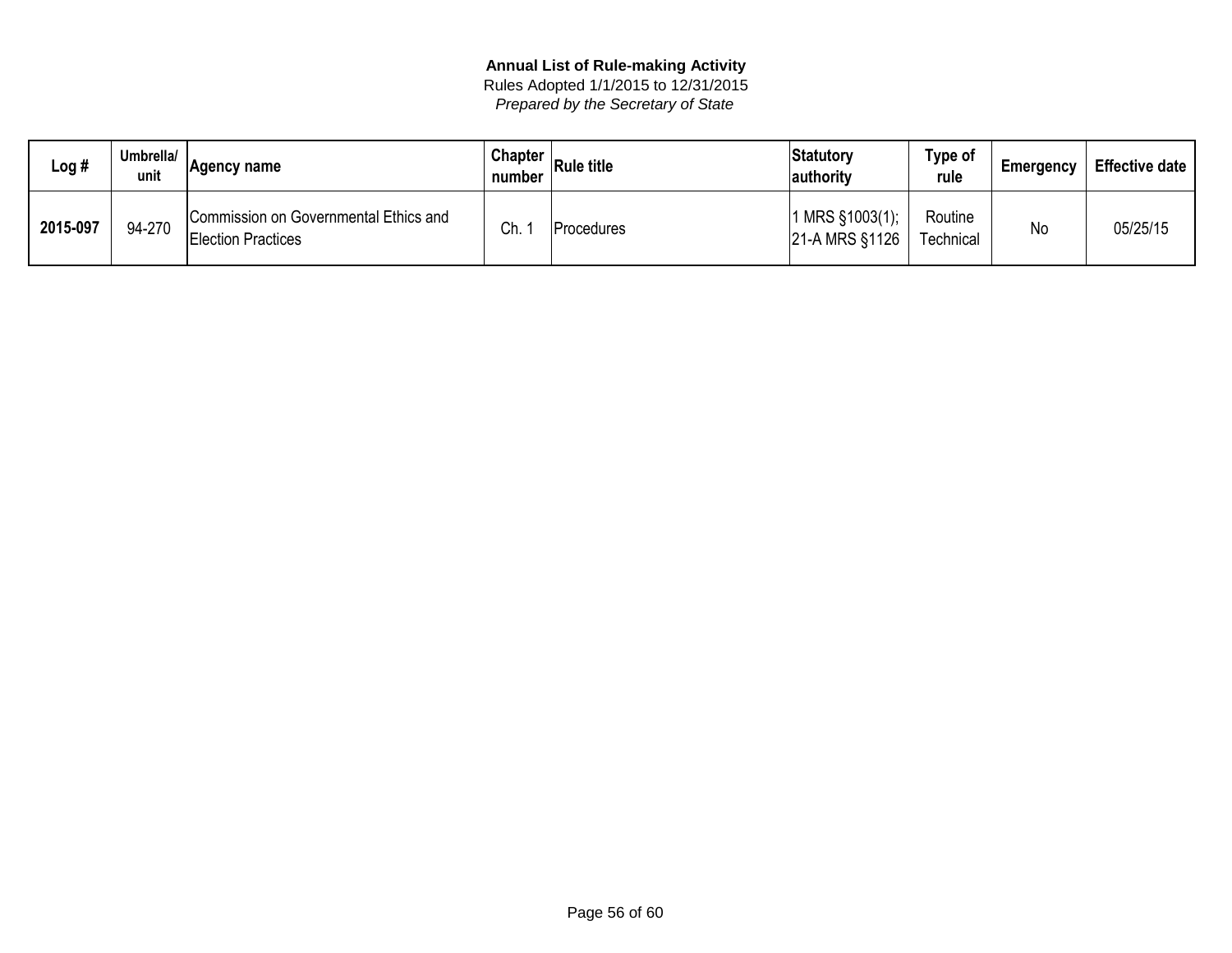**Annual List of Rule-making Activity**

Rules Adopted 1/1/2015 to 12/31/2015

*Prepared by the Secretary of State*

| Log # | Umbrella/ unit | Agency name | Chapter number | Rule title | Statutory authority | Type of rule | Emergency | Effective date |
|---|---|---|---|---|---|---|---|---|
| **2015-097** | 94-270 | Commission on Governmental Ethics and Election Practices | Ch. 1 | Procedures | 1 MRS §1003(1); 21-A MRS §1126 | Routine Technical | No | 05/25/15 |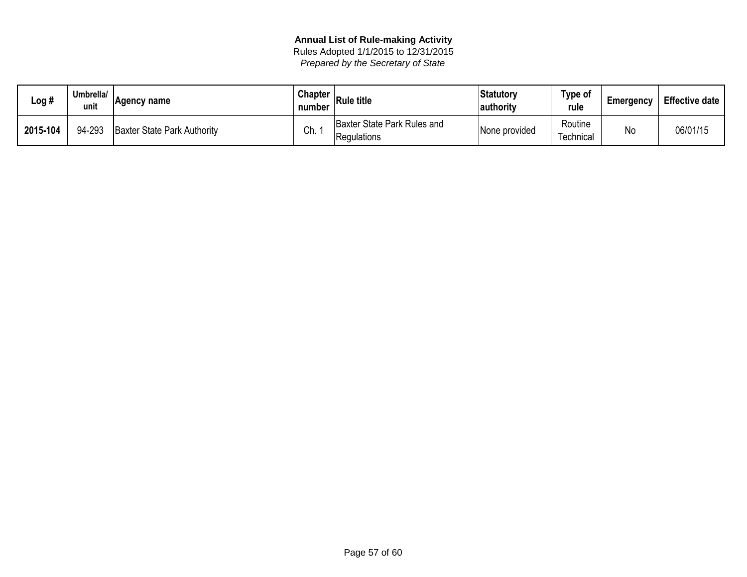**Annual List of Rule-making Activity**
Rules Adopted 1/1/2015 to 12/31/2015
*Prepared by the Secretary of State*

| Log # | Umbrella/ unit | Agency name | Chapter number | Rule title | Statutory authority | Type of rule | Emergency | Effective date |
|---|---|---|---|---|---|---|---|---|
| **2015-104** | 94-293 | Baxter State Park Authority | Ch. 1 | Baxter State Park Rules and Regulations | None provided | Routine Technical | No | 06/01/15 |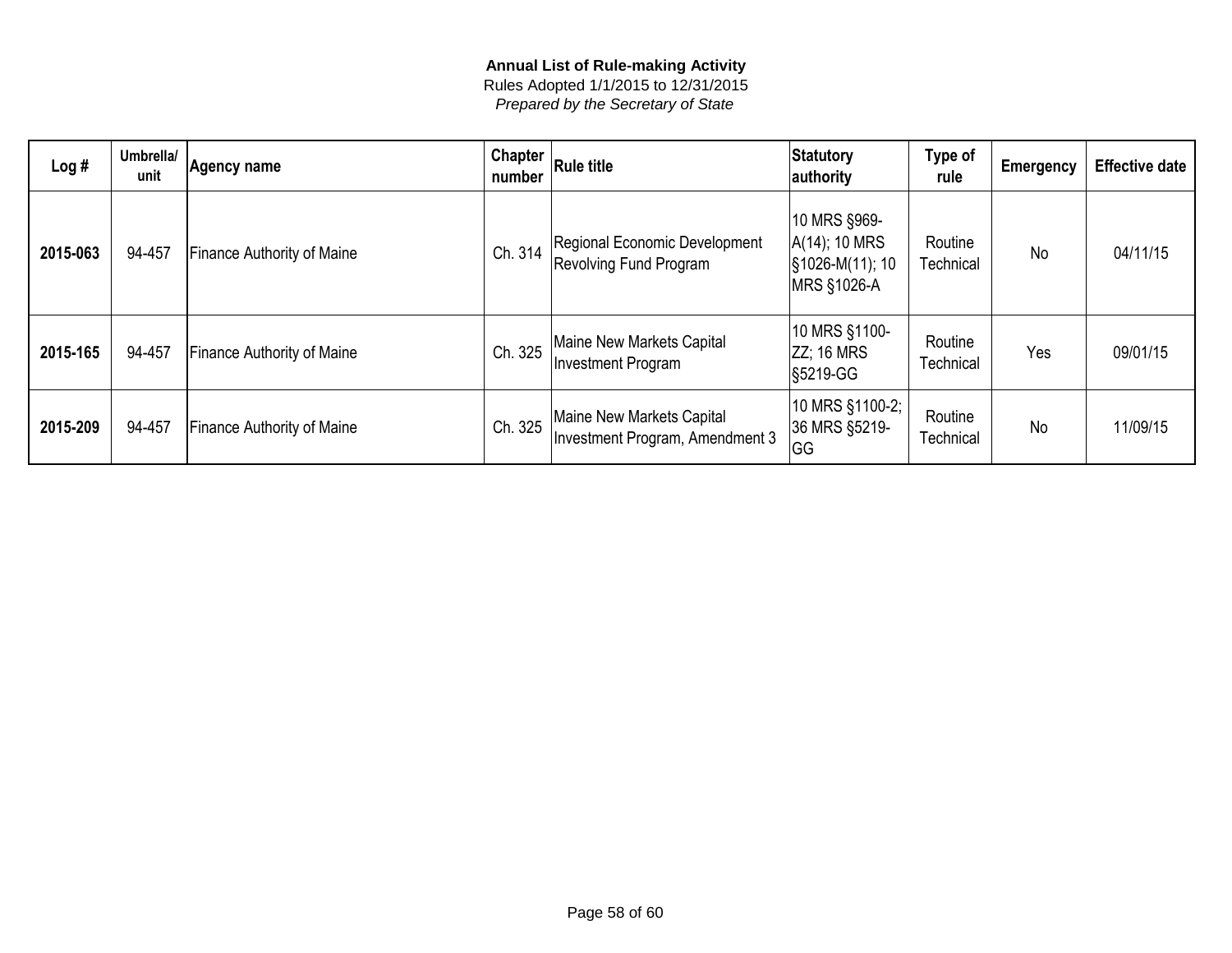**Annual List of Rule-making Activity**

Rules Adopted 1/1/2015 to 12/31/2015

*Prepared by the Secretary of State*

| Log # | Umbrella/ unit | Agency name | Chapter number | Rule title | Statutory authority | Type of rule | Emergency | Effective date |
|---|---|---|---|---|---|---|---|---|
| **2015-063** | 94-457 | Finance Authority of Maine | Ch. 314 | Regional Economic Development Revolving Fund Program | 10 MRS §969-A(14); 10 MRS §1026-M(11); 10 MRS §1026-A | Routine Technical | No | 04/11/15 |
| **2015-165** | 94-457 | Finance Authority of Maine | Ch. 325 | Maine New Markets Capital Investment Program | 10 MRS §1100-ZZ; 16 MRS §5219-GG | Routine Technical | Yes | 09/01/15 |
| **2015-209** | 94-457 | Finance Authority of Maine | Ch. 325 | Maine New Markets Capital Investment Program, Amendment 3 | 10 MRS §1100-2; 36 MRS §5219-GG | Routine Technical | No | 11/09/15 |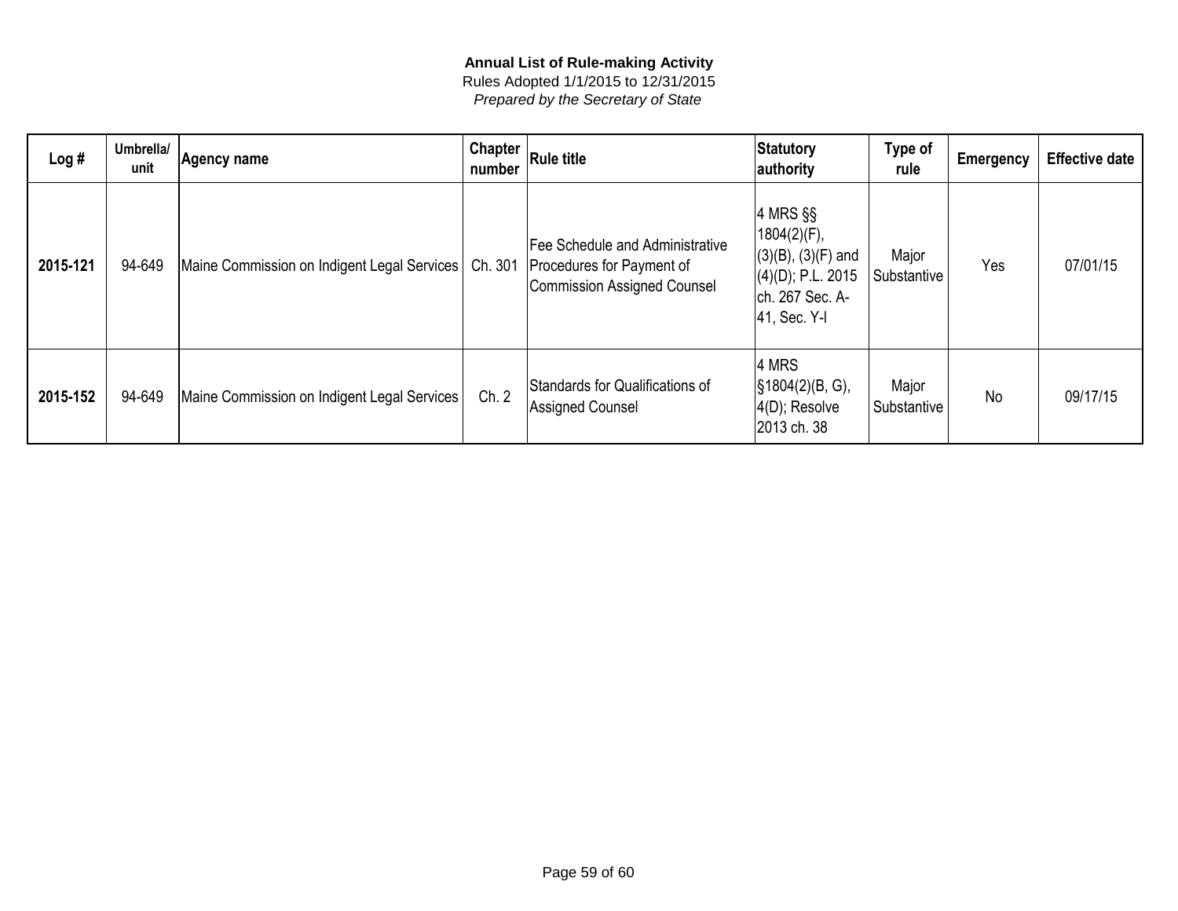**Annual List of Rule-making Activity**

Rules Adopted 1/1/2015 to 12/31/2015

*Prepared by the Secretary of State*

| Log # | Umbrella/ unit | Agency name | Chapter number | Rule title | Statutory authority | Type of rule | Emergency | Effective date |
|---|---|---|---|---|---|---|---|---|
| **2015-121** | 94-649 | Maine Commission on Indigent Legal Services | Ch. 301 | Fee Schedule and Administrative Procedures for Payment of Commission Assigned Counsel | 4 MRS §§ 1804(2)(F), (3)(B), (3)(F) and (4)(D); P.L. 2015 ch. 267 Sec. A-41, Sec. Y-l | Major Substantive | Yes | 07/01/15 |
| **2015-152** | 94-649 | Maine Commission on Indigent Legal Services | Ch. 2 | Standards for Qualifications of Assigned Counsel | 4 MRS §1804(2)(B, G), 4(D); Resolve 2013 ch. 38 | Major Substantive | No | 09/17/15 |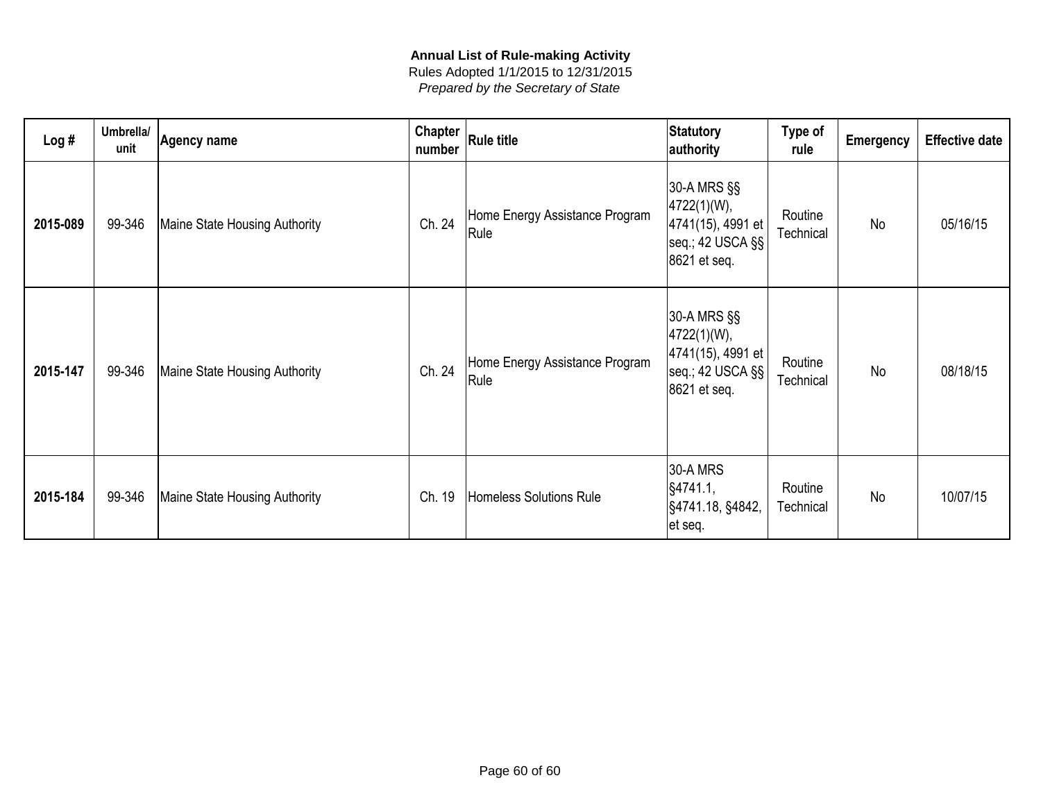**Annual List of Rule-making Activity**

Rules Adopted 1/1/2015 to 12/31/2015

*Prepared by the Secretary of State*

| Log # | Umbrella/ unit | Agency name | Chapter number | Rule title | Statutory authority | Type of rule | Emergency | Effective date |
|---|---|---|---|---|---|---|---|---|
| **2015-089** | 99-346 | Maine State Housing Authority | Ch. 24 | Home Energy Assistance Program Rule | 30-A MRS §§ 4722(1)(W), 4741(15), 4991 et seq.; 42 USCA §§ 8621 et seq. | Routine Technical | No | 05/16/15 |
| **2015-147** | 99-346 | Maine State Housing Authority | Ch. 24 | Home Energy Assistance Program Rule | 30-A MRS §§ 4722(1)(W), 4741(15), 4991 et seq.; 42 USCA §§ 8621 et seq. | Routine Technical | No | 08/18/15 |
| **2015-184** | 99-346 | Maine State Housing Authority | Ch. 19 | Homeless Solutions Rule | 30-A MRS §4741.1, §4741.18, §4842, et seq. | Routine Technical | No | 10/07/15 |